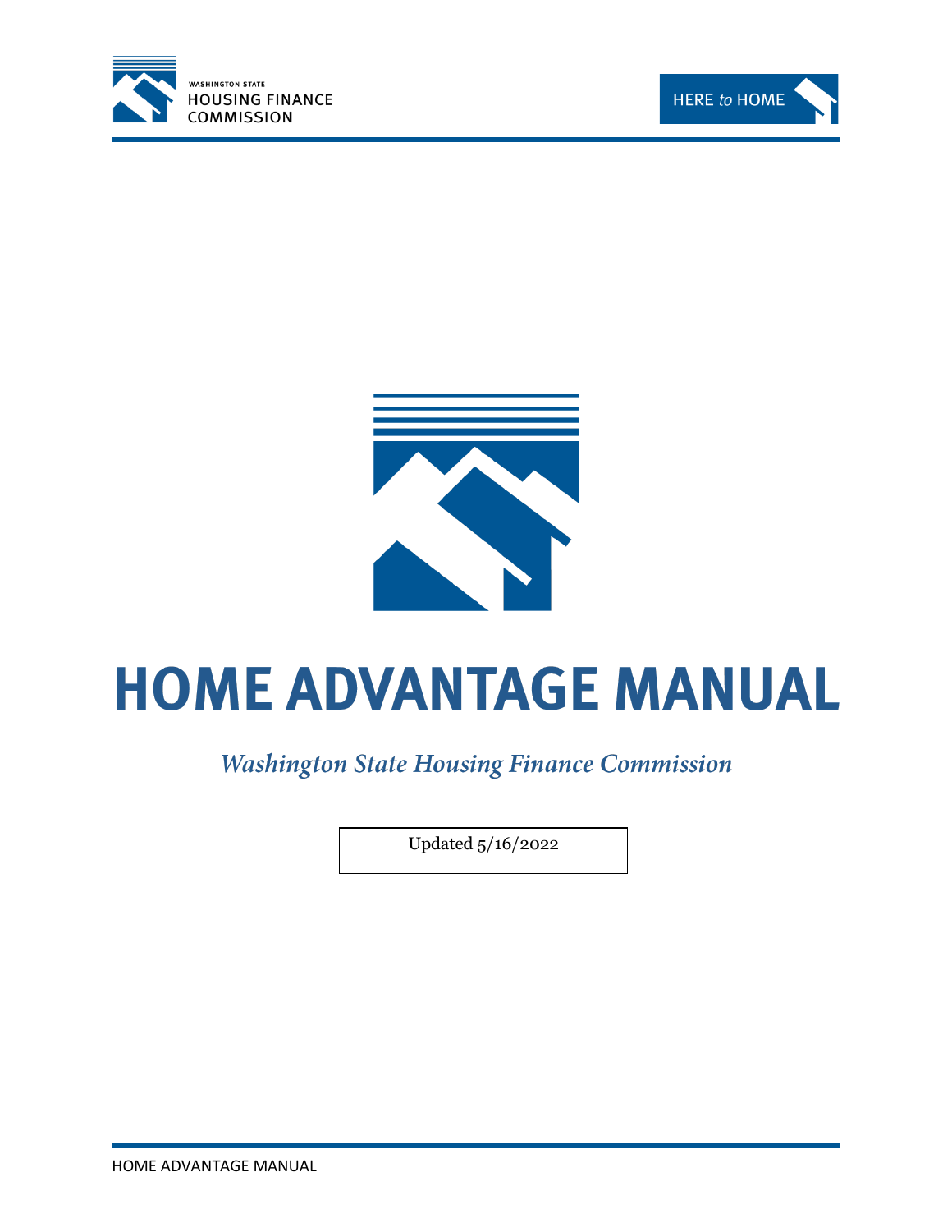WASHINGTON STATE HOUSING FINANCE COMMISSION

HERE *to* HOME

# HOME ADVANTAGE MANUAL

*Washington State Housing Finance Commission*

Updated 5/16/2022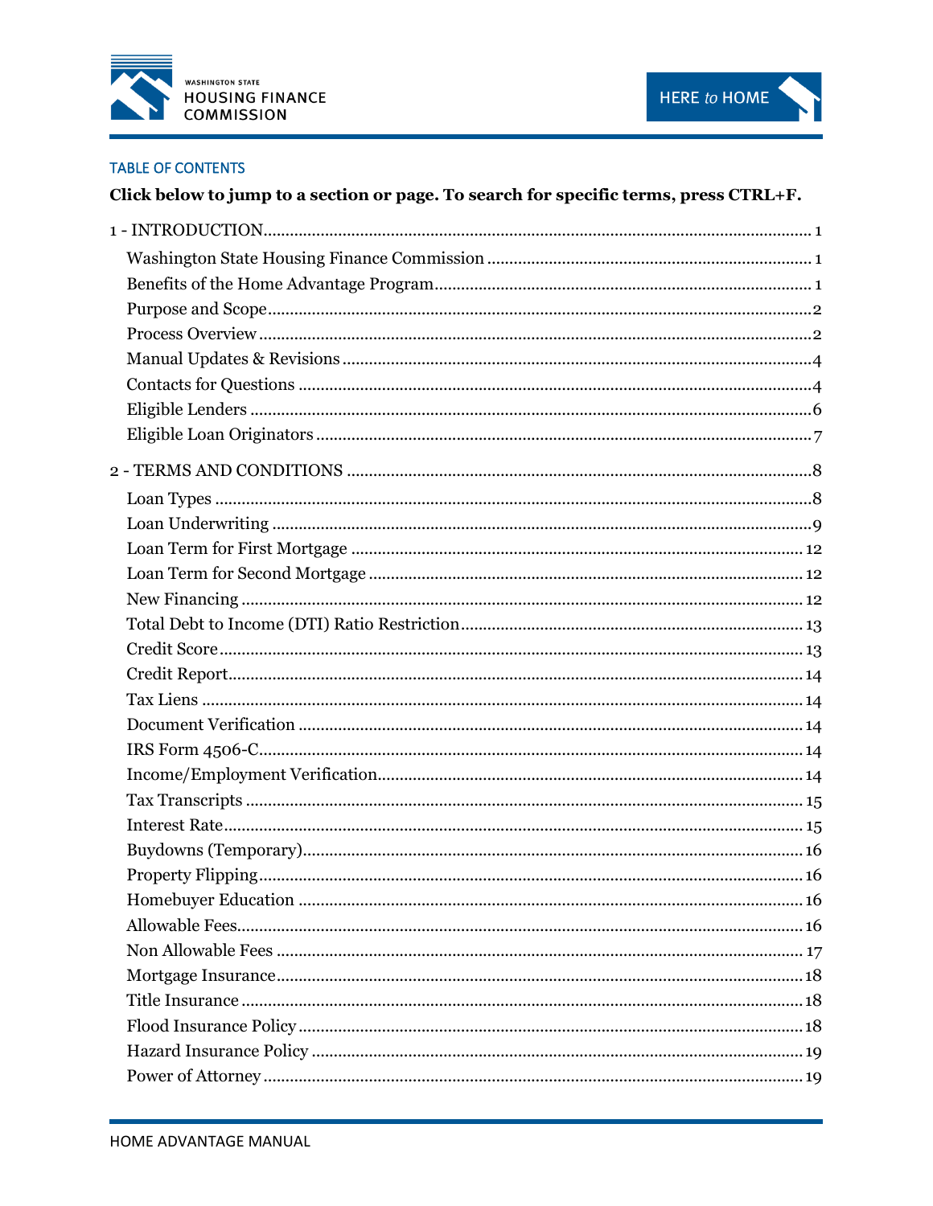## TABLE OF CONTENTS

**Click below to jump to a section or page. To search for specific terms, press CTRL+F.**

1 - INTRODUCTION .......... 1

- Washington State Housing Finance Commission .......... 1
- Benefits of the Home Advantage Program .......... 1
- Purpose and Scope .......... 2
- Process Overview .......... 2
- Manual Updates & Revisions .......... 4
- Contacts for Questions .......... 4
- Eligible Lenders .......... 6
- Eligible Loan Originators .......... 7

2 - TERMS AND CONDITIONS .......... 8

- Loan Types .......... 8
- Loan Underwriting .......... 9
- Loan Term for First Mortgage .......... 12
- Loan Term for Second Mortgage .......... 12
- New Financing .......... 12
- Total Debt to Income (DTI) Ratio Restriction .......... 13
- Credit Score .......... 13
- Credit Report .......... 14
- Tax Liens .......... 14
- Document Verification .......... 14
- IRS Form 4506-C .......... 14
- Income/Employment Verification .......... 14
- Tax Transcripts .......... 15
- Interest Rate .......... 15
- Buydowns (Temporary) .......... 16
- Property Flipping .......... 16
- Homebuyer Education .......... 16
- Allowable Fees .......... 16
- Non Allowable Fees .......... 17
- Mortgage Insurance .......... 18
- Title Insurance .......... 18
- Flood Insurance Policy .......... 18
- Hazard Insurance Policy .......... 19
- Power of Attorney .......... 19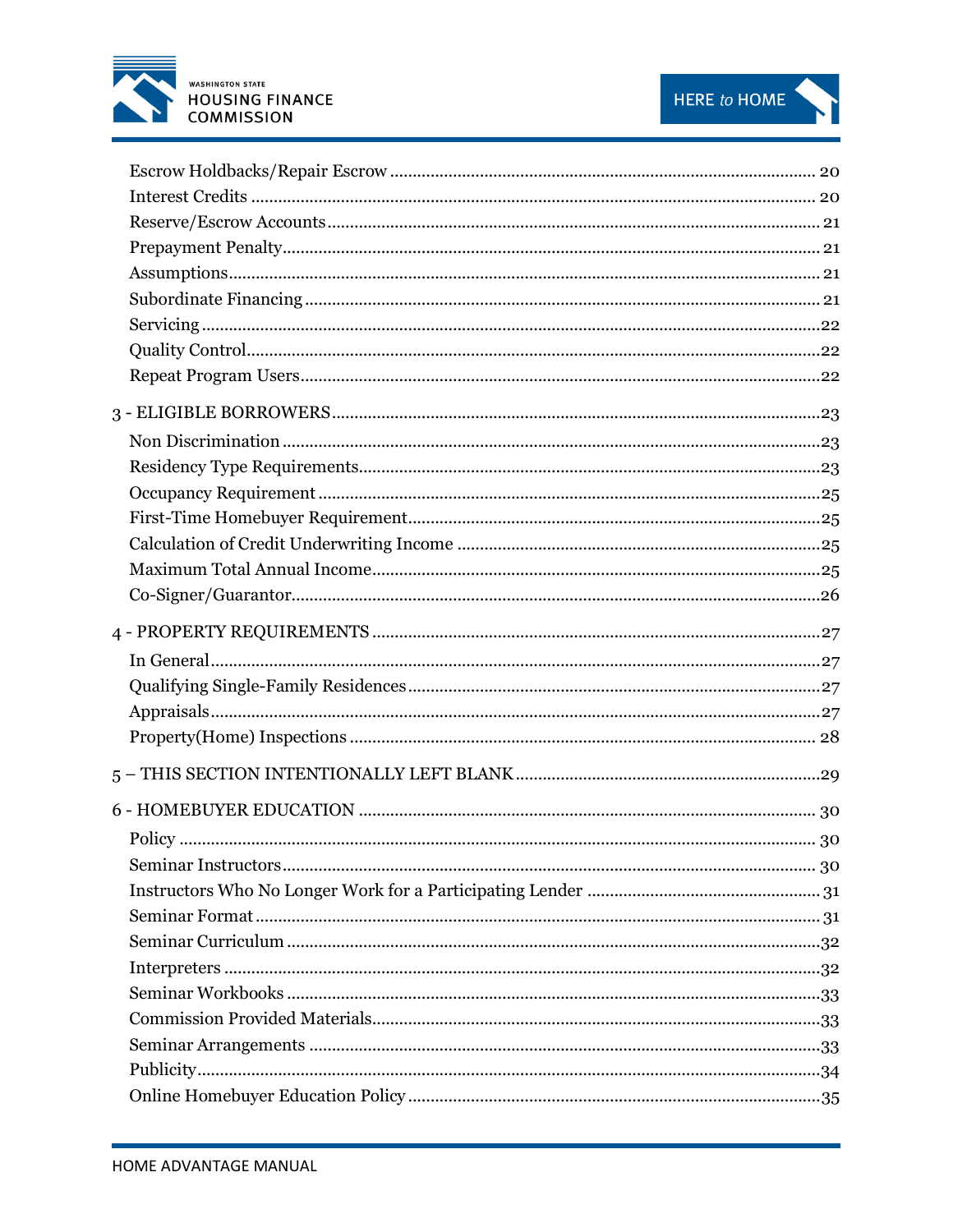Escrow Holdbacks/Repair Escrow ............................................................................................. 20
Interest Credits .......................................................................................................................... 20
Reserve/Escrow Accounts ........................................................................................................... 21
Prepayment Penalty ..................................................................................................................... 21
Assumptions ................................................................................................................................. 21
Subordinate Financing ................................................................................................................. 21
Servicing ....................................................................................................................................... 22
Quality Control .............................................................................................................................. 22
Repeat Program Users .................................................................................................................. 22

3 - ELIGIBLE BORROWERS ........................................................................................................... 23

Non Discrimination ........................................................................................................................ 23
Residency Type Requirements ....................................................................................................... 23
Occupancy Requirement ................................................................................................................ 25
First-Time Homebuyer Requirement .............................................................................................. 25
Calculation of Credit Underwriting Income .................................................................................. 25
Maximum Total Annual Income ...................................................................................................... 25
Co-Signer/Guarantor ....................................................................................................................... 26

4 - PROPERTY REQUIREMENTS ..................................................................................................... 27

In General ........................................................................................................................................ 27
Qualifying Single-Family Residences ............................................................................................ 27
Appraisals ........................................................................................................................................ 27
Property(Home) Inspections ............................................................................................................ 28

5 – THIS SECTION INTENTIONALLY LEFT BLANK ....................................................................... 29

6 - HOMEBUYER EDUCATION ........................................................................................................ 30

Policy ............................................................................................................................................... 30
Seminar Instructors ......................................................................................................................... 30
Instructors Who No Longer Work for a Participating Lender ......................................................... 31
Seminar Format ............................................................................................................................... 31
Seminar Curriculum ......................................................................................................................... 32
Interpreters ...................................................................................................................................... 32
Seminar Workbooks ......................................................................................................................... 33
Commission Provided Materials ...................................................................................................... 33
Seminar Arrangements .................................................................................................................... 33
Publicity ........................................................................................................................................... 34
Online Homebuyer Education Policy ............................................................................................... 35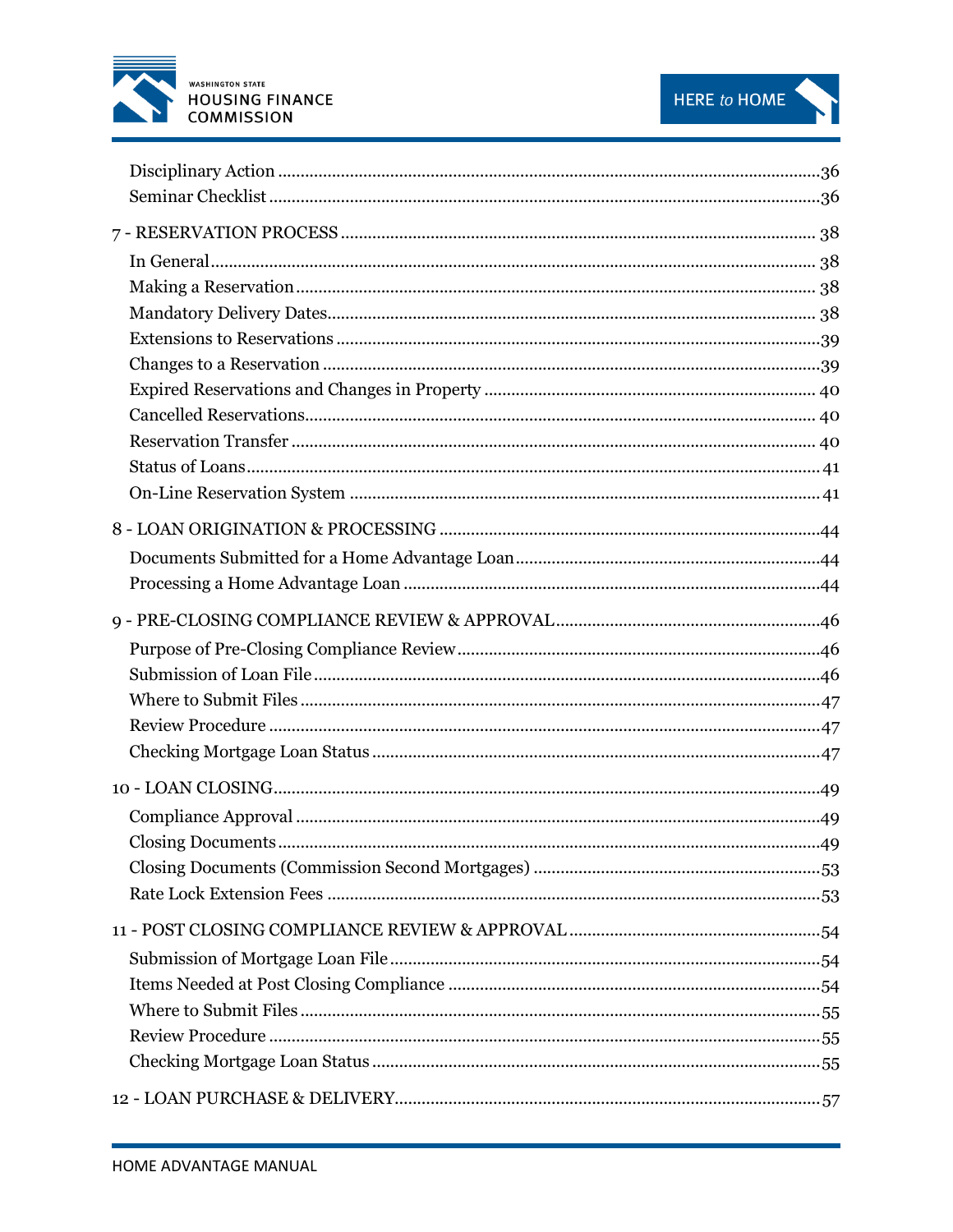Disciplinary Action ....................................................................................................36
Seminar Checklist ........................................................................................................36

7 - RESERVATION PROCESS ........................................................................................ 38

In General .................................................................................................................... 38
Making a Reservation .................................................................................................. 38
Mandatory Delivery Dates ........................................................................................... 38
Extensions to Reservations ..........................................................................................39
Changes to a Reservation .............................................................................................39
Expired Reservations and Changes in Property ........................................................ 40
Cancelled Reservations ............................................................................................... 40
Reservation Transfer ................................................................................................... 40
Status of Loans .............................................................................................................. 41
On-Line Reservation System ....................................................................................... 41

8 - LOAN ORIGINATION & PROCESSING ...................................................................44

Documents Submitted for a Home Advantage Loan ...................................................44
Processing a Home Advantage Loan ...........................................................................44

9 - PRE-CLOSING COMPLIANCE REVIEW & APPROVAL ..........................................46

Purpose of Pre-Closing Compliance Review ................................................................46
Submission of Loan File ...............................................................................................46
Where to Submit Files ..................................................................................................47
Review Procedure .........................................................................................................47
Checking Mortgage Loan Status ..................................................................................47

10 - LOAN CLOSING ........................................................................................................49

Compliance Approval ..................................................................................................49
Closing Documents .......................................................................................................49
Closing Documents (Commission Second Mortgages) ...............................................53
Rate Lock Extension Fees ............................................................................................53

11 - POST CLOSING COMPLIANCE REVIEW & APPROVAL .......................................54

Submission of Mortgage Loan File ..............................................................................54
Items Needed at Post Closing Compliance ..................................................................54
Where to Submit Files ..................................................................................................55
Review Procedure .........................................................................................................55
Checking Mortgage Loan Status ..................................................................................55

12 - LOAN PURCHASE & DELIVERY ..............................................................................57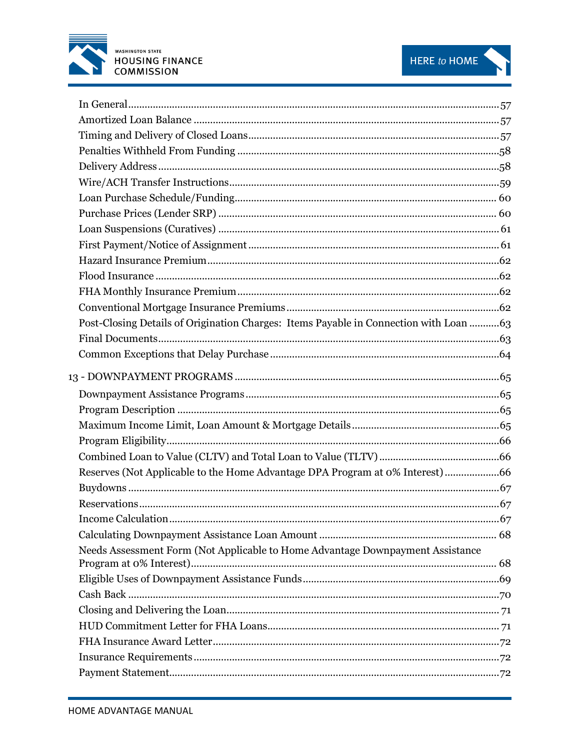In General ..... 57
Amortized Loan Balance ..... 57
Timing and Delivery of Closed Loans ..... 57
Penalties Withheld From Funding ..... 58
Delivery Address ..... 58
Wire/ACH Transfer Instructions ..... 59
Loan Purchase Schedule/Funding ..... 60
Purchase Prices (Lender SRP) ..... 60
Loan Suspensions (Curatives) ..... 61
First Payment/Notice of Assignment ..... 61
Hazard Insurance Premium ..... 62
Flood Insurance ..... 62
FHA Monthly Insurance Premium ..... 62
Conventional Mortgage Insurance Premiums ..... 62
Post-Closing Details of Origination Charges: Items Payable in Connection with Loan ..... 63
Final Documents ..... 63
Common Exceptions that Delay Purchase ..... 64

13 - DOWNPAYMENT PROGRAMS ..... 65
Downpayment Assistance Programs ..... 65
Program Description ..... 65
Maximum Income Limit, Loan Amount & Mortgage Details ..... 65
Program Eligibility ..... 66
Combined Loan to Value (CLTV) and Total Loan to Value (TLTV) ..... 66
Reserves (Not Applicable to the Home Advantage DPA Program at 0% Interest) ..... 66
Buydowns ..... 67
Reservations ..... 67
Income Calculation ..... 67
Calculating Downpayment Assistance Loan Amount ..... 68
Needs Assessment Form (Not Applicable to Home Advantage Downpayment Assistance Program at 0% Interest) ..... 68
Eligible Uses of Downpayment Assistance Funds ..... 69
Cash Back ..... 70
Closing and Delivering the Loan ..... 71
HUD Commitment Letter for FHA Loans ..... 71
FHA Insurance Award Letter ..... 72
Insurance Requirements ..... 72
Payment Statement ..... 72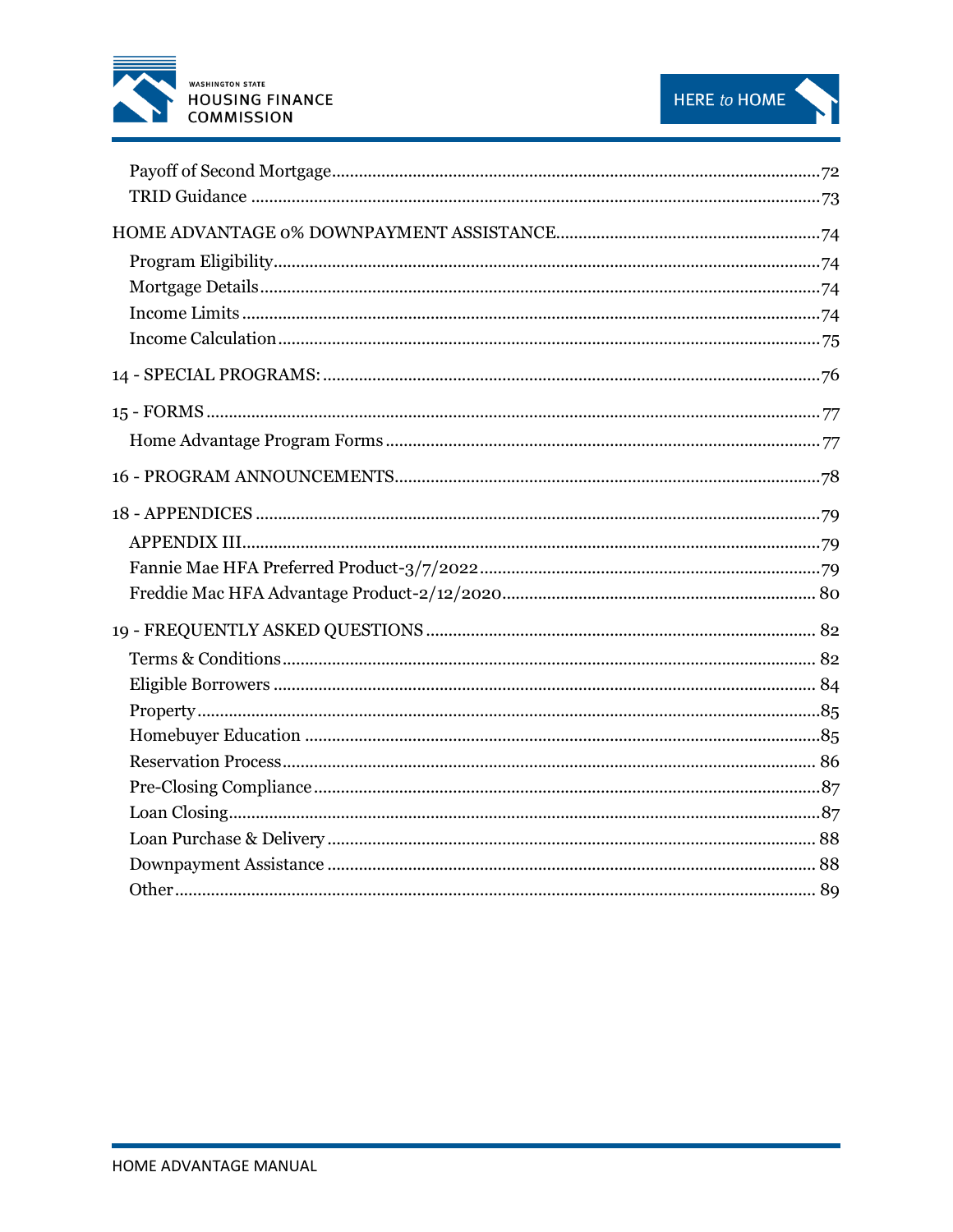Payoff of Second Mortgage ..... 72
TRID Guidance ..... 73

HOME ADVANTAGE 0% DOWNPAYMENT ASSISTANCE ..... 74

Program Eligibility ..... 74
Mortgage Details ..... 74
Income Limits ..... 74
Income Calculation ..... 75

14 - SPECIAL PROGRAMS: ..... 76

15 - FORMS ..... 77

Home Advantage Program Forms ..... 77

16 - PROGRAM ANNOUNCEMENTS ..... 78

18 - APPENDICES ..... 79

APPENDIX III ..... 79
Fannie Mae HFA Preferred Product-3/7/2022 ..... 79
Freddie Mac HFA Advantage Product-2/12/2020 ..... 80

19 - FREQUENTLY ASKED QUESTIONS ..... 82

Terms & Conditions ..... 82
Eligible Borrowers ..... 84
Property ..... 85
Homebuyer Education ..... 85
Reservation Process ..... 86
Pre-Closing Compliance ..... 87
Loan Closing ..... 87
Loan Purchase & Delivery ..... 88
Downpayment Assistance ..... 88
Other ..... 89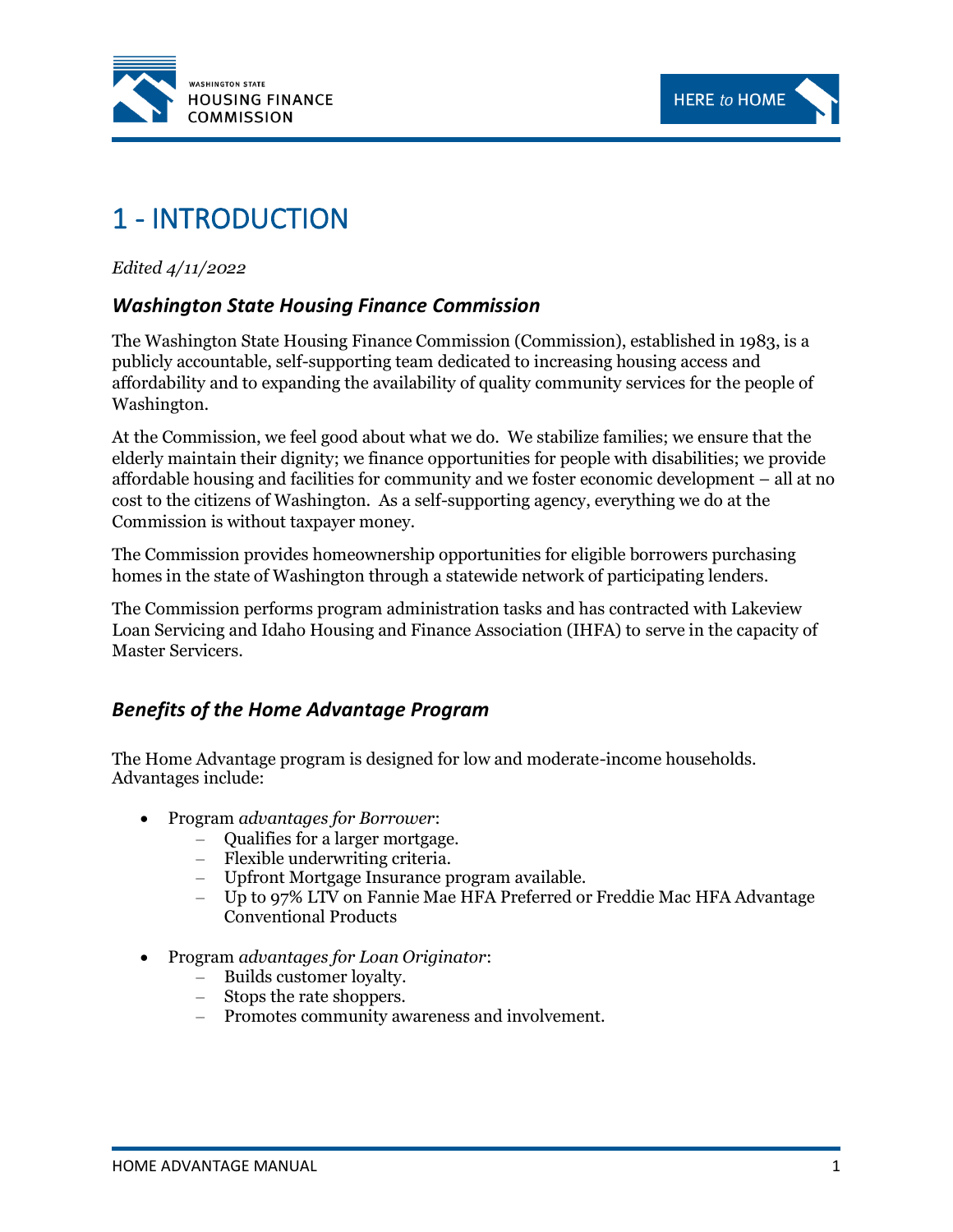# 1 - INTRODUCTION

*Edited 4/11/2022*

### *Washington State Housing Finance Commission*

The Washington State Housing Finance Commission (Commission), established in 1983, is a publicly accountable, self-supporting team dedicated to increasing housing access and affordability and to expanding the availability of quality community services for the people of Washington.

At the Commission, we feel good about what we do. We stabilize families; we ensure that the elderly maintain their dignity; we finance opportunities for people with disabilities; we provide affordable housing and facilities for community and we foster economic development – all at no cost to the citizens of Washington. As a self-supporting agency, everything we do at the Commission is without taxpayer money.

The Commission provides homeownership opportunities for eligible borrowers purchasing homes in the state of Washington through a statewide network of participating lenders.

The Commission performs program administration tasks and has contracted with Lakeview Loan Servicing and Idaho Housing and Finance Association (IHFA) to serve in the capacity of Master Servicers.

### *Benefits of the Home Advantage Program*

The Home Advantage program is designed for low and moderate-income households. Advantages include:

- Program *advantages for Borrower*:
  - Qualifies for a larger mortgage.
  - Flexible underwriting criteria.
  - Upfront Mortgage Insurance program available.
  - Up to 97% LTV on Fannie Mae HFA Preferred or Freddie Mac HFA Advantage Conventional Products
- Program *advantages for Loan Originator*:
  - Builds customer loyalty.
  - Stops the rate shoppers.
  - Promotes community awareness and involvement.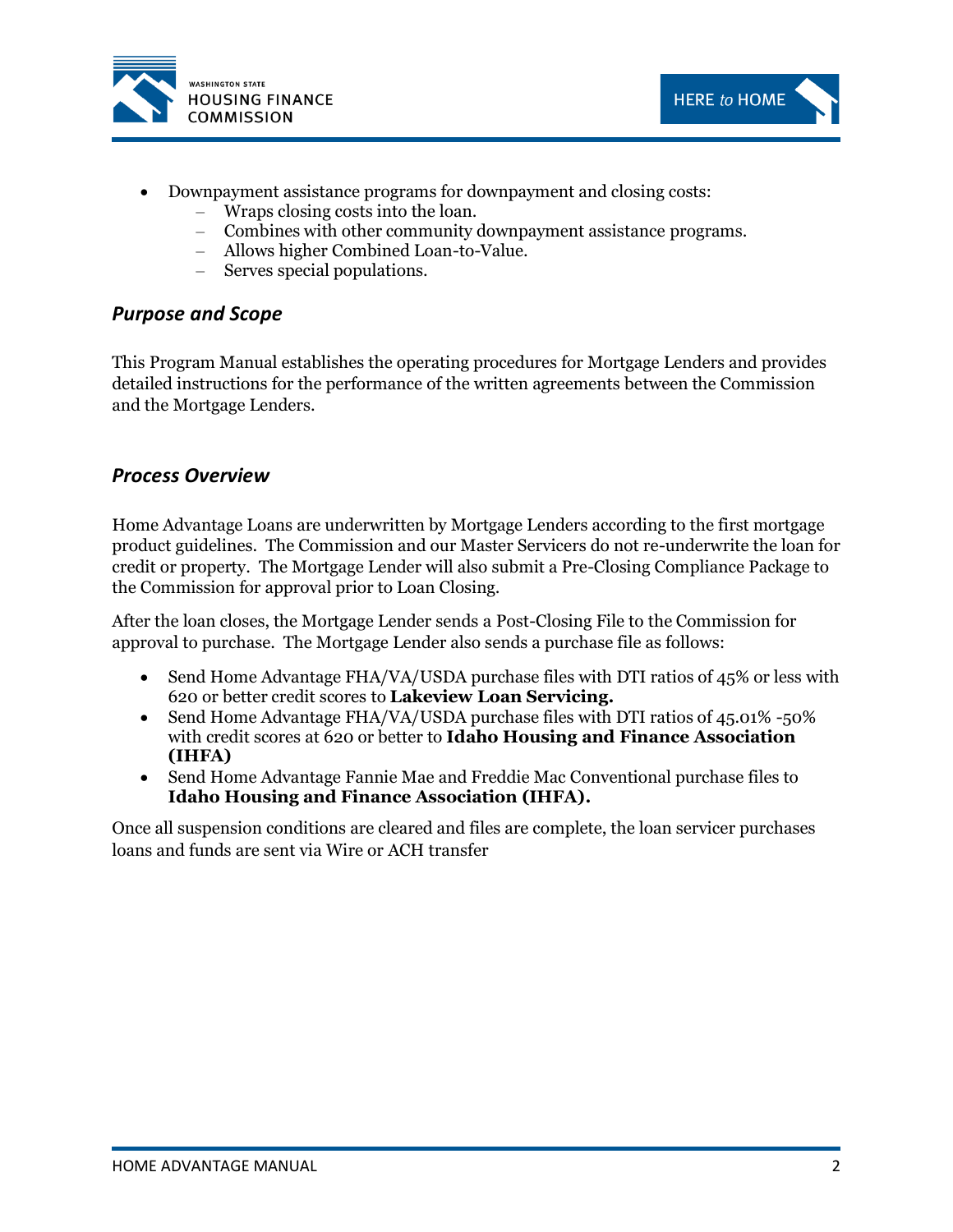- Downpayment assistance programs for downpayment and closing costs:
  - Wraps closing costs into the loan.
  - Combines with other community downpayment assistance programs.
  - Allows higher Combined Loan-to-Value.
  - Serves special populations.

### *Purpose and Scope*

This Program Manual establishes the operating procedures for Mortgage Lenders and provides detailed instructions for the performance of the written agreements between the Commission and the Mortgage Lenders.

### *Process Overview*

Home Advantage Loans are underwritten by Mortgage Lenders according to the first mortgage product guidelines. The Commission and our Master Servicers do not re-underwrite the loan for credit or property. The Mortgage Lender will also submit a Pre-Closing Compliance Package to the Commission for approval prior to Loan Closing.

After the loan closes, the Mortgage Lender sends a Post-Closing File to the Commission for approval to purchase. The Mortgage Lender also sends a purchase file as follows:

- Send Home Advantage FHA/VA/USDA purchase files with DTI ratios of 45% or less with 620 or better credit scores to **Lakeview Loan Servicing.**
- Send Home Advantage FHA/VA/USDA purchase files with DTI ratios of 45.01% -50% with credit scores at 620 or better to **Idaho Housing and Finance Association (IHFA)**
- Send Home Advantage Fannie Mae and Freddie Mac Conventional purchase files to **Idaho Housing and Finance Association (IHFA).**

Once all suspension conditions are cleared and files are complete, the loan servicer purchases loans and funds are sent via Wire or ACH transfer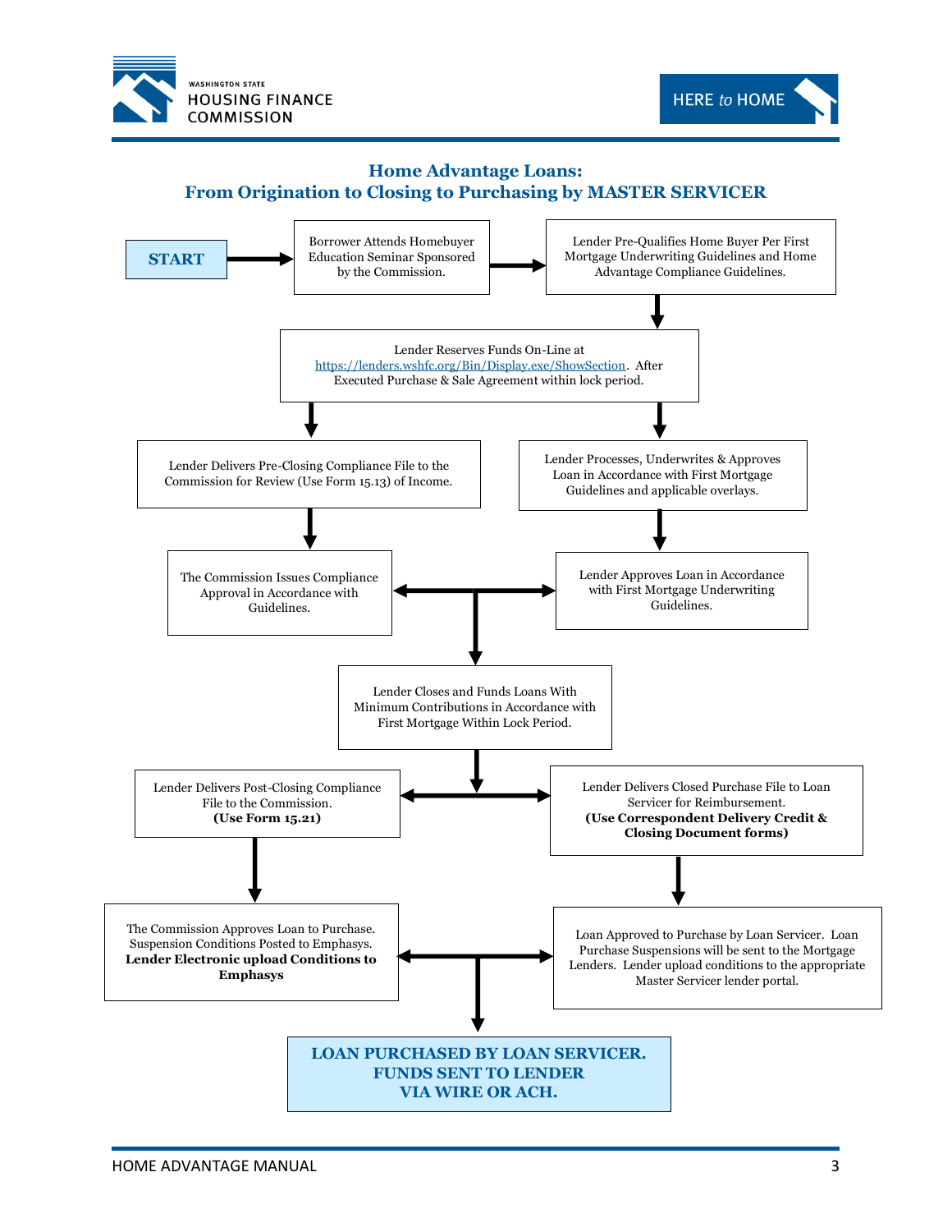## Home Advantage Loans: From Origination to Closing to Purchasing by MASTER SERVICER

**START**

Borrower Attends Homebuyer Education Seminar Sponsored by the Commission.

Lender Pre-Qualifies Home Buyer Per First Mortgage Underwriting Guidelines and Home Advantage Compliance Guidelines.

Lender Reserves Funds On-Line at https://lenders.wshfc.org/Bin/Display.exe/ShowSection. After Executed Purchase & Sale Agreement within lock period.

Lender Delivers Pre-Closing Compliance File to the Commission for Review (Use Form 15.13) of Income.

Lender Processes, Underwrites & Approves Loan in Accordance with First Mortgage Guidelines and applicable overlays.

The Commission Issues Compliance Approval in Accordance with Guidelines.

Lender Approves Loan in Accordance with First Mortgage Underwriting Guidelines.

Lender Closes and Funds Loans With Minimum Contributions in Accordance with First Mortgage Within Lock Period.

Lender Delivers Post-Closing Compliance File to the Commission. **(Use Form 15.21)**

Lender Delivers Closed Purchase File to Loan Servicer for Reimbursement. **(Use Correspondent Delivery Credit & Closing Document forms)**

The Commission Approves Loan to Purchase. Suspension Conditions Posted to Emphasys. **Lender Electronic upload Conditions to Emphasys**

Loan Approved to Purchase by Loan Servicer. Loan Purchase Suspensions will be sent to the Mortgage Lenders. Lender upload conditions to the appropriate Master Servicer lender portal.

**LOAN PURCHASED BY LOAN SERVICER. FUNDS SENT TO LENDER VIA WIRE OR ACH.**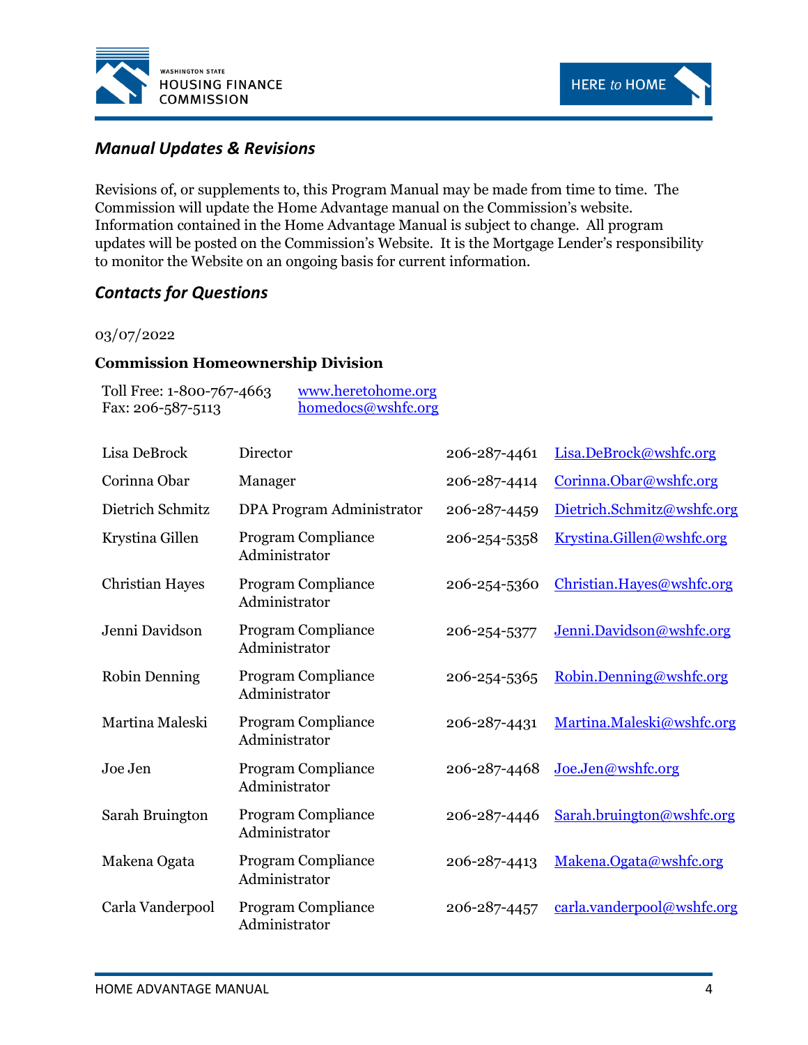## *Manual Updates & Revisions*

Revisions of, or supplements to, this Program Manual may be made from time to time. The Commission will update the Home Advantage manual on the Commission's website. Information contained in the Home Advantage Manual is subject to change. All program updates will be posted on the Commission's Website. It is the Mortgage Lender's responsibility to monitor the Website on an ongoing basis for current information.

## *Contacts for Questions*

03/07/2022

**Commission Homeownership Division**

Toll Free: 1-800-767-4663 www.heretohome.org
Fax: 206-587-5113 homedocs@wshfc.org

| | | | |
|---|---|---|---|
| Lisa DeBrock | Director | 206-287-4461 | Lisa.DeBrock@wshfc.org |
| Corinna Obar | Manager | 206-287-4414 | Corinna.Obar@wshfc.org |
| Dietrich Schmitz | DPA Program Administrator | 206-287-4459 | Dietrich.Schmitz@wshfc.org |
| Krystina Gillen | Program Compliance Administrator | 206-254-5358 | Krystina.Gillen@wshfc.org |
| Christian Hayes | Program Compliance Administrator | 206-254-5360 | Christian.Hayes@wshfc.org |
| Jenni Davidson | Program Compliance Administrator | 206-254-5377 | Jenni.Davidson@wshfc.org |
| Robin Denning | Program Compliance Administrator | 206-254-5365 | Robin.Denning@wshfc.org |
| Martina Maleski | Program Compliance Administrator | 206-287-4431 | Martina.Maleski@wshfc.org |
| Joe Jen | Program Compliance Administrator | 206-287-4468 | Joe.Jen@wshfc.org |
| Sarah Bruington | Program Compliance Administrator | 206-287-4446 | Sarah.bruington@wshfc.org |
| Makena Ogata | Program Compliance Administrator | 206-287-4413 | Makena.Ogata@wshfc.org |
| Carla Vanderpool | Program Compliance Administrator | 206-287-4457 | carla.vanderpool@wshfc.org |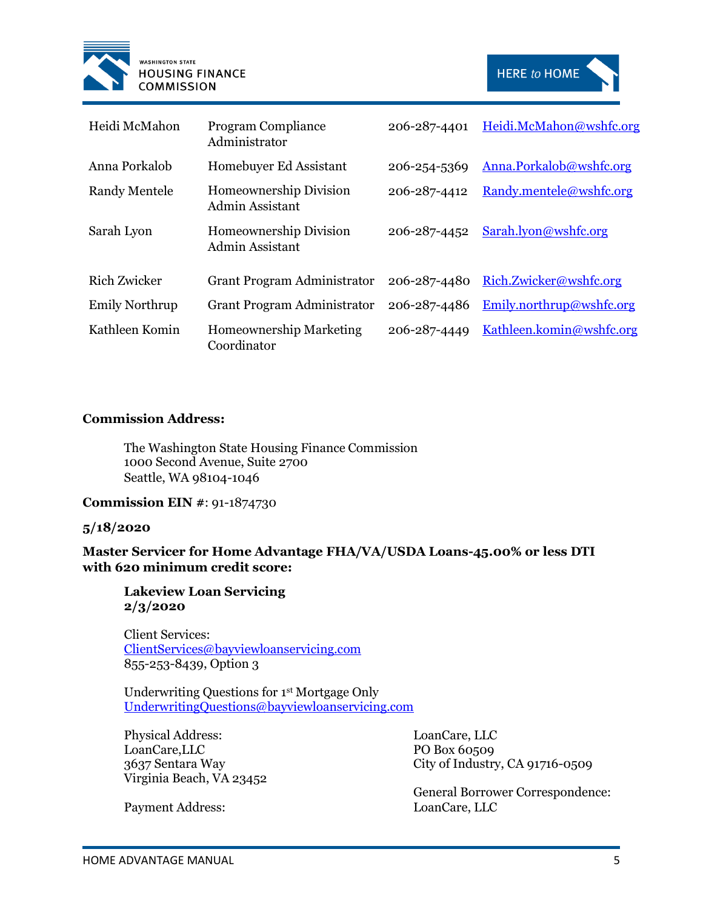| | | | |
|---|---|---|---|
| Heidi McMahon | Program Compliance Administrator | 206-287-4401 | Heidi.McMahon@wshfc.org |
| Anna Porkalob | Homebuyer Ed Assistant | 206-254-5369 | Anna.Porkalob@wshfc.org |
| Randy Mentele | Homeownership Division Admin Assistant | 206-287-4412 | Randy.mentele@wshfc.org |
| Sarah Lyon | Homeownership Division Admin Assistant | 206-287-4452 | Sarah.lyon@wshfc.org |
| Rich Zwicker | Grant Program Administrator | 206-287-4480 | Rich.Zwicker@wshfc.org |
| Emily Northrup | Grant Program Administrator | 206-287-4486 | Emily.northrup@wshfc.org |
| Kathleen Komin | Homeownership Marketing Coordinator | 206-287-4449 | Kathleen.komin@wshfc.org |

**Commission Address:**

The Washington State Housing Finance Commission
1000 Second Avenue, Suite 2700
Seattle, WA 98104-1046

**Commission EIN #**: 91-1874730

**5/18/2020**

**Master Servicer for Home Advantage FHA/VA/USDA Loans-45.00% or less DTI with 620 minimum credit score:**

**Lakeview Loan Servicing**
**2/3/2020**

Client Services:
ClientServices@bayviewloanservicing.com
855-253-8439, Option 3

Underwriting Questions for 1st Mortgage Only
UnderwritingQuestions@bayviewloanservicing.com

Physical Address:
LoanCare,LLC
3637 Sentara Way
Virginia Beach, VA 23452

Payment Address:
LoanCare, LLC
PO Box 60509
City of Industry, CA 91716-0509

General Borrower Correspondence:
LoanCare, LLC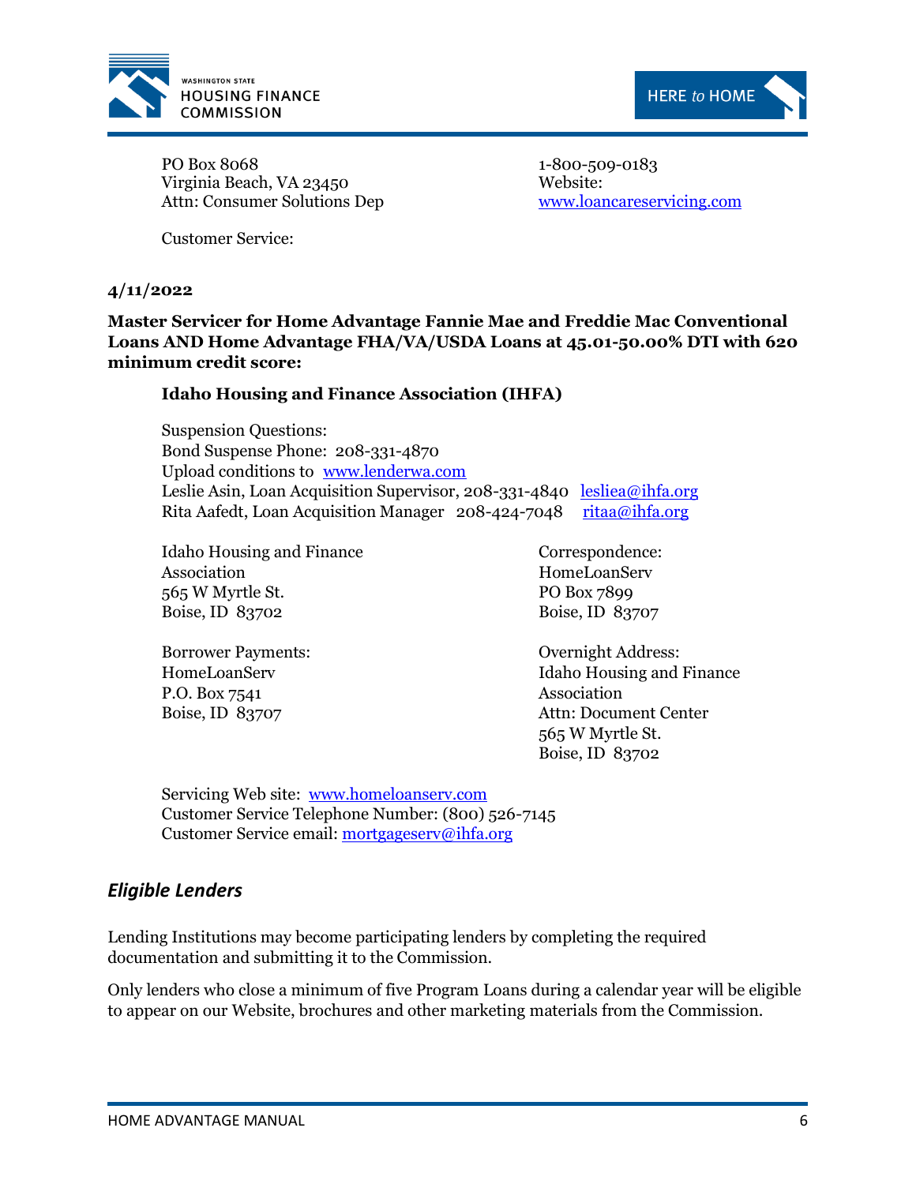PO Box 8068
Virginia Beach, VA 23450
Attn: Consumer Solutions Dep

Customer Service:
1-800-509-0183
Website:
www.loancareservicing.com

**4/11/2022**

**Master Servicer for Home Advantage Fannie Mae and Freddie Mac Conventional Loans AND Home Advantage FHA/VA/USDA Loans at 45.01-50.00% DTI with 620 minimum credit score:**

**Idaho Housing and Finance Association (IHFA)**

Suspension Questions:
Bond Suspense Phone: 208-331-4870
Upload conditions to www.lenderwa.com
Leslie Asin, Loan Acquisition Supervisor, 208-331-4840 lesliea@ihfa.org
Rita Aafedt, Loan Acquisition Manager 208-424-7048 ritaa@ihfa.org

Idaho Housing and Finance Association
565 W Myrtle St.
Boise, ID 83702

Correspondence:
HomeLoanServ
PO Box 7899
Boise, ID 83707

Borrower Payments:
HomeLoanServ
P.O. Box 7541
Boise, ID 83707

Overnight Address:
Idaho Housing and Finance Association
Attn: Document Center
565 W Myrtle St.
Boise, ID 83702

Servicing Web site: www.homeloanserv.com
Customer Service Telephone Number: (800) 526-7145
Customer Service email: mortgageserv@ihfa.org

## *Eligible Lenders*

Lending Institutions may become participating lenders by completing the required documentation and submitting it to the Commission.

Only lenders who close a minimum of five Program Loans during a calendar year will be eligible to appear on our Website, brochures and other marketing materials from the Commission.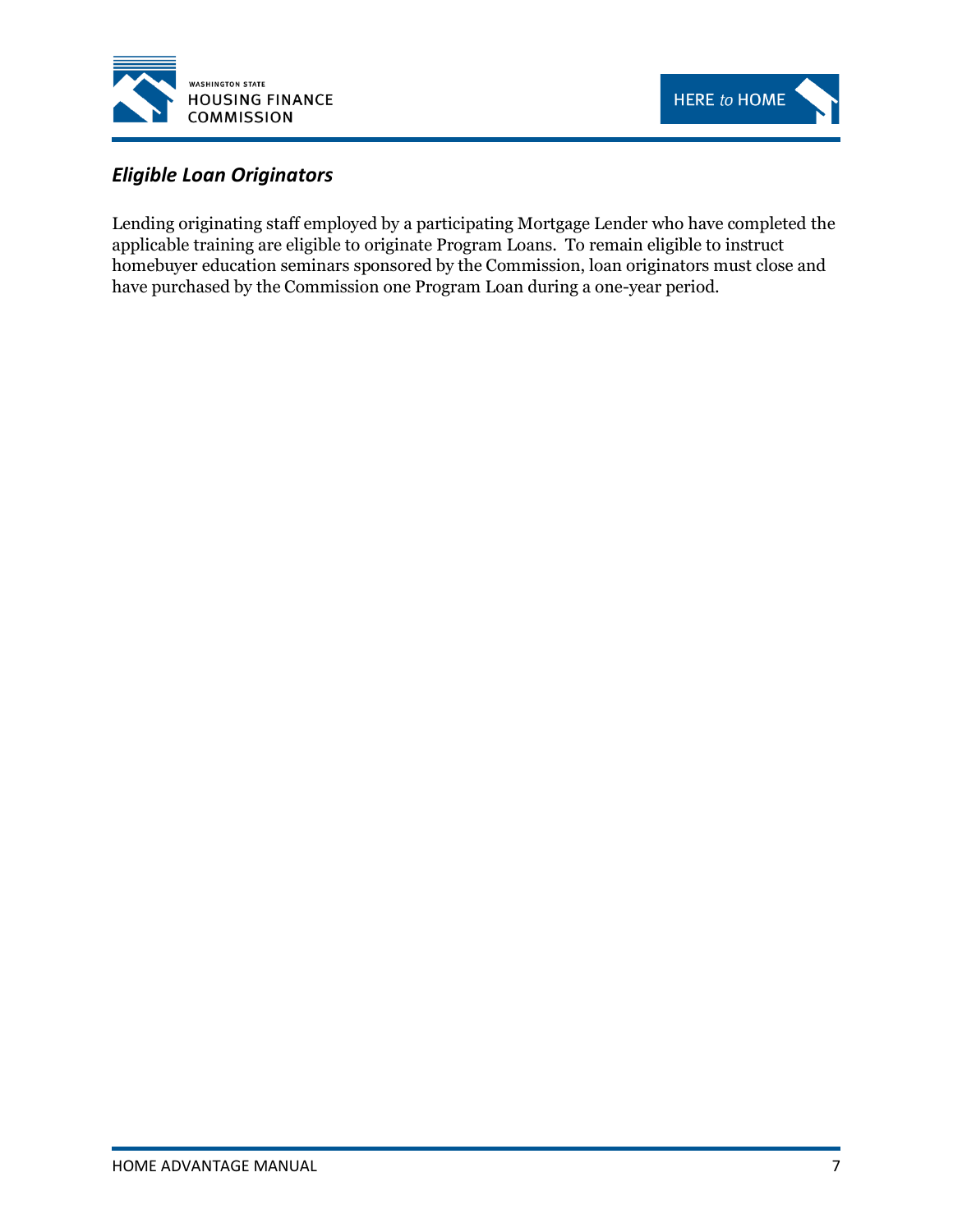### *Eligible Loan Originators*

Lending originating staff employed by a participating Mortgage Lender who have completed the applicable training are eligible to originate Program Loans. To remain eligible to instruct homebuyer education seminars sponsored by the Commission, loan originators must close and have purchased by the Commission one Program Loan during a one-year period.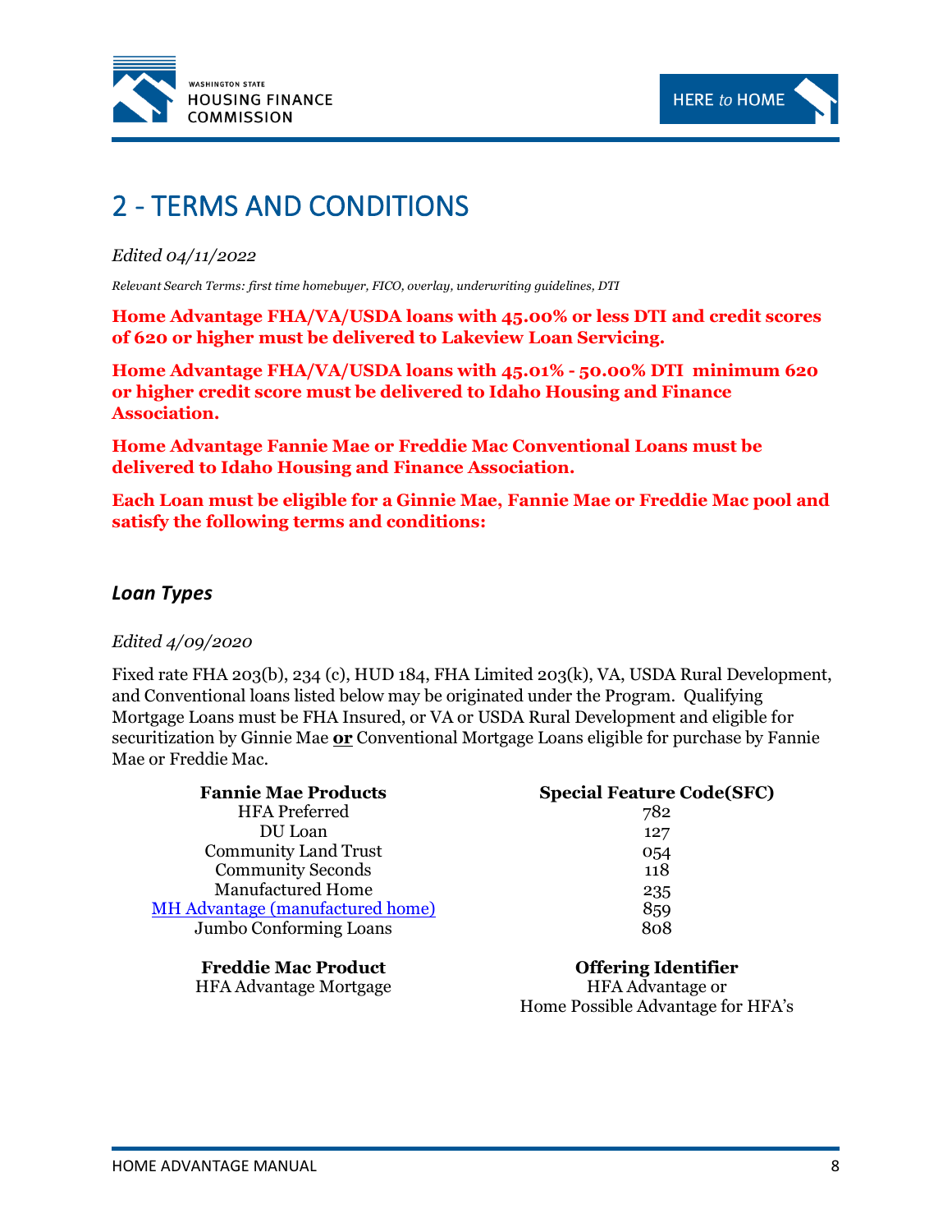# 2 - TERMS AND CONDITIONS

*Edited 04/11/2022*

*Relevant Search Terms: first time homebuyer, FICO, overlay, underwriting guidelines, DTI*

**Home Advantage FHA/VA/USDA loans with 45.00% or less DTI and credit scores of 620 or higher must be delivered to Lakeview Loan Servicing.**

**Home Advantage FHA/VA/USDA loans with 45.01% - 50.00% DTI minimum 620 or higher credit score must be delivered to Idaho Housing and Finance Association.**

**Home Advantage Fannie Mae or Freddie Mac Conventional Loans must be delivered to Idaho Housing and Finance Association.**

**Each Loan must be eligible for a Ginnie Mae, Fannie Mae or Freddie Mac pool and satisfy the following terms and conditions:**

## *Loan Types*

*Edited 4/09/2020*

Fixed rate FHA 203(b), 234 (c), HUD 184, FHA Limited 203(k), VA, USDA Rural Development, and Conventional loans listed below may be originated under the Program. Qualifying Mortgage Loans must be FHA Insured, or VA or USDA Rural Development and eligible for securitization by Ginnie Mae **or** Conventional Mortgage Loans eligible for purchase by Fannie Mae or Freddie Mac.

| Fannie Mae Products | Special Feature Code(SFC) |
|---|---|
| HFA Preferred | 782 |
| DU Loan | 127 |
| Community Land Trust | 054 |
| Community Seconds | 118 |
| Manufactured Home | 235 |
| MH Advantage (manufactured home) | 859 |
| Jumbo Conforming Loans | 808 |

| Freddie Mac Product | Offering Identifier |
|---|---|
| HFA Advantage Mortgage | HFA Advantage or Home Possible Advantage for HFA's |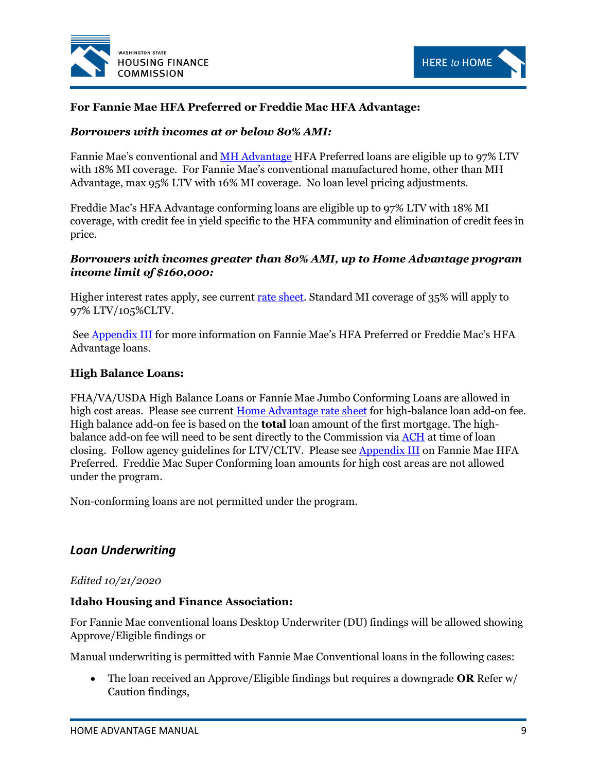**For Fannie Mae HFA Preferred or Freddie Mac HFA Advantage:**

***Borrowers with incomes at or below 80% AMI:***

Fannie Mae's conventional and MH Advantage HFA Preferred loans are eligible up to 97% LTV with 18% MI coverage. For Fannie Mae's conventional manufactured home, other than MH Advantage, max 95% LTV with 16% MI coverage. No loan level pricing adjustments.

Freddie Mac's HFA Advantage conforming loans are eligible up to 97% LTV with 18% MI coverage, with credit fee in yield specific to the HFA community and elimination of credit fees in price.

***Borrowers with incomes greater than 80% AMI, up to Home Advantage program income limit of $160,000:***

Higher interest rates apply, see current rate sheet. Standard MI coverage of 35% will apply to 97% LTV/105%CLTV.

See Appendix III for more information on Fannie Mae's HFA Preferred or Freddie Mac's HFA Advantage loans.

**High Balance Loans:**

FHA/VA/USDA High Balance Loans or Fannie Mae Jumbo Conforming Loans are allowed in high cost areas. Please see current Home Advantage rate sheet for high-balance loan add-on fee. High balance add-on fee is based on the **total** loan amount of the first mortgage. The high-balance add-on fee will need to be sent directly to the Commission via ACH at time of loan closing. Follow agency guidelines for LTV/CLTV. Please see Appendix III on Fannie Mae HFA Preferred. Freddie Mac Super Conforming loan amounts for high cost areas are not allowed under the program.

Non-conforming loans are not permitted under the program.

## *Loan Underwriting*

*Edited 10/21/2020*

**Idaho Housing and Finance Association:**

For Fannie Mae conventional loans Desktop Underwriter (DU) findings will be allowed showing Approve/Eligible findings or

Manual underwriting is permitted with Fannie Mae Conventional loans in the following cases:

- The loan received an Approve/Eligible findings but requires a downgrade **OR** Refer w/ Caution findings,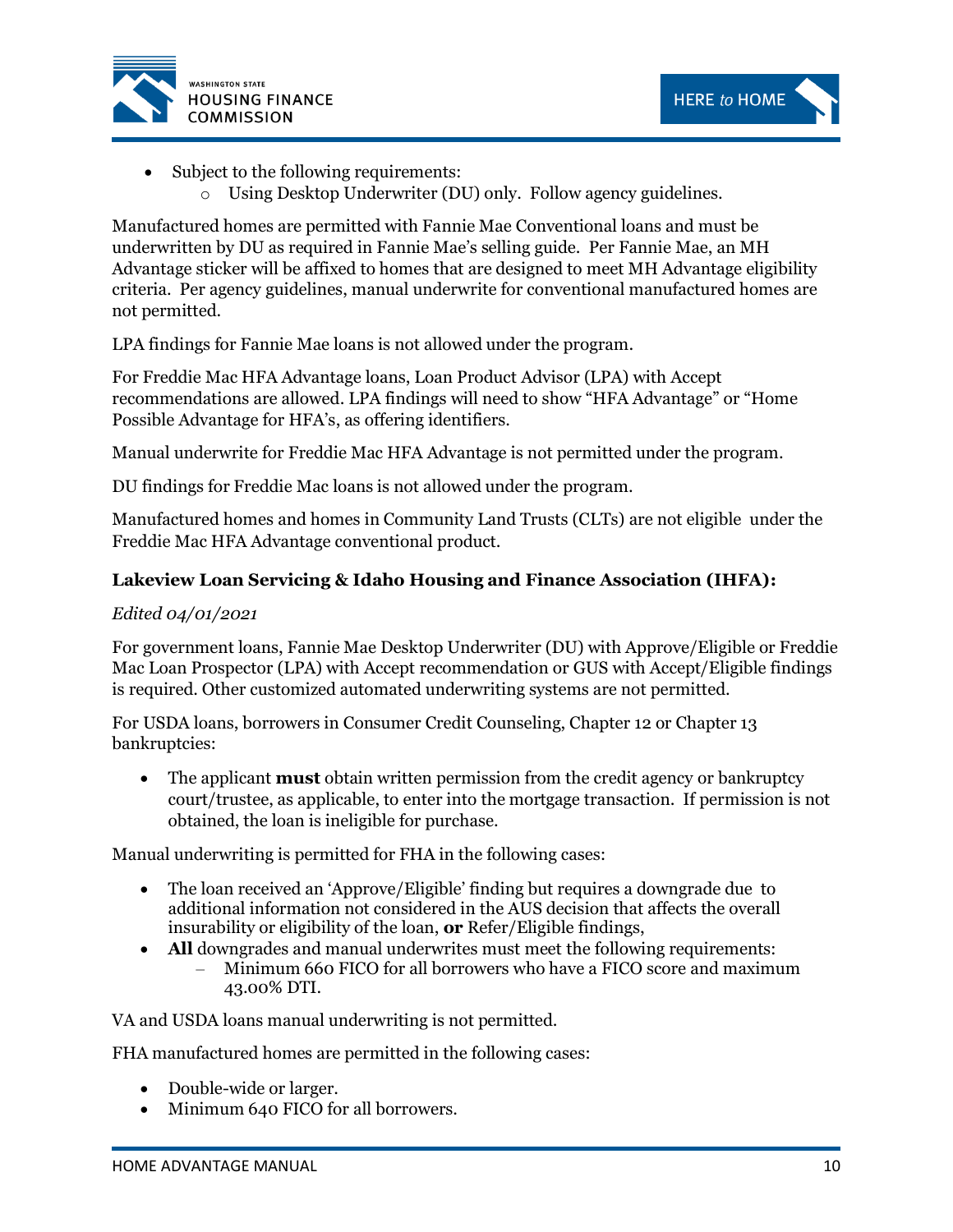- Subject to the following requirements:
  - Using Desktop Underwriter (DU) only. Follow agency guidelines.

Manufactured homes are permitted with Fannie Mae Conventional loans and must be underwritten by DU as required in Fannie Mae's selling guide. Per Fannie Mae, an MH Advantage sticker will be affixed to homes that are designed to meet MH Advantage eligibility criteria. Per agency guidelines, manual underwrite for conventional manufactured homes are not permitted.

LPA findings for Fannie Mae loans is not allowed under the program.

For Freddie Mac HFA Advantage loans, Loan Product Advisor (LPA) with Accept recommendations are allowed. LPA findings will need to show "HFA Advantage" or "Home Possible Advantage for HFA's, as offering identifiers.

Manual underwrite for Freddie Mac HFA Advantage is not permitted under the program.

DU findings for Freddie Mac loans is not allowed under the program.

Manufactured homes and homes in Community Land Trusts (CLTs) are not eligible under the Freddie Mac HFA Advantage conventional product.

**Lakeview Loan Servicing & Idaho Housing and Finance Association (IHFA):**

*Edited 04/01/2021*

For government loans, Fannie Mae Desktop Underwriter (DU) with Approve/Eligible or Freddie Mac Loan Prospector (LPA) with Accept recommendation or GUS with Accept/Eligible findings is required. Other customized automated underwriting systems are not permitted.

For USDA loans, borrowers in Consumer Credit Counseling, Chapter 12 or Chapter 13 bankruptcies:

- The applicant **must** obtain written permission from the credit agency or bankruptcy court/trustee, as applicable, to enter into the mortgage transaction. If permission is not obtained, the loan is ineligible for purchase.

Manual underwriting is permitted for FHA in the following cases:

- The loan received an 'Approve/Eligible' finding but requires a downgrade due to additional information not considered in the AUS decision that affects the overall insurability or eligibility of the loan, **or** Refer/Eligible findings,
- **All** downgrades and manual underwrites must meet the following requirements:
  - Minimum 660 FICO for all borrowers who have a FICO score and maximum 43.00% DTI.

VA and USDA loans manual underwriting is not permitted.

FHA manufactured homes are permitted in the following cases:

- Double-wide or larger.
- Minimum 640 FICO for all borrowers.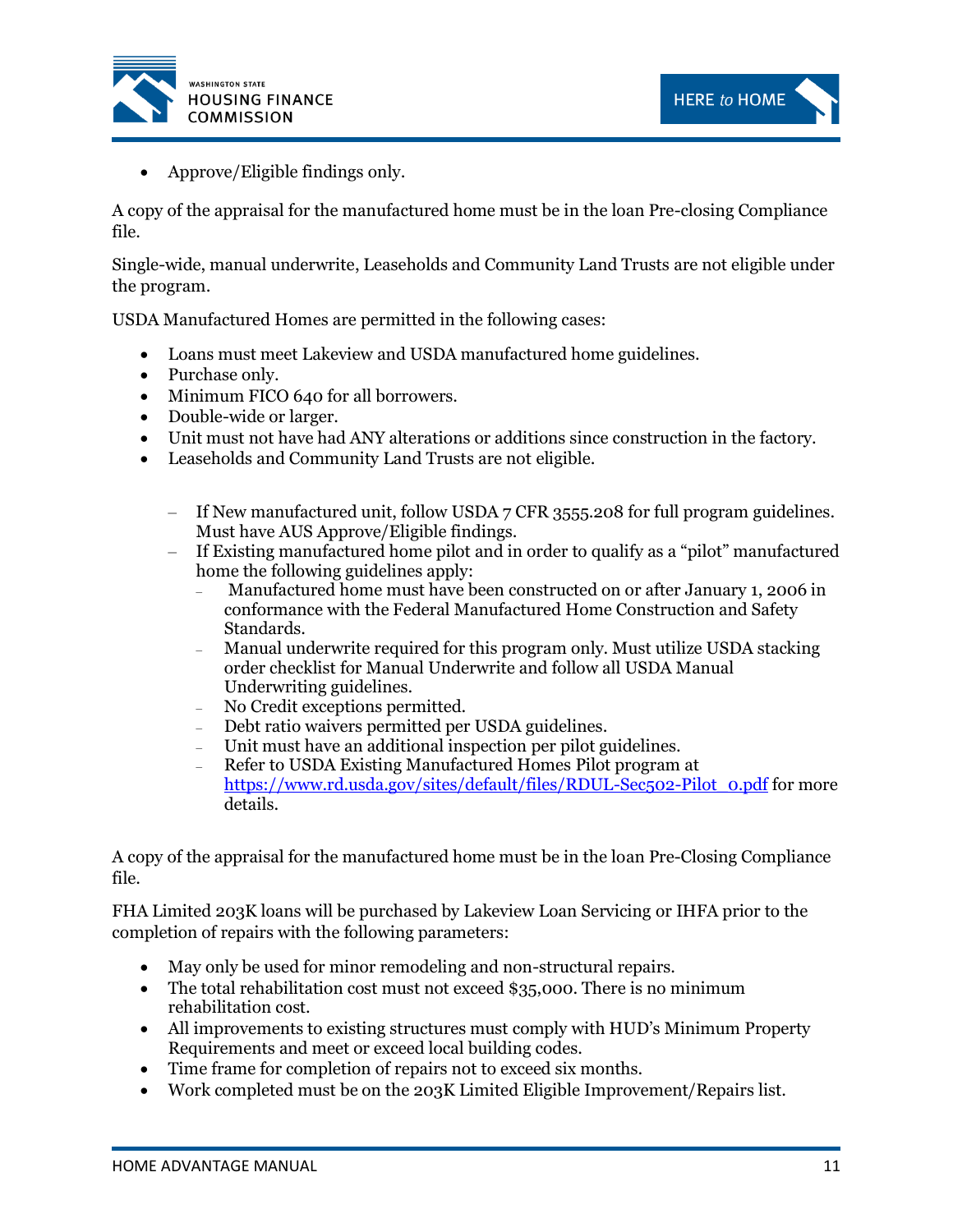- Approve/Eligible findings only.

A copy of the appraisal for the manufactured home must be in the loan Pre-closing Compliance file.

Single-wide, manual underwrite, Leaseholds and Community Land Trusts are not eligible under the program.

USDA Manufactured Homes are permitted in the following cases:

- Loans must meet Lakeview and USDA manufactured home guidelines.
- Purchase only.
- Minimum FICO 640 for all borrowers.
- Double-wide or larger.
- Unit must not have had ANY alterations or additions since construction in the factory.
- Leaseholds and Community Land Trusts are not eligible.

  - If New manufactured unit, follow USDA 7 CFR 3555.208 for full program guidelines. Must have AUS Approve/Eligible findings.
  - If Existing manufactured home pilot and in order to qualify as a "pilot" manufactured home the following guidelines apply:
    - Manufactured home must have been constructed on or after January 1, 2006 in conformance with the Federal Manufactured Home Construction and Safety Standards.
    - Manual underwrite required for this program only. Must utilize USDA stacking order checklist for Manual Underwrite and follow all USDA Manual Underwriting guidelines.
    - No Credit exceptions permitted.
    - Debt ratio waivers permitted per USDA guidelines.
    - Unit must have an additional inspection per pilot guidelines.
    - Refer to USDA Existing Manufactured Homes Pilot program at [https://www.rd.usda.gov/sites/default/files/RDUL-Sec502-Pilot_0.pdf](https://www.rd.usda.gov/sites/default/files/RDUL-Sec502-Pilot_0.pdf) for more details.

A copy of the appraisal for the manufactured home must be in the loan Pre-Closing Compliance file.

FHA Limited 203K loans will be purchased by Lakeview Loan Servicing or IHFA prior to the completion of repairs with the following parameters:

- May only be used for minor remodeling and non-structural repairs.
- The total rehabilitation cost must not exceed $35,000. There is no minimum rehabilitation cost.
- All improvements to existing structures must comply with HUD's Minimum Property Requirements and meet or exceed local building codes.
- Time frame for completion of repairs not to exceed six months.
- Work completed must be on the 203K Limited Eligible Improvement/Repairs list.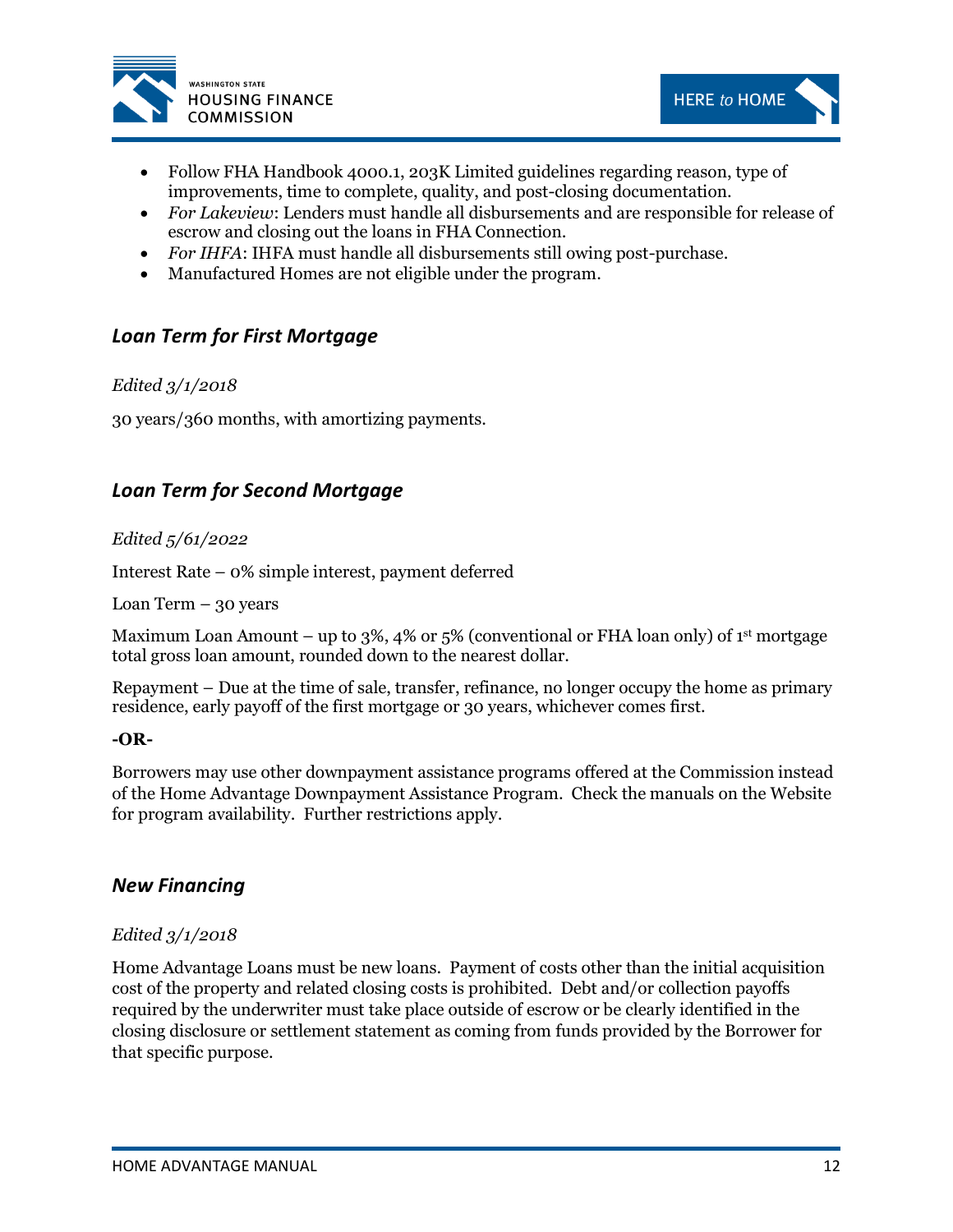- Follow FHA Handbook 4000.1, 203K Limited guidelines regarding reason, type of improvements, time to complete, quality, and post-closing documentation.
- *For Lakeview*: Lenders must handle all disbursements and are responsible for release of escrow and closing out the loans in FHA Connection.
- *For IHFA*: IHFA must handle all disbursements still owing post-purchase.
- Manufactured Homes are not eligible under the program.

## *Loan Term for First Mortgage*

*Edited 3/1/2018*

30 years/360 months, with amortizing payments.

## *Loan Term for Second Mortgage*

*Edited 5/61/2022*

Interest Rate – 0% simple interest, payment deferred

Loan Term – 30 years

Maximum Loan Amount – up to 3%, 4% or 5% (conventional or FHA loan only) of 1st mortgage total gross loan amount, rounded down to the nearest dollar.

Repayment – Due at the time of sale, transfer, refinance, no longer occupy the home as primary residence, early payoff of the first mortgage or 30 years, whichever comes first.

**-OR-**

Borrowers may use other downpayment assistance programs offered at the Commission instead of the Home Advantage Downpayment Assistance Program. Check the manuals on the Website for program availability. Further restrictions apply.

## *New Financing*

*Edited 3/1/2018*

Home Advantage Loans must be new loans. Payment of costs other than the initial acquisition cost of the property and related closing costs is prohibited. Debt and/or collection payoffs required by the underwriter must take place outside of escrow or be clearly identified in the closing disclosure or settlement statement as coming from funds provided by the Borrower for that specific purpose.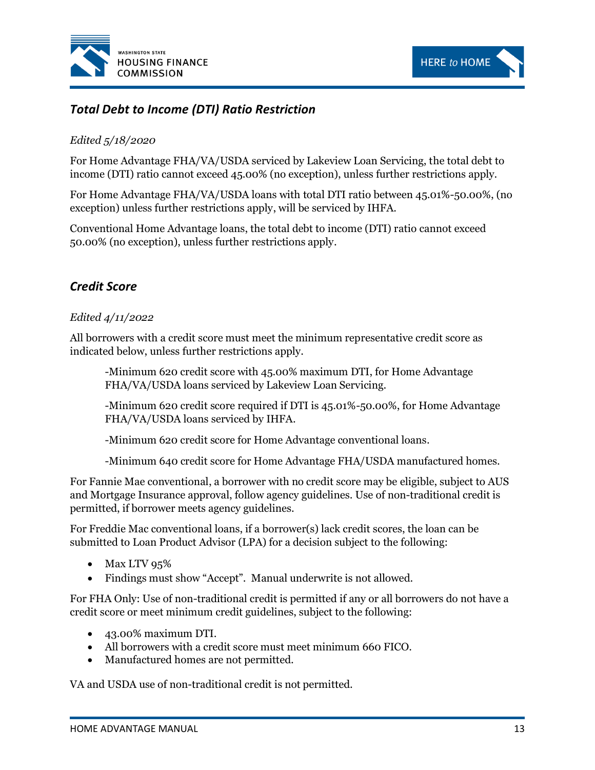## *Total Debt to Income (DTI) Ratio Restriction*

*Edited 5/18/2020*

For Home Advantage FHA/VA/USDA serviced by Lakeview Loan Servicing, the total debt to income (DTI) ratio cannot exceed 45.00% (no exception), unless further restrictions apply.

For Home Advantage FHA/VA/USDA loans with total DTI ratio between 45.01%-50.00%, (no exception) unless further restrictions apply, will be serviced by IHFA.

Conventional Home Advantage loans, the total debt to income (DTI) ratio cannot exceed 50.00% (no exception), unless further restrictions apply.

## *Credit Score*

*Edited 4/11/2022*

All borrowers with a credit score must meet the minimum representative credit score as indicated below, unless further restrictions apply.

-Minimum 620 credit score with 45.00% maximum DTI, for Home Advantage FHA/VA/USDA loans serviced by Lakeview Loan Servicing.

-Minimum 620 credit score required if DTI is 45.01%-50.00%, for Home Advantage FHA/VA/USDA loans serviced by IHFA.

-Minimum 620 credit score for Home Advantage conventional loans.

-Minimum 640 credit score for Home Advantage FHA/USDA manufactured homes.

For Fannie Mae conventional, a borrower with no credit score may be eligible, subject to AUS and Mortgage Insurance approval, follow agency guidelines. Use of non-traditional credit is permitted, if borrower meets agency guidelines.

For Freddie Mac conventional loans, if a borrower(s) lack credit scores, the loan can be submitted to Loan Product Advisor (LPA) for a decision subject to the following:

- Max LTV 95%
- Findings must show "Accept". Manual underwrite is not allowed.

For FHA Only: Use of non-traditional credit is permitted if any or all borrowers do not have a credit score or meet minimum credit guidelines, subject to the following:

- 43.00% maximum DTI.
- All borrowers with a credit score must meet minimum 660 FICO.
- Manufactured homes are not permitted.

VA and USDA use of non-traditional credit is not permitted.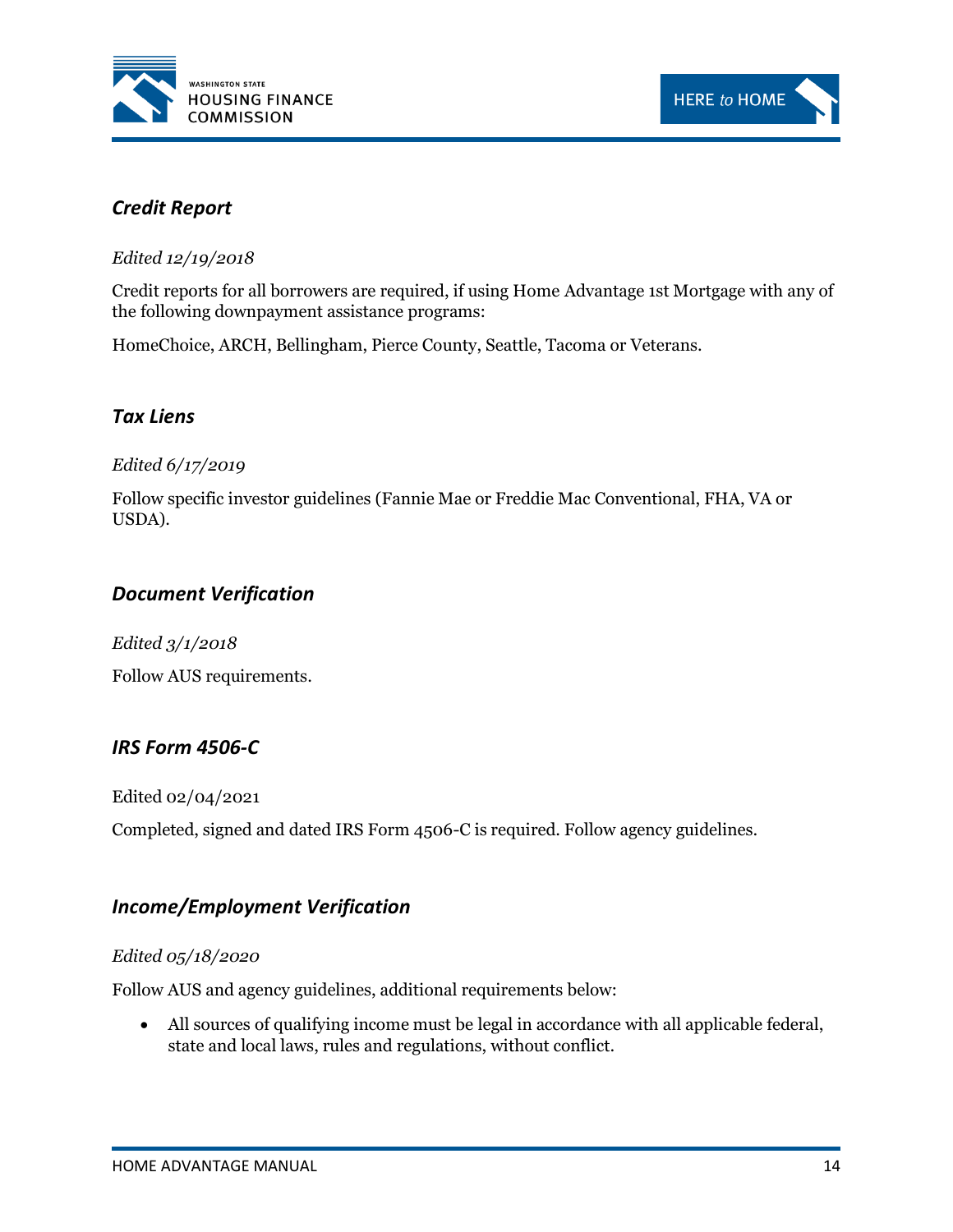### *Credit Report*

*Edited 12/19/2018*

Credit reports for all borrowers are required, if using Home Advantage 1st Mortgage with any of the following downpayment assistance programs:

HomeChoice, ARCH, Bellingham, Pierce County, Seattle, Tacoma or Veterans.

### *Tax Liens*

*Edited 6/17/2019*

Follow specific investor guidelines (Fannie Mae or Freddie Mac Conventional, FHA, VA or USDA).

### *Document Verification*

*Edited 3/1/2018*

Follow AUS requirements.

### *IRS Form 4506-C*

Edited 02/04/2021

Completed, signed and dated IRS Form 4506-C is required. Follow agency guidelines.

### *Income/Employment Verification*

*Edited 05/18/2020*

Follow AUS and agency guidelines, additional requirements below:

- All sources of qualifying income must be legal in accordance with all applicable federal, state and local laws, rules and regulations, without conflict.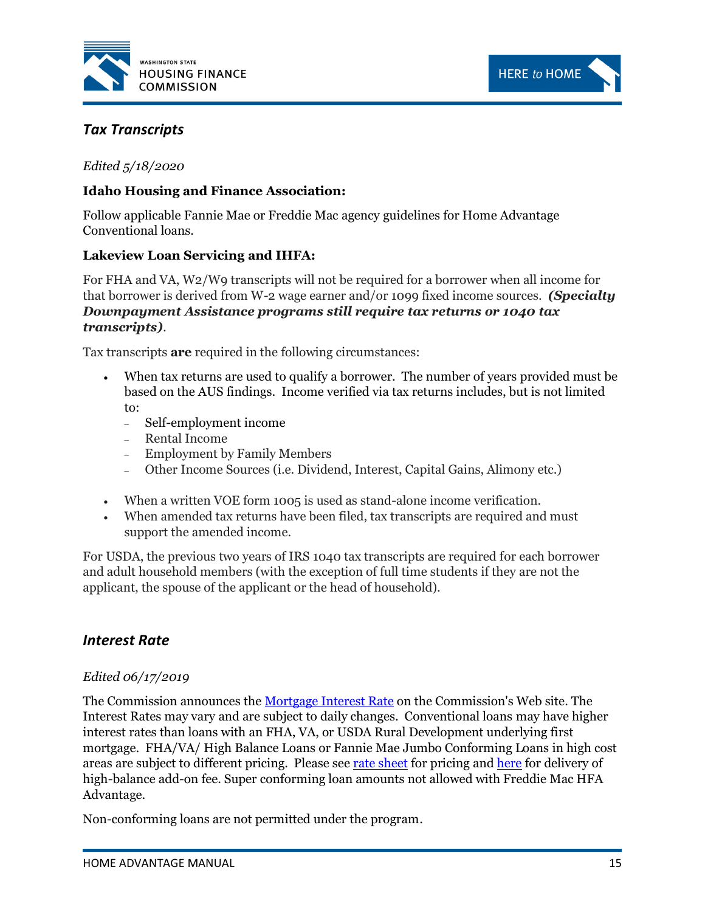## *Tax Transcripts*

*Edited 5/18/2020*

**Idaho Housing and Finance Association:**

Follow applicable Fannie Mae or Freddie Mac agency guidelines for Home Advantage Conventional loans.

**Lakeview Loan Servicing and IHFA:**

For FHA and VA, W2/W9 transcripts will not be required for a borrower when all income for that borrower is derived from W-2 wage earner and/or 1099 fixed income sources. ***(Specialty Downpayment Assistance programs still require tax returns or 1040 tax transcripts)***.

Tax transcripts **are** required in the following circumstances:

- When tax returns are used to qualify a borrower. The number of years provided must be based on the AUS findings. Income verified via tax returns includes, but is not limited to:
  - Self-employment income
  - Rental Income
  - Employment by Family Members
  - Other Income Sources (i.e. Dividend, Interest, Capital Gains, Alimony etc.)
- When a written VOE form 1005 is used as stand-alone income verification.
- When amended tax returns have been filed, tax transcripts are required and must support the amended income.

For USDA, the previous two years of IRS 1040 tax transcripts are required for each borrower and adult household members (with the exception of full time students if they are not the applicant, the spouse of the applicant or the head of household).

## *Interest Rate*

*Edited 06/17/2019*

The Commission announces the [Mortgage Interest Rate] on the Commission's Web site. The Interest Rates may vary and are subject to daily changes. Conventional loans may have higher interest rates than loans with an FHA, VA, or USDA Rural Development underlying first mortgage. FHA/VA/ High Balance Loans or Fannie Mae Jumbo Conforming Loans in high cost areas are subject to different pricing. Please see [rate sheet] for pricing and [here] for delivery of high-balance add-on fee. Super conforming loan amounts not allowed with Freddie Mac HFA Advantage.

Non-conforming loans are not permitted under the program.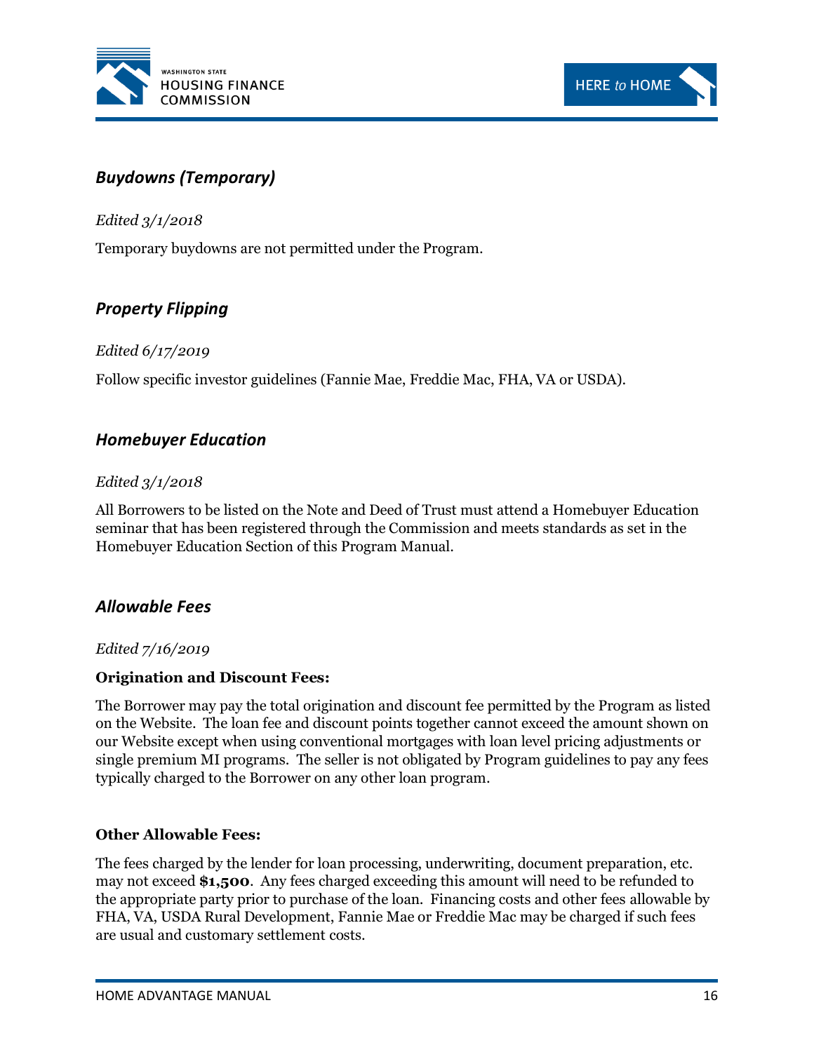## *Buydowns (Temporary)*

*Edited 3/1/2018*

Temporary buydowns are not permitted under the Program.

## *Property Flipping*

*Edited 6/17/2019*

Follow specific investor guidelines (Fannie Mae, Freddie Mac, FHA, VA or USDA).

## *Homebuyer Education*

*Edited 3/1/2018*

All Borrowers to be listed on the Note and Deed of Trust must attend a Homebuyer Education seminar that has been registered through the Commission and meets standards as set in the Homebuyer Education Section of this Program Manual.

## *Allowable Fees*

*Edited 7/16/2019*

**Origination and Discount Fees:**

The Borrower may pay the total origination and discount fee permitted by the Program as listed on the Website. The loan fee and discount points together cannot exceed the amount shown on our Website except when using conventional mortgages with loan level pricing adjustments or single premium MI programs. The seller is not obligated by Program guidelines to pay any fees typically charged to the Borrower on any other loan program.

**Other Allowable Fees:**

The fees charged by the lender for loan processing, underwriting, document preparation, etc. may not exceed **$1,500**. Any fees charged exceeding this amount will need to be refunded to the appropriate party prior to purchase of the loan. Financing costs and other fees allowable by FHA, VA, USDA Rural Development, Fannie Mae or Freddie Mac may be charged if such fees are usual and customary settlement costs.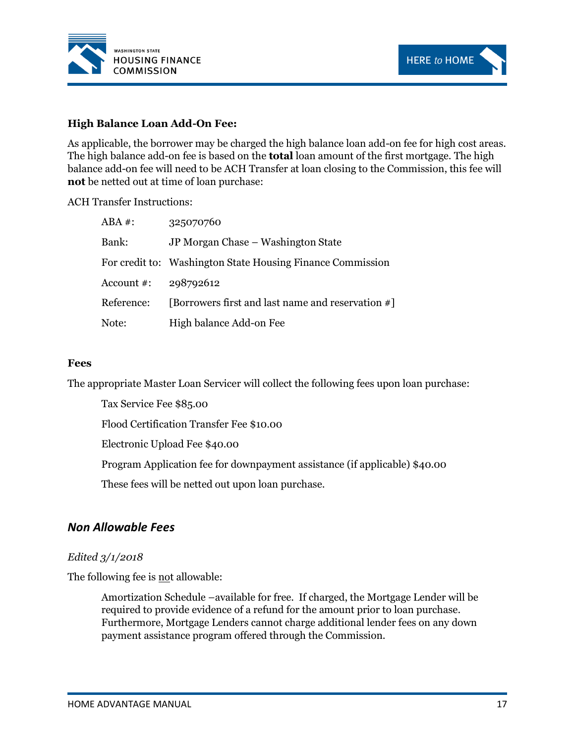**High Balance Loan Add-On Fee:**

As applicable, the borrower may be charged the high balance loan add-on fee for high cost areas. The high balance add-on fee is based on the **total** loan amount of the first mortgage. The high balance add-on fee will need to be ACH Transfer at loan closing to the Commission, this fee will **not** be netted out at time of loan purchase:

ACH Transfer Instructions:

| | |
|---|---|
| ABA #: | 325070760 |
| Bank: | JP Morgan Chase – Washington State |
| For credit to: | Washington State Housing Finance Commission |
| Account #: | 298792612 |
| Reference: | [Borrowers first and last name and reservation #] |
| Note: | High balance Add-on Fee |

**Fees**

The appropriate Master Loan Servicer will collect the following fees upon loan purchase:

Tax Service Fee $85.00

Flood Certification Transfer Fee $10.00

Electronic Upload Fee $40.00

Program Application fee for downpayment assistance (if applicable) $40.00

These fees will be netted out upon loan purchase.

## *Non Allowable Fees*

*Edited 3/1/2018*

The following fee is <u>not</u> allowable:

Amortization Schedule –available for free. If charged, the Mortgage Lender will be required to provide evidence of a refund for the amount prior to loan purchase. Furthermore, Mortgage Lenders cannot charge additional lender fees on any down payment assistance program offered through the Commission.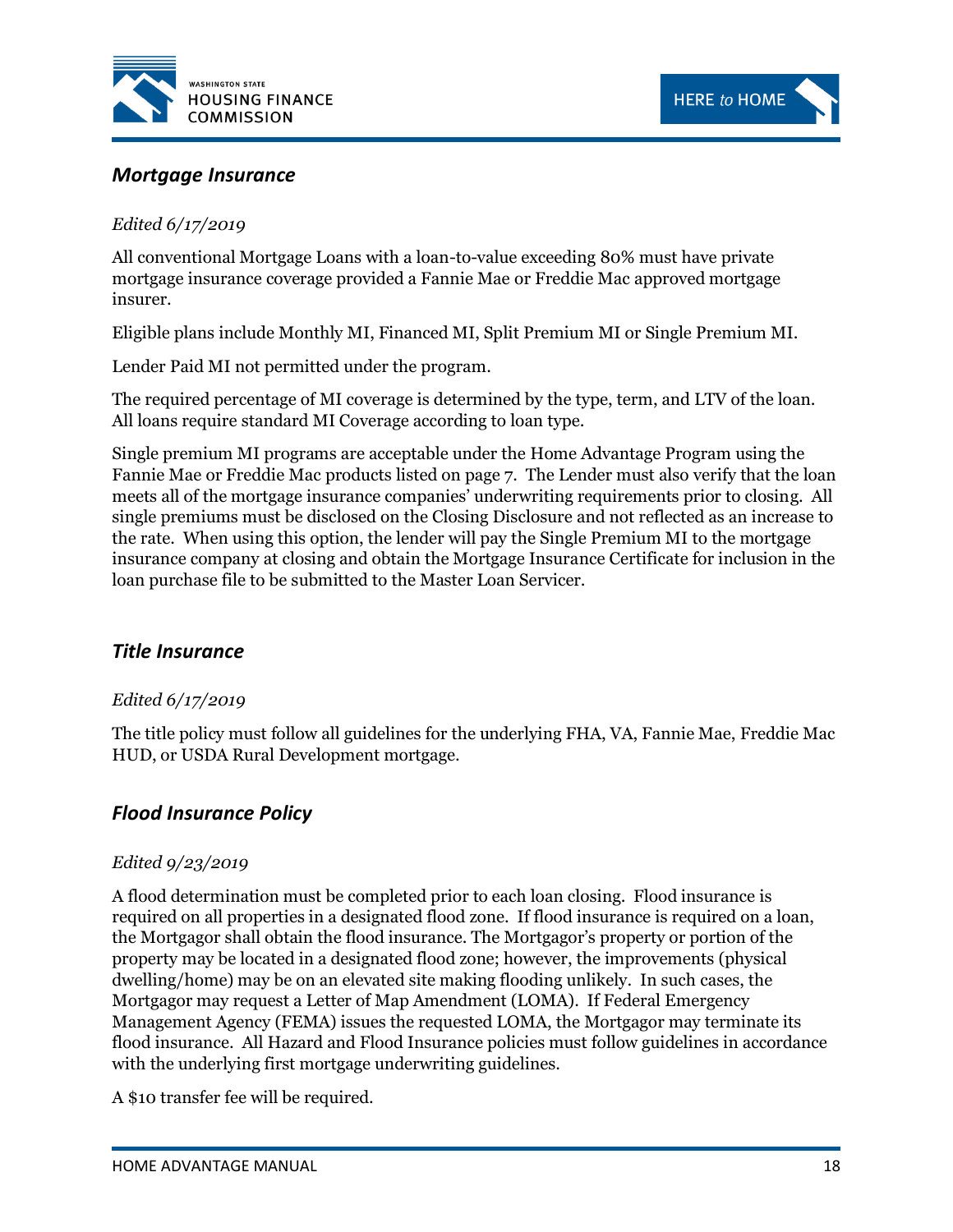## *Mortgage Insurance*

*Edited 6/17/2019*

All conventional Mortgage Loans with a loan-to-value exceeding 80% must have private mortgage insurance coverage provided a Fannie Mae or Freddie Mac approved mortgage insurer.

Eligible plans include Monthly MI, Financed MI, Split Premium MI or Single Premium MI.

Lender Paid MI not permitted under the program.

The required percentage of MI coverage is determined by the type, term, and LTV of the loan. All loans require standard MI Coverage according to loan type.

Single premium MI programs are acceptable under the Home Advantage Program using the Fannie Mae or Freddie Mac products listed on page 7. The Lender must also verify that the loan meets all of the mortgage insurance companies' underwriting requirements prior to closing. All single premiums must be disclosed on the Closing Disclosure and not reflected as an increase to the rate. When using this option, the lender will pay the Single Premium MI to the mortgage insurance company at closing and obtain the Mortgage Insurance Certificate for inclusion in the loan purchase file to be submitted to the Master Loan Servicer.

## *Title Insurance*

*Edited 6/17/2019*

The title policy must follow all guidelines for the underlying FHA, VA, Fannie Mae, Freddie Mac HUD, or USDA Rural Development mortgage.

## *Flood Insurance Policy*

*Edited 9/23/2019*

A flood determination must be completed prior to each loan closing. Flood insurance is required on all properties in a designated flood zone. If flood insurance is required on a loan, the Mortgagor shall obtain the flood insurance. The Mortgagor's property or portion of the property may be located in a designated flood zone; however, the improvements (physical dwelling/home) may be on an elevated site making flooding unlikely. In such cases, the Mortgagor may request a Letter of Map Amendment (LOMA). If Federal Emergency Management Agency (FEMA) issues the requested LOMA, the Mortgagor may terminate its flood insurance. All Hazard and Flood Insurance policies must follow guidelines in accordance with the underlying first mortgage underwriting guidelines.

A $10 transfer fee will be required.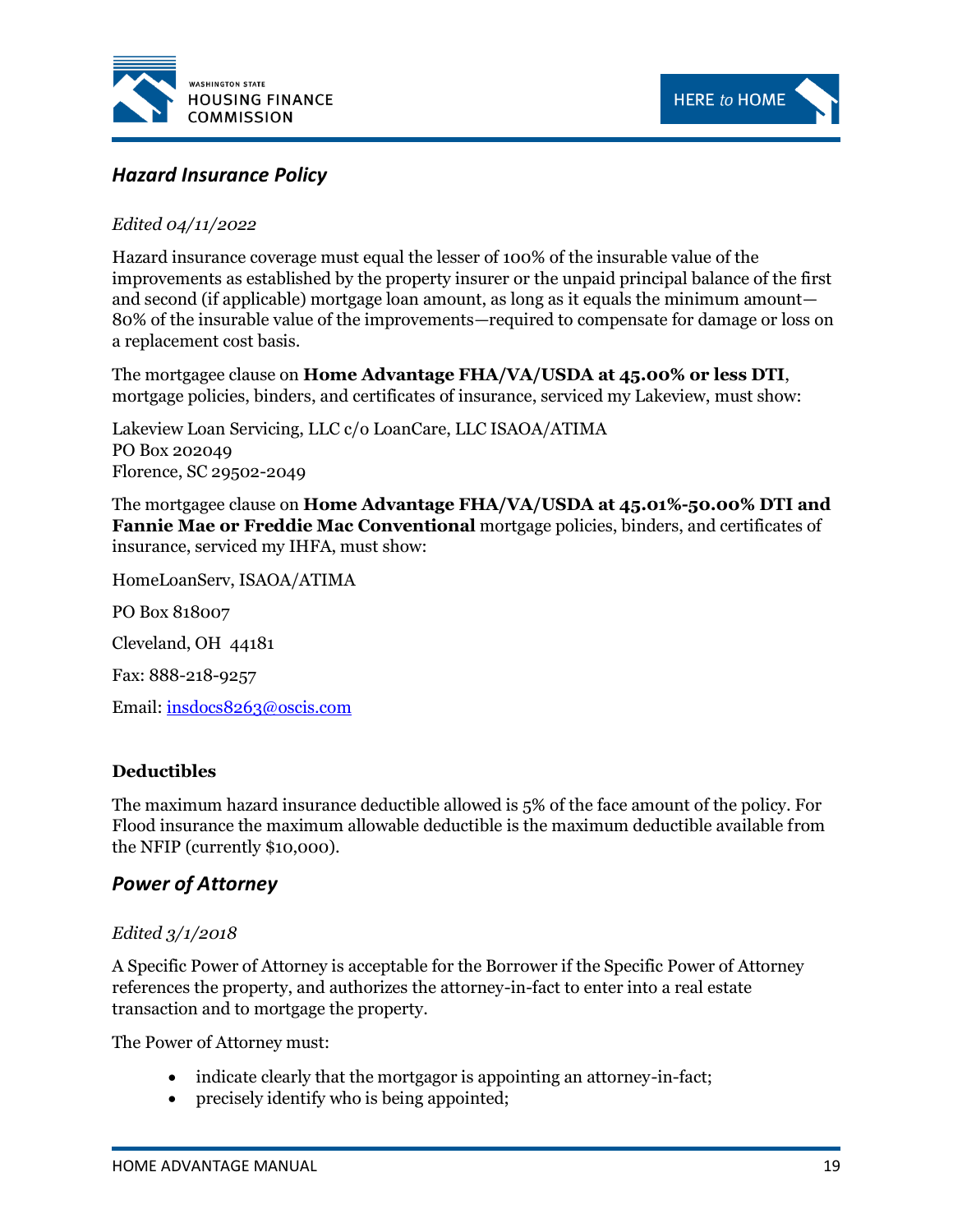## *Hazard Insurance Policy*

*Edited 04/11/2022*

Hazard insurance coverage must equal the lesser of 100% of the insurable value of the improvements as established by the property insurer or the unpaid principal balance of the first and second (if applicable) mortgage loan amount, as long as it equals the minimum amount—80% of the insurable value of the improvements—required to compensate for damage or loss on a replacement cost basis.

The mortgagee clause on **Home Advantage FHA/VA/USDA at 45.00% or less DTI**, mortgage policies, binders, and certificates of insurance, serviced my Lakeview, must show:

Lakeview Loan Servicing, LLC c/o LoanCare, LLC ISAOA/ATIMA
PO Box 202049
Florence, SC 29502-2049

The mortgagee clause on **Home Advantage FHA/VA/USDA at 45.01%-50.00% DTI and Fannie Mae or Freddie Mac Conventional** mortgage policies, binders, and certificates of insurance, serviced my IHFA, must show:

HomeLoanServ, ISAOA/ATIMA

PO Box 818007

Cleveland, OH 44181

Fax: 888-218-9257

Email: insdocs8263@oscis.com

### Deductibles

The maximum hazard insurance deductible allowed is 5% of the face amount of the policy. For Flood insurance the maximum allowable deductible is the maximum deductible available from the NFIP (currently $10,000).

## *Power of Attorney*

*Edited 3/1/2018*

A Specific Power of Attorney is acceptable for the Borrower if the Specific Power of Attorney references the property, and authorizes the attorney-in-fact to enter into a real estate transaction and to mortgage the property.

The Power of Attorney must:

- indicate clearly that the mortgagor is appointing an attorney-in-fact;
- precisely identify who is being appointed;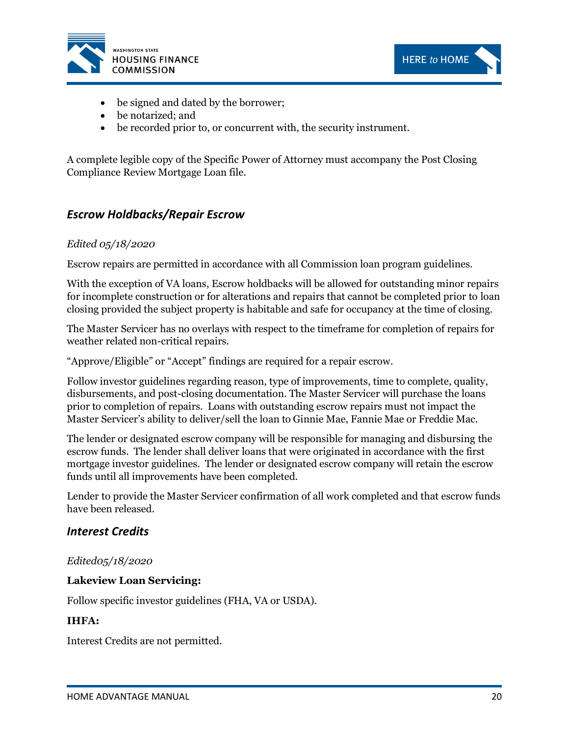- be signed and dated by the borrower;
- be notarized; and
- be recorded prior to, or concurrent with, the security instrument.

A complete legible copy of the Specific Power of Attorney must accompany the Post Closing Compliance Review Mortgage Loan file.

### *Escrow Holdbacks/Repair Escrow*

*Edited 05/18/2020*

Escrow repairs are permitted in accordance with all Commission loan program guidelines.

With the exception of VA loans, Escrow holdbacks will be allowed for outstanding minor repairs for incomplete construction or for alterations and repairs that cannot be completed prior to loan closing provided the subject property is habitable and safe for occupancy at the time of closing.

The Master Servicer has no overlays with respect to the timeframe for completion of repairs for weather related non-critical repairs.

"Approve/Eligible" or "Accept" findings are required for a repair escrow.

Follow investor guidelines regarding reason, type of improvements, time to complete, quality, disbursements, and post-closing documentation. The Master Servicer will purchase the loans prior to completion of repairs. Loans with outstanding escrow repairs must not impact the Master Servicer's ability to deliver/sell the loan to Ginnie Mae, Fannie Mae or Freddie Mac.

The lender or designated escrow company will be responsible for managing and disbursing the escrow funds. The lender shall deliver loans that were originated in accordance with the first mortgage investor guidelines. The lender or designated escrow company will retain the escrow funds until all improvements have been completed.

Lender to provide the Master Servicer confirmation of all work completed and that escrow funds have been released.

### *Interest Credits*

*Edited05/18/2020*

**Lakeview Loan Servicing:**

Follow specific investor guidelines (FHA, VA or USDA).

**IHFA:**

Interest Credits are not permitted.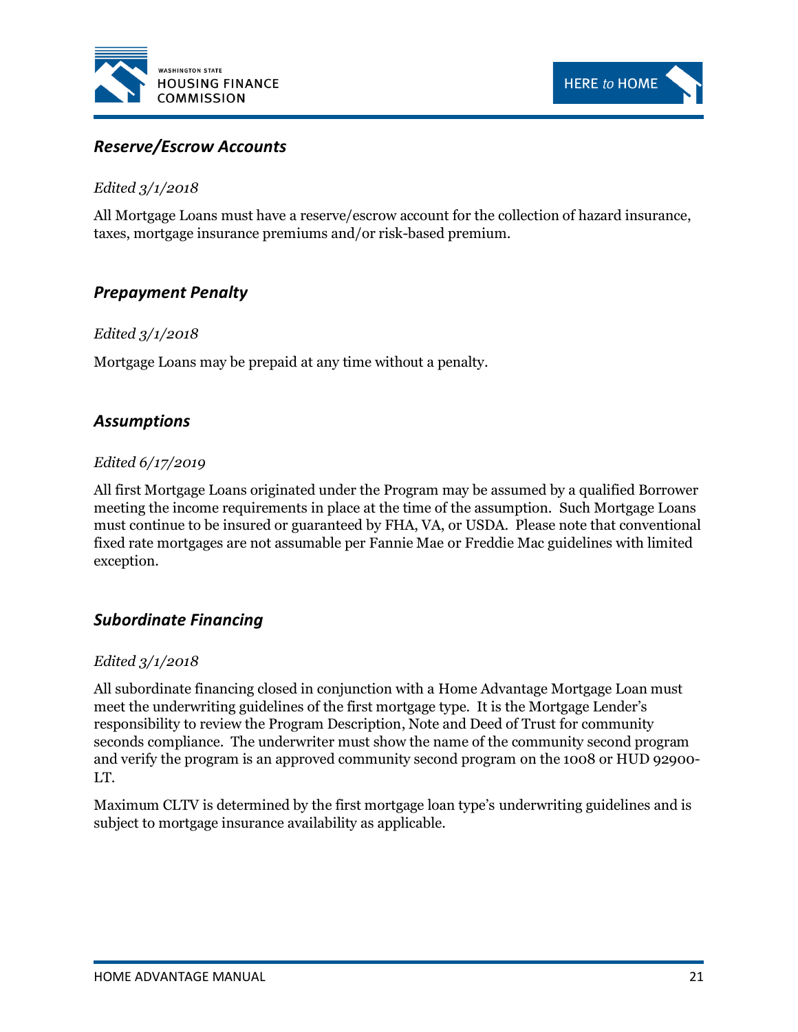## *Reserve/Escrow Accounts*

*Edited 3/1/2018*

All Mortgage Loans must have a reserve/escrow account for the collection of hazard insurance, taxes, mortgage insurance premiums and/or risk-based premium.

## *Prepayment Penalty*

*Edited 3/1/2018*

Mortgage Loans may be prepaid at any time without a penalty.

## *Assumptions*

*Edited 6/17/2019*

All first Mortgage Loans originated under the Program may be assumed by a qualified Borrower meeting the income requirements in place at the time of the assumption. Such Mortgage Loans must continue to be insured or guaranteed by FHA, VA, or USDA. Please note that conventional fixed rate mortgages are not assumable per Fannie Mae or Freddie Mac guidelines with limited exception.

## *Subordinate Financing*

*Edited 3/1/2018*

All subordinate financing closed in conjunction with a Home Advantage Mortgage Loan must meet the underwriting guidelines of the first mortgage type. It is the Mortgage Lender's responsibility to review the Program Description, Note and Deed of Trust for community seconds compliance. The underwriter must show the name of the community second program and verify the program is an approved community second program on the 1008 or HUD 92900-LT.

Maximum CLTV is determined by the first mortgage loan type's underwriting guidelines and is subject to mortgage insurance availability as applicable.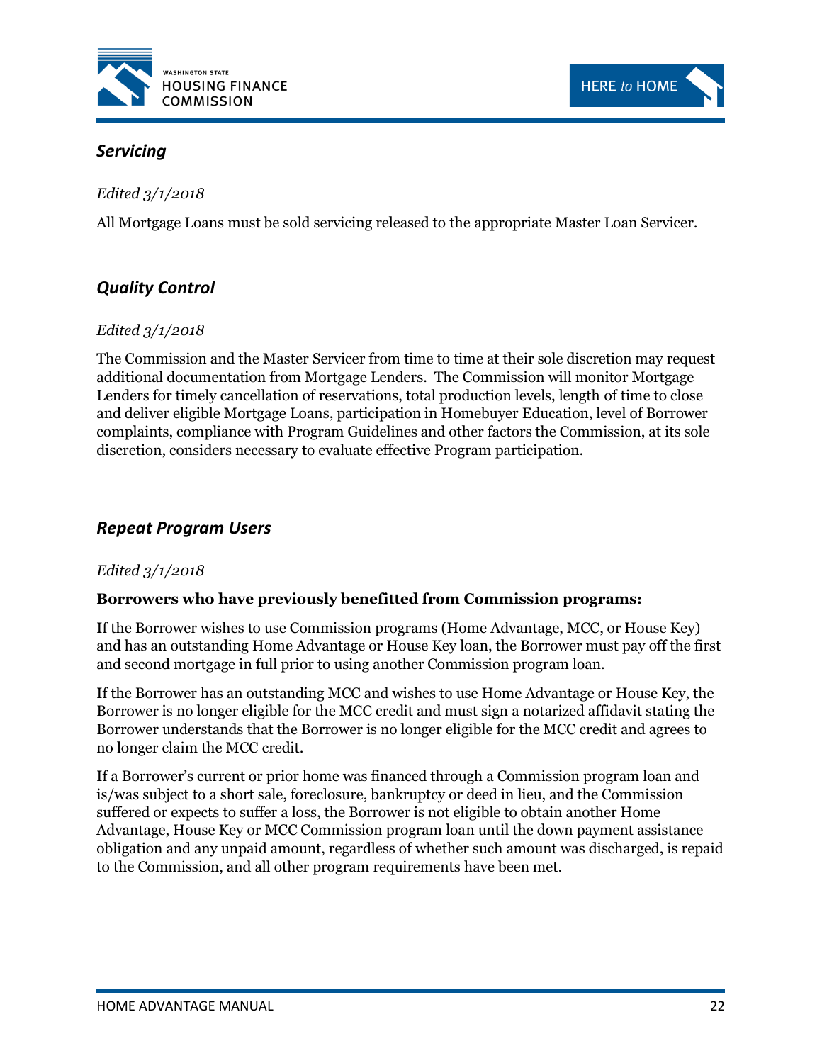## *Servicing*

*Edited 3/1/2018*

All Mortgage Loans must be sold servicing released to the appropriate Master Loan Servicer.

## *Quality Control*

*Edited 3/1/2018*

The Commission and the Master Servicer from time to time at their sole discretion may request additional documentation from Mortgage Lenders. The Commission will monitor Mortgage Lenders for timely cancellation of reservations, total production levels, length of time to close and deliver eligible Mortgage Loans, participation in Homebuyer Education, level of Borrower complaints, compliance with Program Guidelines and other factors the Commission, at its sole discretion, considers necessary to evaluate effective Program participation.

## *Repeat Program Users*

*Edited 3/1/2018*

**Borrowers who have previously benefitted from Commission programs:**

If the Borrower wishes to use Commission programs (Home Advantage, MCC, or House Key) and has an outstanding Home Advantage or House Key loan, the Borrower must pay off the first and second mortgage in full prior to using another Commission program loan.

If the Borrower has an outstanding MCC and wishes to use Home Advantage or House Key, the Borrower is no longer eligible for the MCC credit and must sign a notarized affidavit stating the Borrower understands that the Borrower is no longer eligible for the MCC credit and agrees to no longer claim the MCC credit.

If a Borrower's current or prior home was financed through a Commission program loan and is/was subject to a short sale, foreclosure, bankruptcy or deed in lieu, and the Commission suffered or expects to suffer a loss, the Borrower is not eligible to obtain another Home Advantage, House Key or MCC Commission program loan until the down payment assistance obligation and any unpaid amount, regardless of whether such amount was discharged, is repaid to the Commission, and all other program requirements have been met.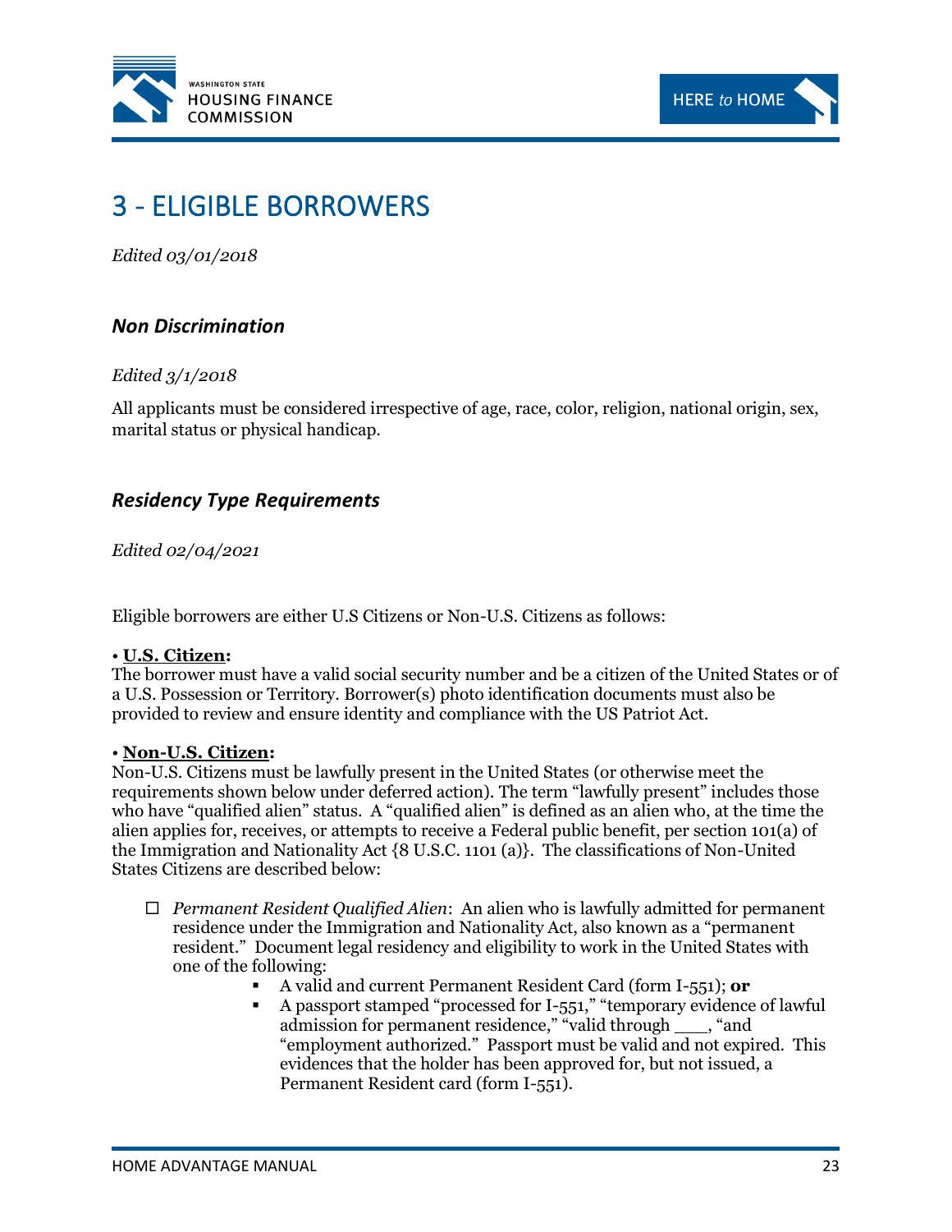# 3 - ELIGIBLE BORROWERS

*Edited 03/01/2018*

### *Non Discrimination*

*Edited 3/1/2018*

All applicants must be considered irrespective of age, race, color, religion, national origin, sex, marital status or physical handicap.

### *Residency Type Requirements*

*Edited 02/04/2021*

Eligible borrowers are either U.S Citizens or Non-U.S. Citizens as follows:

• **U.S. Citizen:**
The borrower must have a valid social security number and be a citizen of the United States or of a U.S. Possession or Territory. Borrower(s) photo identification documents must also be provided to review and ensure identity and compliance with the US Patriot Act.

• **Non-U.S. Citizen:**
Non-U.S. Citizens must be lawfully present in the United States (or otherwise meet the requirements shown below under deferred action). The term "lawfully present" includes those who have "qualified alien" status. A "qualified alien" is defined as an alien who, at the time the alien applies for, receives, or attempts to receive a Federal public benefit, per section 101(a) of the Immigration and Nationality Act {8 U.S.C. 1101 (a)}. The classifications of Non-United States Citizens are described below:

- ☐ *Permanent Resident Qualified Alien*: An alien who is lawfully admitted for permanent residence under the Immigration and Nationality Act, also known as a "permanent resident." Document legal residency and eligibility to work in the United States with one of the following:
  - A valid and current Permanent Resident Card (form I-551); **or**
  - A passport stamped "processed for I-551," "temporary evidence of lawful admission for permanent residence," "valid through ___, "and "employment authorized." Passport must be valid and not expired. This evidences that the holder has been approved for, but not issued, a Permanent Resident card (form I-551).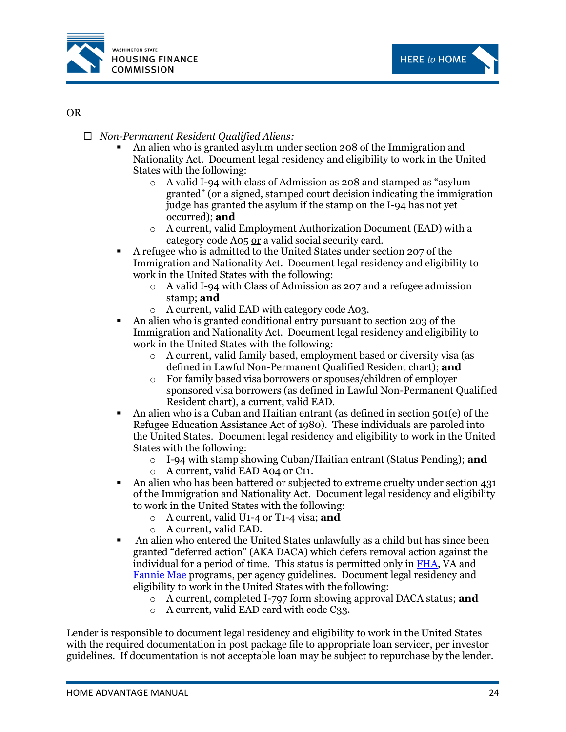OR

- ☐ *Non-Permanent Resident Qualified Aliens:*
  - An alien who is granted asylum under section 208 of the Immigration and Nationality Act. Document legal residency and eligibility to work in the United States with the following:
    - A valid I-94 with class of Admission as 208 and stamped as "asylum granted" (or a signed, stamped court decision indicating the immigration judge has granted the asylum if the stamp on the I-94 has not yet occurred); **and**
    - A current, valid Employment Authorization Document (EAD) with a category code A05 or a valid social security card.
  - A refugee who is admitted to the United States under section 207 of the Immigration and Nationality Act. Document legal residency and eligibility to work in the United States with the following:
    - A valid I-94 with Class of Admission as 207 and a refugee admission stamp; **and**
    - A current, valid EAD with category code A03.
  - An alien who is granted conditional entry pursuant to section 203 of the Immigration and Nationality Act. Document legal residency and eligibility to work in the United States with the following:
    - A current, valid family based, employment based or diversity visa (as defined in Lawful Non-Permanent Qualified Resident chart); **and**
    - For family based visa borrowers or spouses/children of employer sponsored visa borrowers (as defined in Lawful Non-Permanent Qualified Resident chart), a current, valid EAD.
  - An alien who is a Cuban and Haitian entrant (as defined in section 501(e) of the Refugee Education Assistance Act of 1980). These individuals are paroled into the United States. Document legal residency and eligibility to work in the United States with the following:
    - I-94 with stamp showing Cuban/Haitian entrant (Status Pending); **and**
    - A current, valid EAD A04 or C11.
  - An alien who has been battered or subjected to extreme cruelty under section 431 of the Immigration and Nationality Act. Document legal residency and eligibility to work in the United States with the following:
    - A current, valid U1-4 or T1-4 visa; **and**
    - A current, valid EAD.
  - An alien who entered the United States unlawfully as a child but has since been granted "deferred action" (AKA DACA) which defers removal action against the individual for a period of time. This status is permitted only in FHA, VA and Fannie Mae programs, per agency guidelines. Document legal residency and eligibility to work in the United States with the following:
    - A current, completed I-797 form showing approval DACA status; **and**
    - A current, valid EAD card with code C33.

Lender is responsible to document legal residency and eligibility to work in the United States with the required documentation in post package file to appropriate loan servicer, per investor guidelines. If documentation is not acceptable loan may be subject to repurchase by the lender.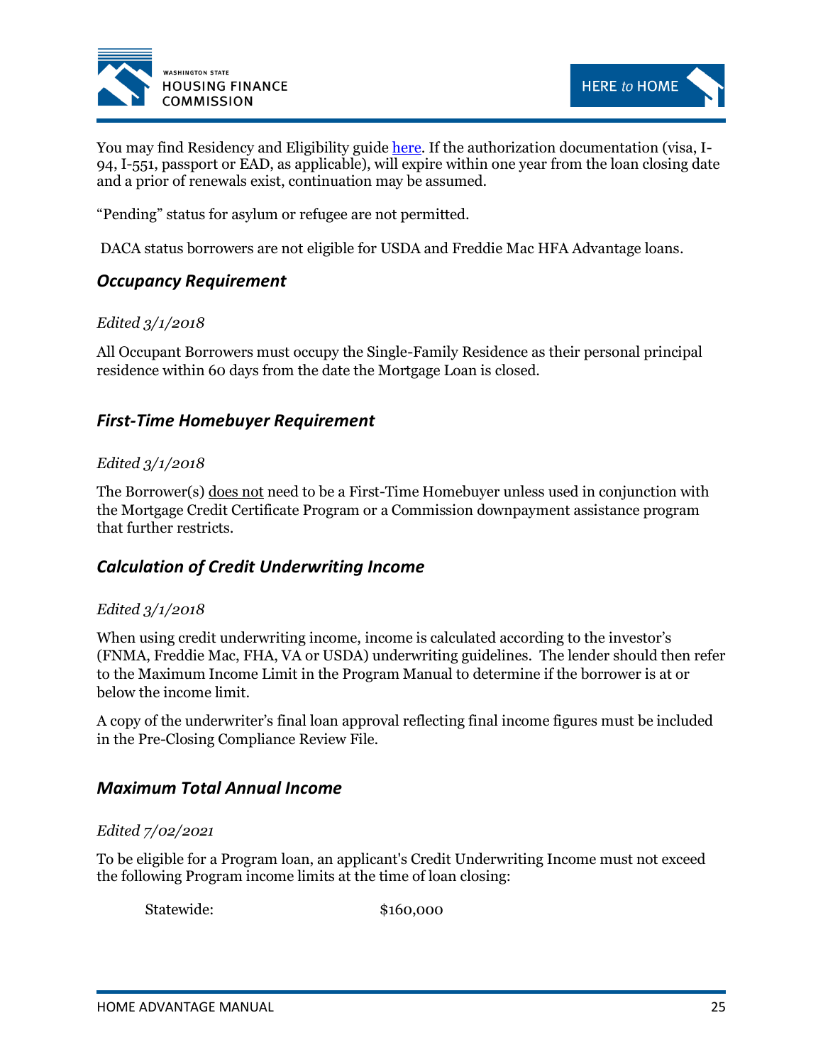You may find Residency and Eligibility guide [here](). If the authorization documentation (visa, I-94, I-551, passport or EAD, as applicable), will expire within one year from the loan closing date and a prior of renewals exist, continuation may be assumed.

"Pending" status for asylum or refugee are not permitted.

DACA status borrowers are not eligible for USDA and Freddie Mac HFA Advantage loans.

### *Occupancy Requirement*

*Edited 3/1/2018*

All Occupant Borrowers must occupy the Single-Family Residence as their personal principal residence within 60 days from the date the Mortgage Loan is closed.

### *First-Time Homebuyer Requirement*

*Edited 3/1/2018*

The Borrower(s) <u>does not</u> need to be a First-Time Homebuyer unless used in conjunction with the Mortgage Credit Certificate Program or a Commission downpayment assistance program that further restricts.

### *Calculation of Credit Underwriting Income*

*Edited 3/1/2018*

When using credit underwriting income, income is calculated according to the investor's (FNMA, Freddie Mac, FHA, VA or USDA) underwriting guidelines. The lender should then refer to the Maximum Income Limit in the Program Manual to determine if the borrower is at or below the income limit.

A copy of the underwriter's final loan approval reflecting final income figures must be included in the Pre-Closing Compliance Review File.

### *Maximum Total Annual Income*

*Edited 7/02/2021*

To be eligible for a Program loan, an applicant's Credit Underwriting Income must not exceed the following Program income limits at the time of loan closing:

Statewide: $160,000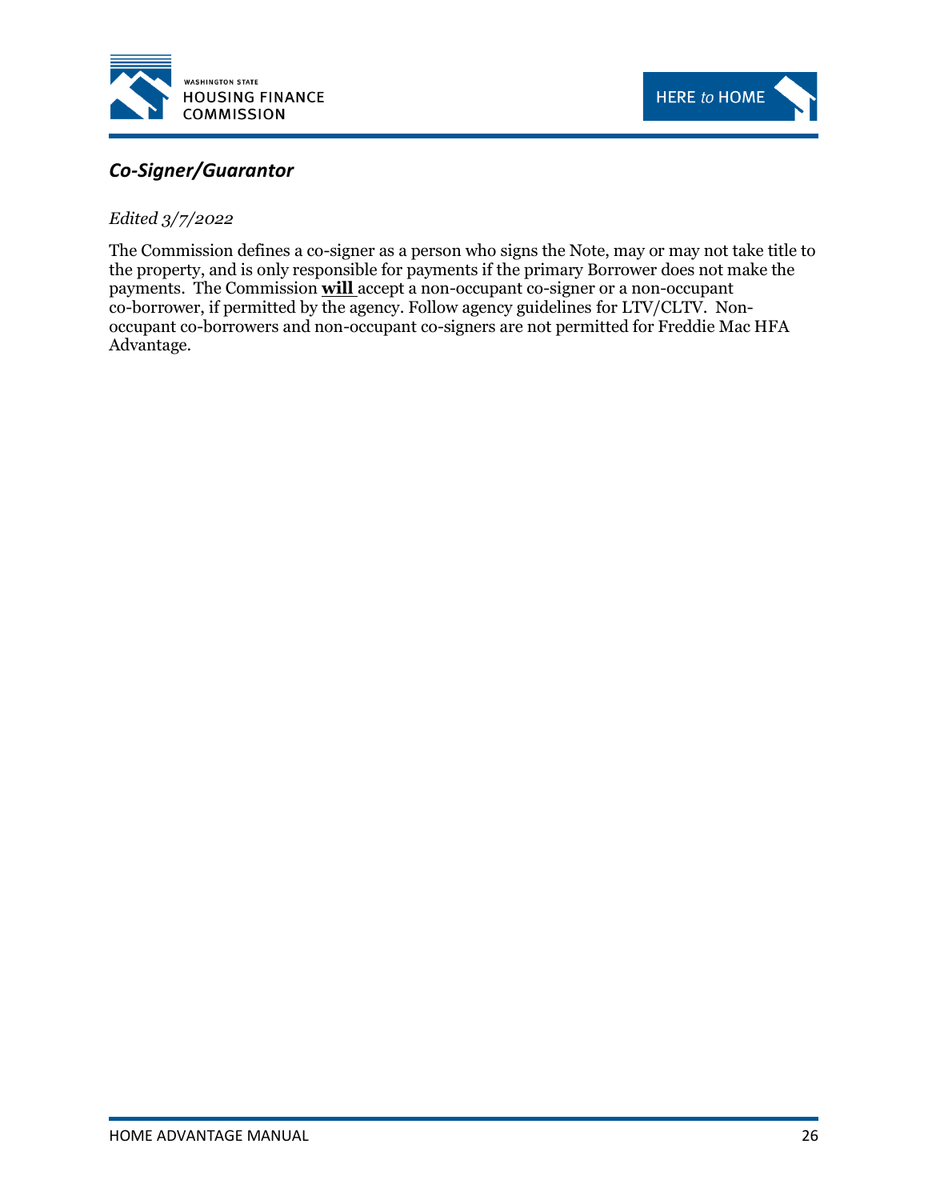## *Co-Signer/Guarantor*

*Edited 3/7/2022*

The Commission defines a co-signer as a person who signs the Note, may or may not take title to the property, and is only responsible for payments if the primary Borrower does not make the payments. The Commission **will** accept a non-occupant co-signer or a non-occupant co-borrower, if permitted by the agency. Follow agency guidelines for LTV/CLTV. Non-occupant co-borrowers and non-occupant co-signers are not permitted for Freddie Mac HFA Advantage.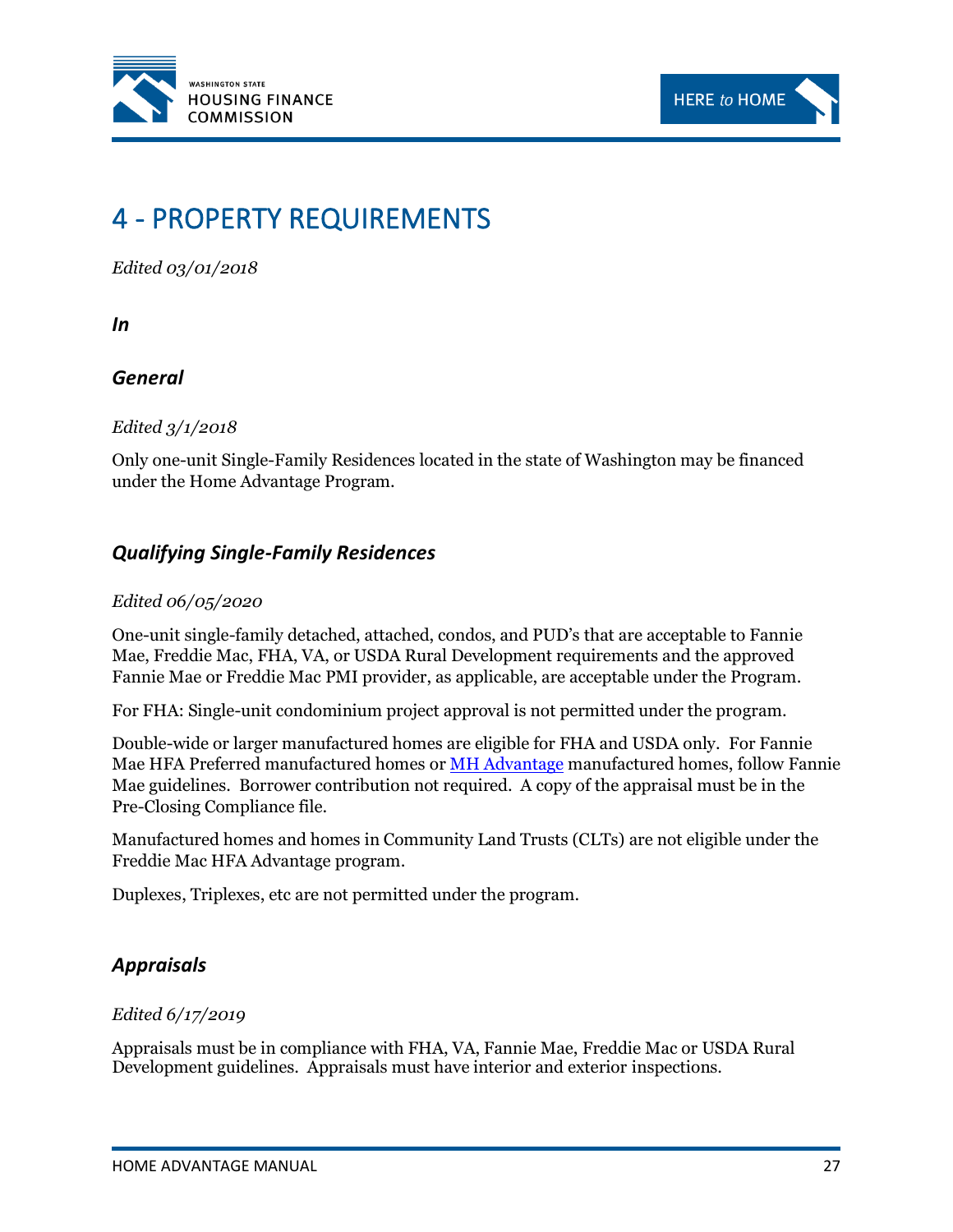# 4 - PROPERTY REQUIREMENTS

*Edited 03/01/2018*

### *In*

### *General*

*Edited 3/1/2018*

Only one-unit Single-Family Residences located in the state of Washington may be financed under the Home Advantage Program.

### *Qualifying Single-Family Residences*

*Edited 06/05/2020*

One-unit single-family detached, attached, condos, and PUD's that are acceptable to Fannie Mae, Freddie Mac, FHA, VA, or USDA Rural Development requirements and the approved Fannie Mae or Freddie Mac PMI provider, as applicable, are acceptable under the Program.

For FHA: Single-unit condominium project approval is not permitted under the program.

Double-wide or larger manufactured homes are eligible for FHA and USDA only. For Fannie Mae HFA Preferred manufactured homes or MH Advantage manufactured homes, follow Fannie Mae guidelines. Borrower contribution not required. A copy of the appraisal must be in the Pre-Closing Compliance file.

Manufactured homes and homes in Community Land Trusts (CLTs) are not eligible under the Freddie Mac HFA Advantage program.

Duplexes, Triplexes, etc are not permitted under the program.

### *Appraisals*

*Edited 6/17/2019*

Appraisals must be in compliance with FHA, VA, Fannie Mae, Freddie Mac or USDA Rural Development guidelines. Appraisals must have interior and exterior inspections.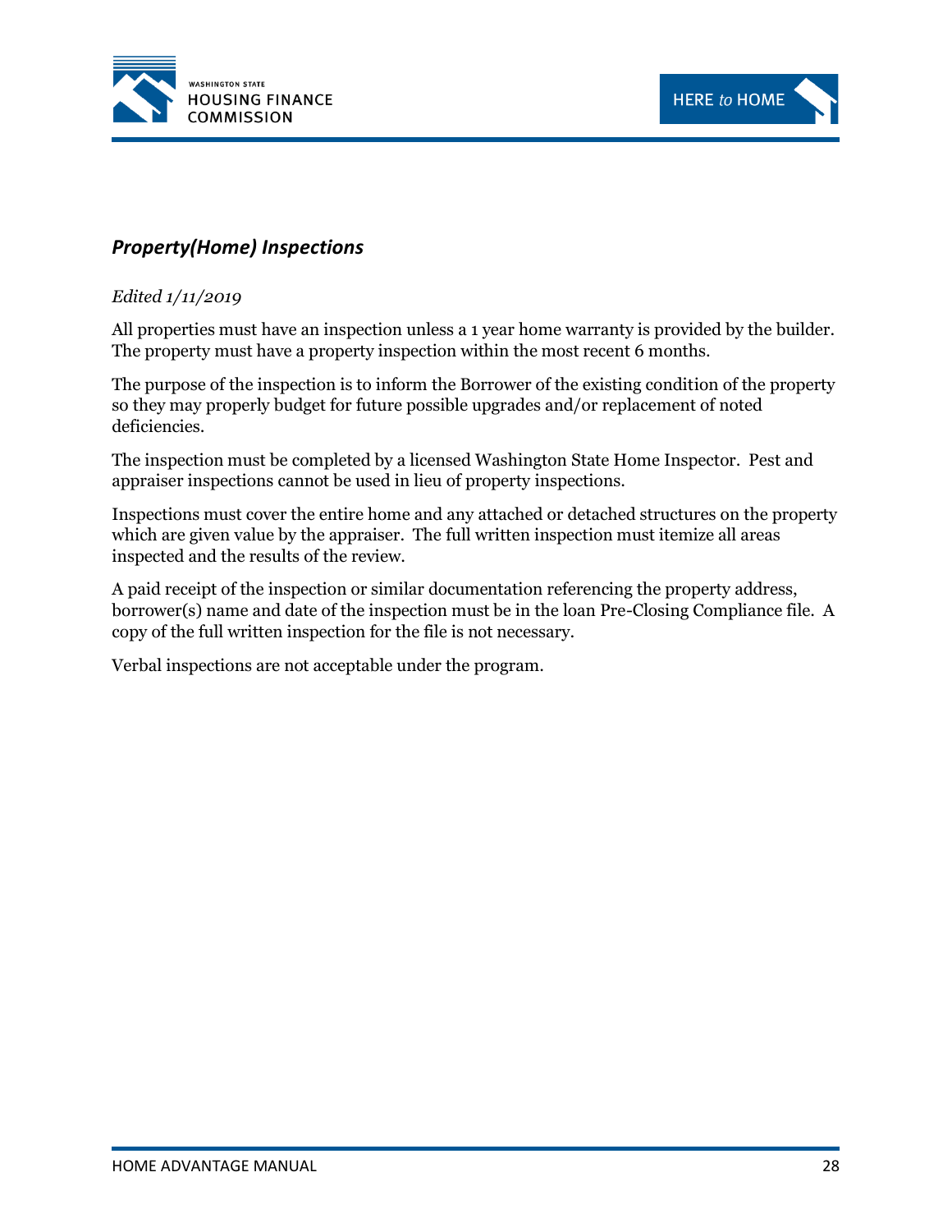## *Property(Home) Inspections*

*Edited 1/11/2019*

All properties must have an inspection unless a 1 year home warranty is provided by the builder. The property must have a property inspection within the most recent 6 months.

The purpose of the inspection is to inform the Borrower of the existing condition of the property so they may properly budget for future possible upgrades and/or replacement of noted deficiencies.

The inspection must be completed by a licensed Washington State Home Inspector. Pest and appraiser inspections cannot be used in lieu of property inspections.

Inspections must cover the entire home and any attached or detached structures on the property which are given value by the appraiser. The full written inspection must itemize all areas inspected and the results of the review.

A paid receipt of the inspection or similar documentation referencing the property address, borrower(s) name and date of the inspection must be in the loan Pre-Closing Compliance file. A copy of the full written inspection for the file is not necessary.

Verbal inspections are not acceptable under the program.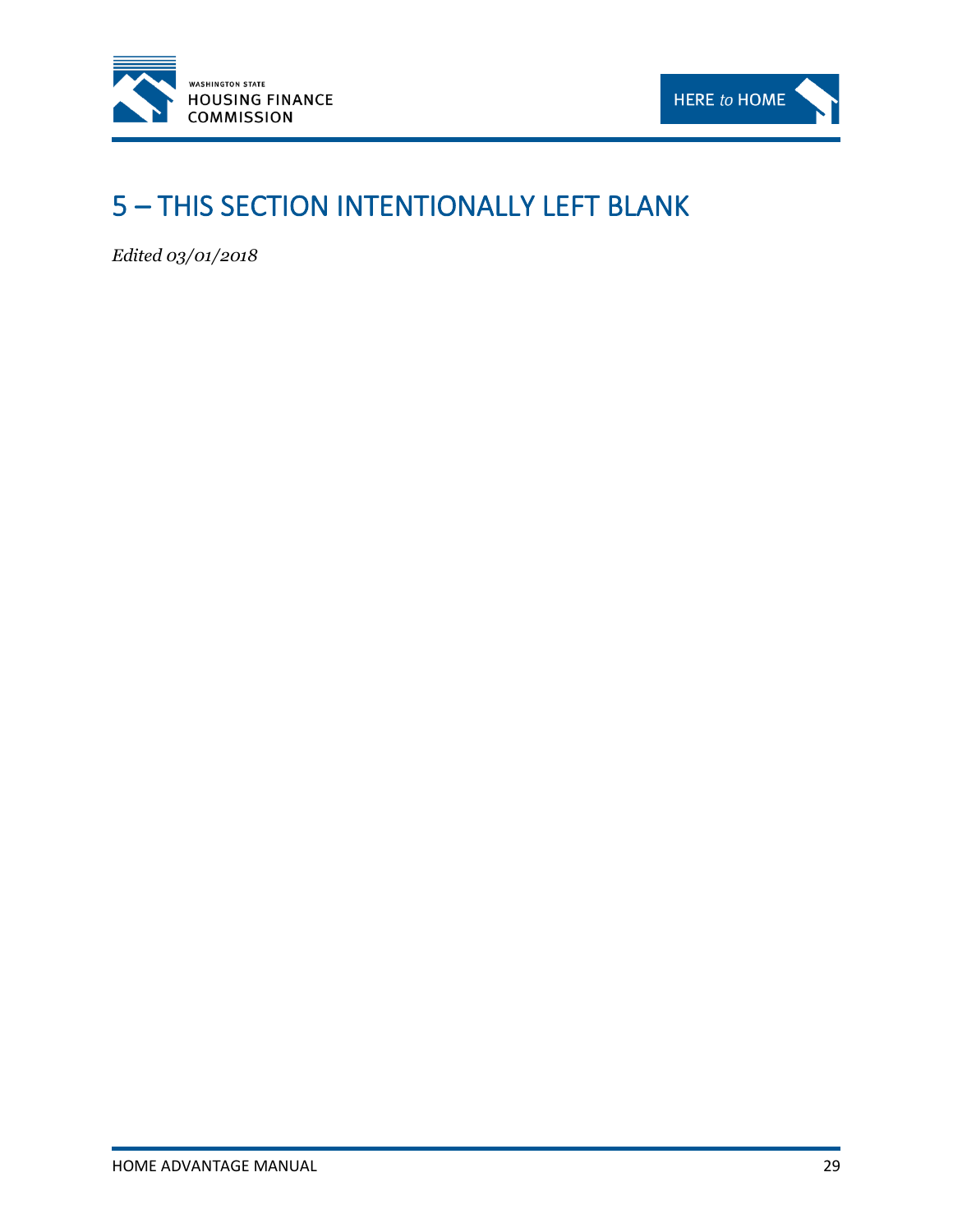# 5 – THIS SECTION INTENTIONALLY LEFT BLANK

*Edited 03/01/2018*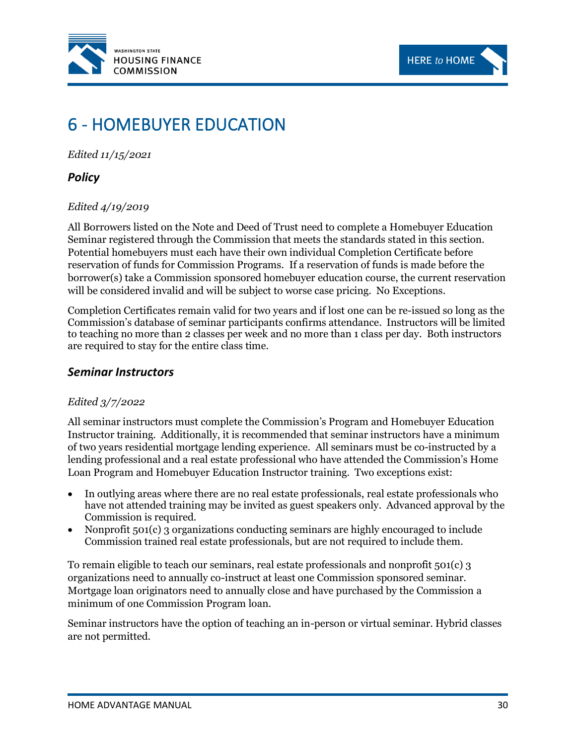# 6 - HOMEBUYER EDUCATION

*Edited 11/15/2021*

### *Policy*

*Edited 4/19/2019*

All Borrowers listed on the Note and Deed of Trust need to complete a Homebuyer Education Seminar registered through the Commission that meets the standards stated in this section. Potential homebuyers must each have their own individual Completion Certificate before reservation of funds for Commission Programs. If a reservation of funds is made before the borrower(s) take a Commission sponsored homebuyer education course, the current reservation will be considered invalid and will be subject to worse case pricing. No Exceptions.

Completion Certificates remain valid for two years and if lost one can be re-issued so long as the Commission's database of seminar participants confirms attendance. Instructors will be limited to teaching no more than 2 classes per week and no more than 1 class per day. Both instructors are required to stay for the entire class time.

### *Seminar Instructors*

*Edited 3/7/2022*

All seminar instructors must complete the Commission's Program and Homebuyer Education Instructor training. Additionally, it is recommended that seminar instructors have a minimum of two years residential mortgage lending experience. All seminars must be co-instructed by a lending professional and a real estate professional who have attended the Commission's Home Loan Program and Homebuyer Education Instructor training. Two exceptions exist:

- In outlying areas where there are no real estate professionals, real estate professionals who have not attended training may be invited as guest speakers only. Advanced approval by the Commission is required.
- Nonprofit 501(c) 3 organizations conducting seminars are highly encouraged to include Commission trained real estate professionals, but are not required to include them.

To remain eligible to teach our seminars, real estate professionals and nonprofit 501(c) 3 organizations need to annually co-instruct at least one Commission sponsored seminar. Mortgage loan originators need to annually close and have purchased by the Commission a minimum of one Commission Program loan.

Seminar instructors have the option of teaching an in-person or virtual seminar. Hybrid classes are not permitted.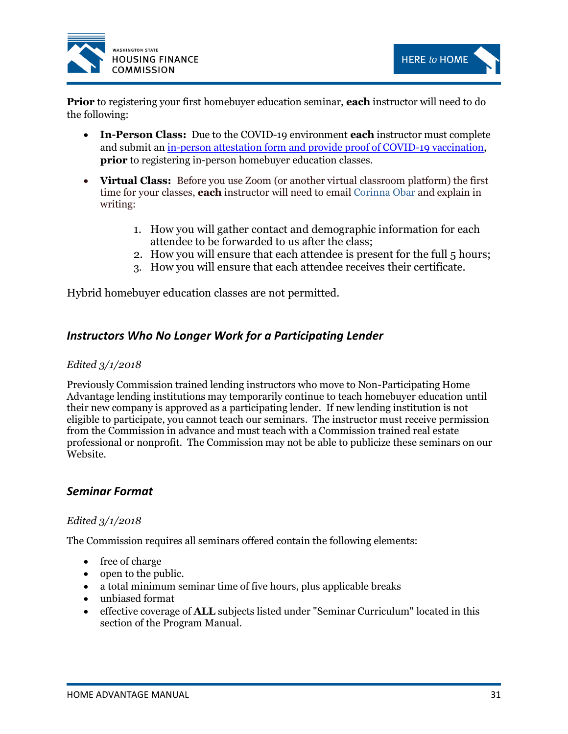**Prior** to registering your first homebuyer education seminar, **each** instructor will need to do the following:

- **In-Person Class:** Due to the COVID-19 environment **each** instructor must complete and submit an [in-person attestation form and provide proof of COVID-19 vaccination](), **prior** to registering in-person homebuyer education classes.
- **Virtual Class:** Before you use Zoom (or another virtual classroom platform) the first time for your classes, **each** instructor will need to email Corinna Obar and explain in writing:

  1. How you will gather contact and demographic information for each attendee to be forwarded to us after the class;
  2. How you will ensure that each attendee is present for the full 5 hours;
  3. How you will ensure that each attendee receives their certificate.

Hybrid homebuyer education classes are not permitted.

### *Instructors Who No Longer Work for a Participating Lender*

*Edited 3/1/2018*

Previously Commission trained lending instructors who move to Non-Participating Home Advantage lending institutions may temporarily continue to teach homebuyer education until their new company is approved as a participating lender. If new lending institution is not eligible to participate, you cannot teach our seminars. The instructor must receive permission from the Commission in advance and must teach with a Commission trained real estate professional or nonprofit. The Commission may not be able to publicize these seminars on our Website.

### *Seminar Format*

*Edited 3/1/2018*

The Commission requires all seminars offered contain the following elements:

- free of charge
- open to the public.
- a total minimum seminar time of five hours, plus applicable breaks
- unbiased format
- effective coverage of **ALL** subjects listed under "Seminar Curriculum" located in this section of the Program Manual.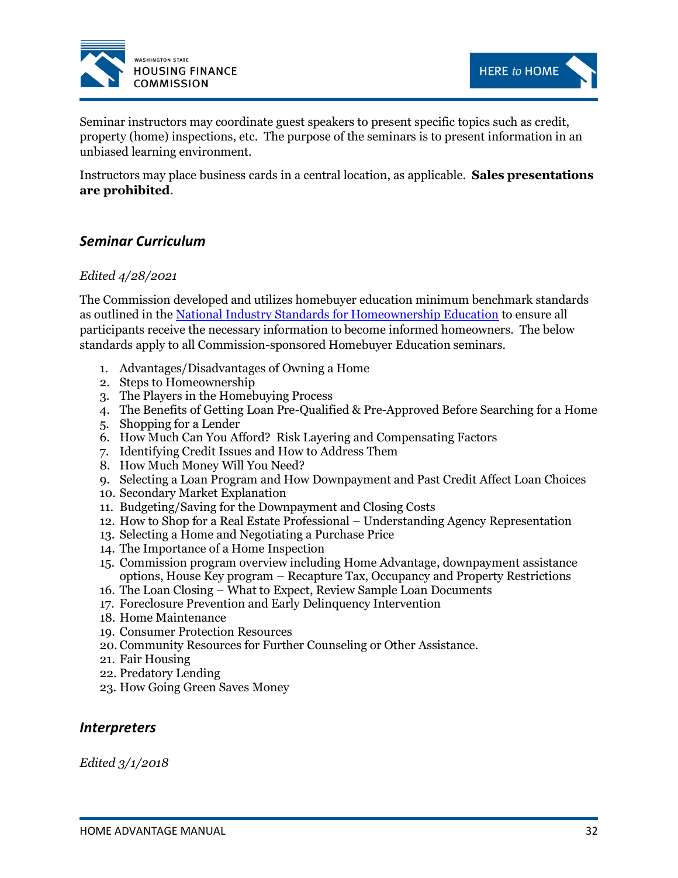Seminar instructors may coordinate guest speakers to present specific topics such as credit, property (home) inspections, etc. The purpose of the seminars is to present information in an unbiased learning environment.

Instructors may place business cards in a central location, as applicable. **Sales presentations are prohibited**.

### *Seminar Curriculum*

*Edited 4/28/2021*

The Commission developed and utilizes homebuyer education minimum benchmark standards as outlined in the [National Industry Standards for Homeownership Education]() to ensure all participants receive the necessary information to become informed homeowners. The below standards apply to all Commission-sponsored Homebuyer Education seminars.

1. Advantages/Disadvantages of Owning a Home
2. Steps to Homeownership
3. The Players in the Homebuying Process
4. The Benefits of Getting Loan Pre-Qualified & Pre-Approved Before Searching for a Home
5. Shopping for a Lender
6. How Much Can You Afford? Risk Layering and Compensating Factors
7. Identifying Credit Issues and How to Address Them
8. How Much Money Will You Need?
9. Selecting a Loan Program and How Downpayment and Past Credit Affect Loan Choices
10. Secondary Market Explanation
11. Budgeting/Saving for the Downpayment and Closing Costs
12. How to Shop for a Real Estate Professional – Understanding Agency Representation
13. Selecting a Home and Negotiating a Purchase Price
14. The Importance of a Home Inspection
15. Commission program overview including Home Advantage, downpayment assistance options, House Key program – Recapture Tax, Occupancy and Property Restrictions
16. The Loan Closing – What to Expect, Review Sample Loan Documents
17. Foreclosure Prevention and Early Delinquency Intervention
18. Home Maintenance
19. Consumer Protection Resources
20. Community Resources for Further Counseling or Other Assistance.
21. Fair Housing
22. Predatory Lending
23. How Going Green Saves Money

### *Interpreters*

*Edited 3/1/2018*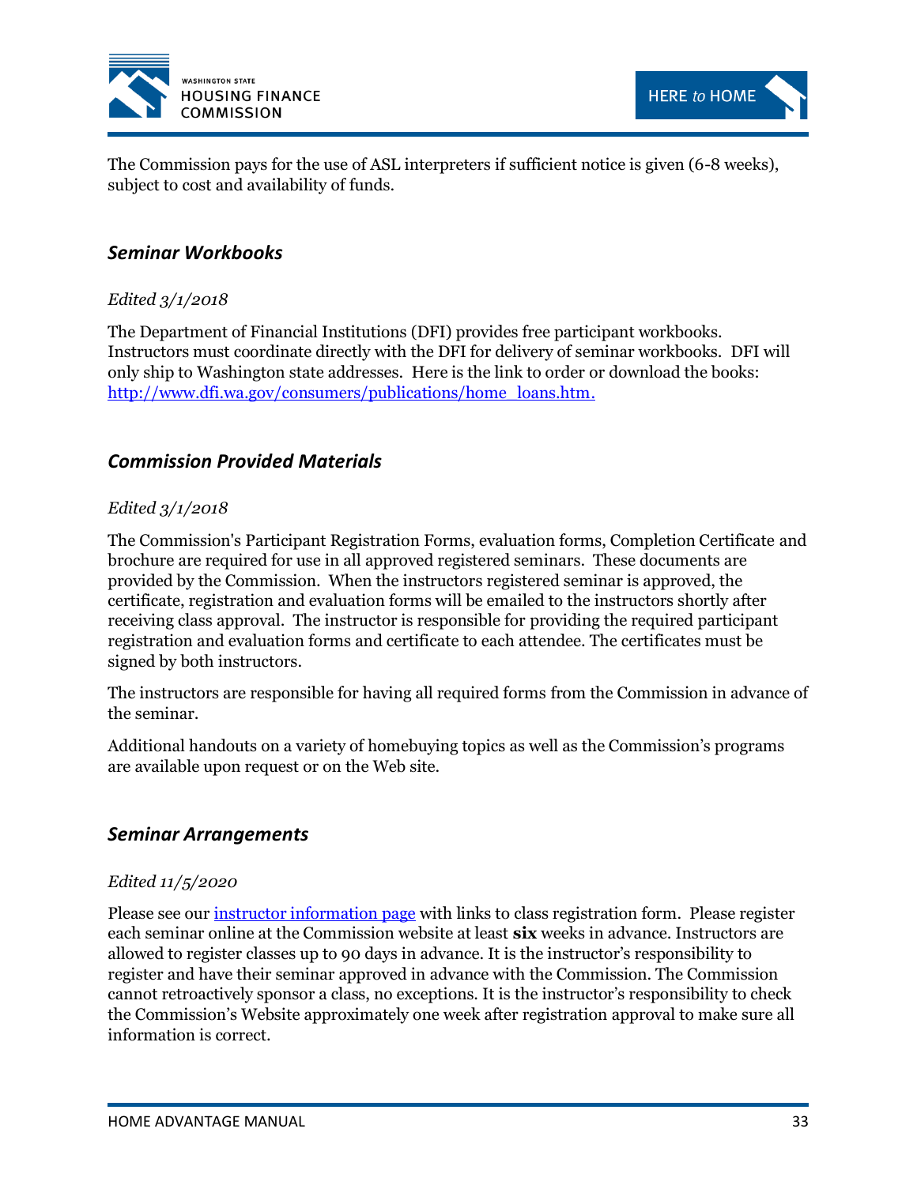The Commission pays for the use of ASL interpreters if sufficient notice is given (6-8 weeks), subject to cost and availability of funds.

### *Seminar Workbooks*

*Edited 3/1/2018*

The Department of Financial Institutions (DFI) provides free participant workbooks. Instructors must coordinate directly with the DFI for delivery of seminar workbooks. DFI will only ship to Washington state addresses. Here is the link to order or download the books: [http://www.dfi.wa.gov/consumers/publications/home_loans.htm.](http://www.dfi.wa.gov/consumers/publications/home_loans.htm)

### *Commission Provided Materials*

*Edited 3/1/2018*

The Commission's Participant Registration Forms, evaluation forms, Completion Certificate and brochure are required for use in all approved registered seminars. These documents are provided by the Commission. When the instructors registered seminar is approved, the certificate, registration and evaluation forms will be emailed to the instructors shortly after receiving class approval. The instructor is responsible for providing the required participant registration and evaluation forms and certificate to each attendee. The certificates must be signed by both instructors.

The instructors are responsible for having all required forms from the Commission in advance of the seminar.

Additional handouts on a variety of homebuying topics as well as the Commission's programs are available upon request or on the Web site.

### *Seminar Arrangements*

*Edited 11/5/2020*

Please see our instructor information page with links to class registration form. Please register each seminar online at the Commission website at least **six** weeks in advance. Instructors are allowed to register classes up to 90 days in advance. It is the instructor's responsibility to register and have their seminar approved in advance with the Commission. The Commission cannot retroactively sponsor a class, no exceptions. It is the instructor's responsibility to check the Commission's Website approximately one week after registration approval to make sure all information is correct.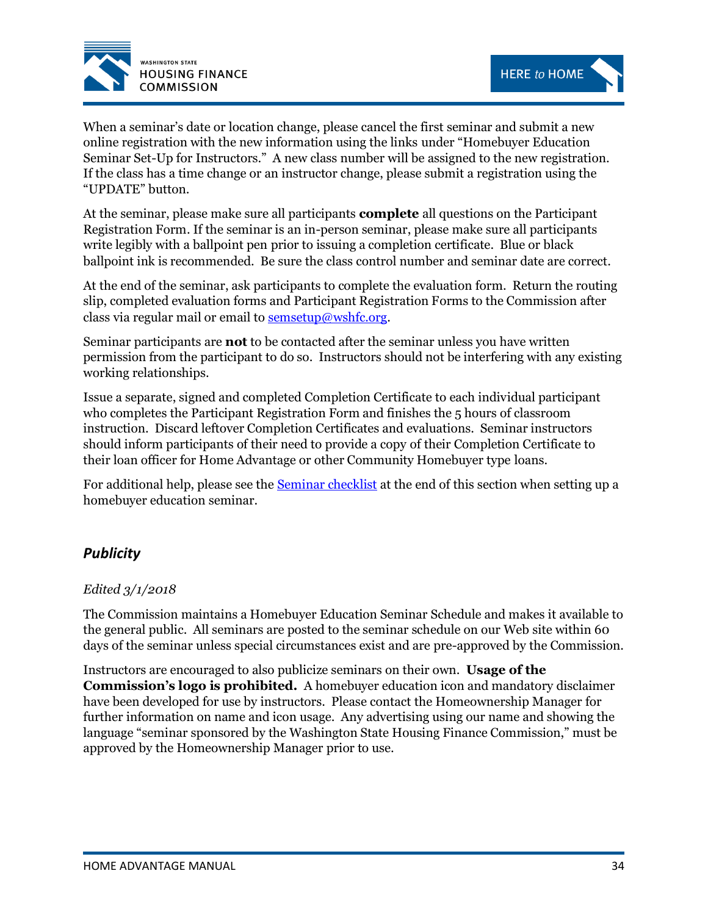When a seminar's date or location change, please cancel the first seminar and submit a new online registration with the new information using the links under "Homebuyer Education Seminar Set-Up for Instructors." A new class number will be assigned to the new registration. If the class has a time change or an instructor change, please submit a registration using the "UPDATE" button.

At the seminar, please make sure all participants **complete** all questions on the Participant Registration Form. If the seminar is an in-person seminar, please make sure all participants write legibly with a ballpoint pen prior to issuing a completion certificate. Blue or black ballpoint ink is recommended. Be sure the class control number and seminar date are correct.

At the end of the seminar, ask participants to complete the evaluation form. Return the routing slip, completed evaluation forms and Participant Registration Forms to the Commission after class via regular mail or email to [semsetup@wshfc.org](mailto:semsetup@wshfc.org).

Seminar participants are **not** to be contacted after the seminar unless you have written permission from the participant to do so. Instructors should not be interfering with any existing working relationships.

Issue a separate, signed and completed Completion Certificate to each individual participant who completes the Participant Registration Form and finishes the 5 hours of classroom instruction. Discard leftover Completion Certificates and evaluations. Seminar instructors should inform participants of their need to provide a copy of their Completion Certificate to their loan officer for Home Advantage or other Community Homebuyer type loans.

For additional help, please see the [Seminar checklist]() at the end of this section when setting up a homebuyer education seminar.

### *Publicity*

*Edited 3/1/2018*

The Commission maintains a Homebuyer Education Seminar Schedule and makes it available to the general public. All seminars are posted to the seminar schedule on our Web site within 60 days of the seminar unless special circumstances exist and are pre-approved by the Commission.

Instructors are encouraged to also publicize seminars on their own. **Usage of the Commission's logo is prohibited.** A homebuyer education icon and mandatory disclaimer have been developed for use by instructors. Please contact the Homeownership Manager for further information on name and icon usage. Any advertising using our name and showing the language "seminar sponsored by the Washington State Housing Finance Commission," must be approved by the Homeownership Manager prior to use.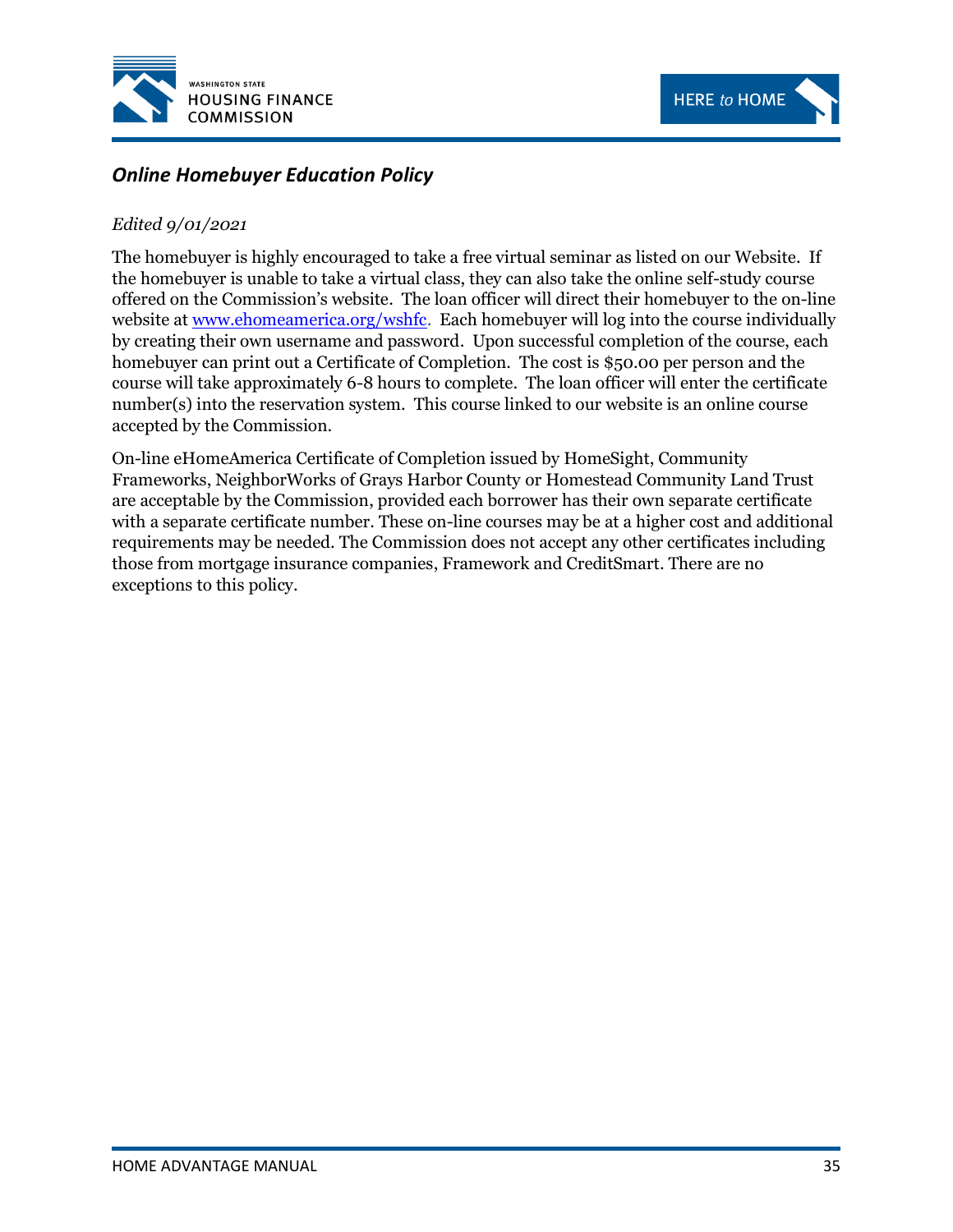## *Online Homebuyer Education Policy*

*Edited 9/01/2021*

The homebuyer is highly encouraged to take a free virtual seminar as listed on our Website. If the homebuyer is unable to take a virtual class, they can also take the online self-study course offered on the Commission's website. The loan officer will direct their homebuyer to the on-line website at [www.ehomeamerica.org/wshfc](www.ehomeamerica.org/wshfc). Each homebuyer will log into the course individually by creating their own username and password. Upon successful completion of the course, each homebuyer can print out a Certificate of Completion. The cost is $50.00 per person and the course will take approximately 6-8 hours to complete. The loan officer will enter the certificate number(s) into the reservation system. This course linked to our website is an online course accepted by the Commission.

On-line eHomeAmerica Certificate of Completion issued by HomeSight, Community Frameworks, NeighborWorks of Grays Harbor County or Homestead Community Land Trust are acceptable by the Commission, provided each borrower has their own separate certificate with a separate certificate number. These on-line courses may be at a higher cost and additional requirements may be needed. The Commission does not accept any other certificates including those from mortgage insurance companies, Framework and CreditSmart. There are no exceptions to this policy.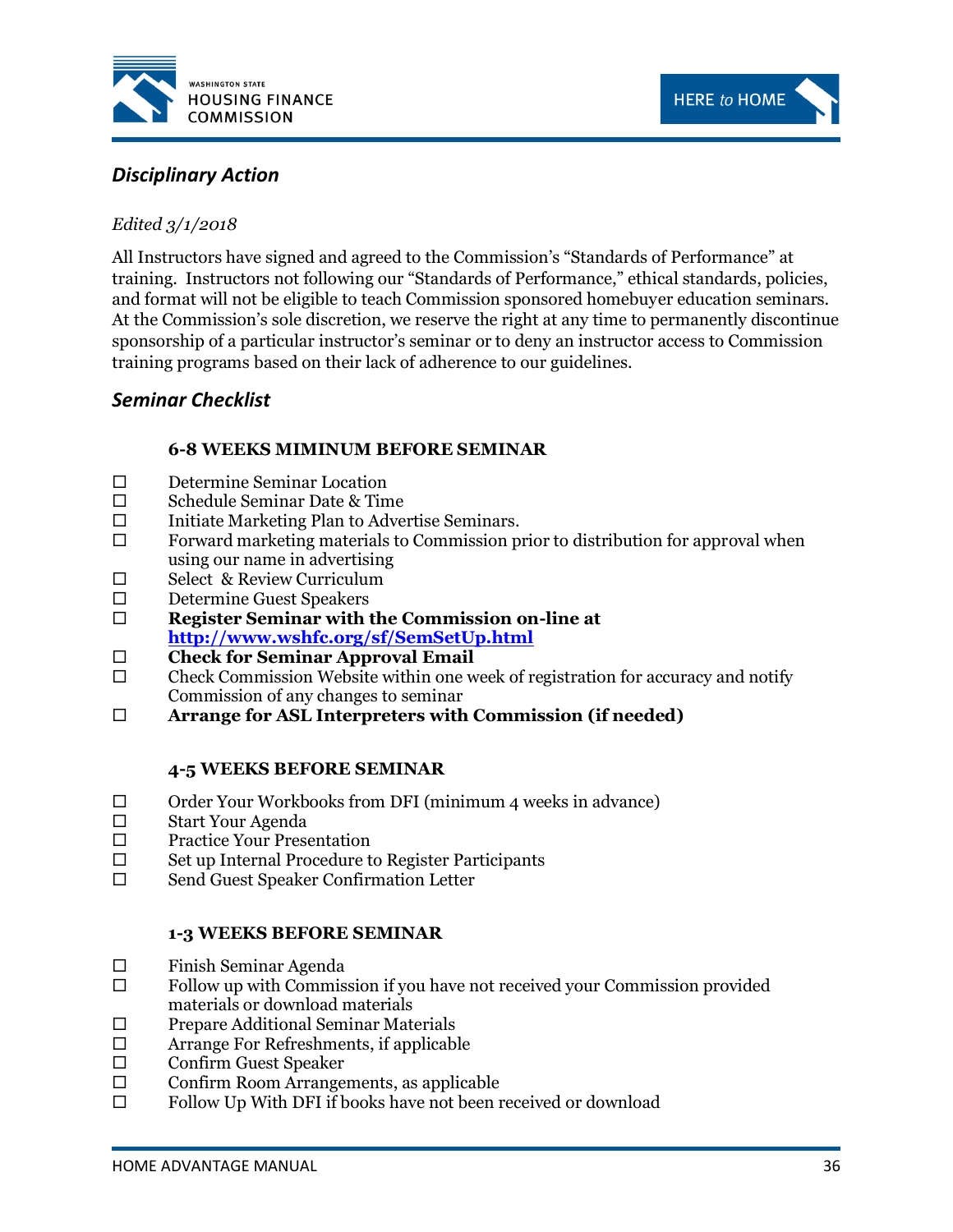## *Disciplinary Action*

*Edited 3/1/2018*

All Instructors have signed and agreed to the Commission's "Standards of Performance" at training. Instructors not following our "Standards of Performance," ethical standards, policies, and format will not be eligible to teach Commission sponsored homebuyer education seminars. At the Commission's sole discretion, we reserve the right at any time to permanently discontinue sponsorship of a particular instructor's seminar or to deny an instructor access to Commission training programs based on their lack of adherence to our guidelines.

## *Seminar Checklist*

### 6-8 WEEKS MIMINUM BEFORE SEMINAR

- ☐ Determine Seminar Location
- ☐ Schedule Seminar Date & Time
- ☐ Initiate Marketing Plan to Advertise Seminars.
- ☐ Forward marketing materials to Commission prior to distribution for approval when using our name in advertising
- ☐ Select & Review Curriculum
- ☐ Determine Guest Speakers
- ☐ **Register Seminar with the Commission on-line at [http://www.wshfc.org/sf/SemSetUp.html](http://www.wshfc.org/sf/SemSetUp.html)**
- ☐ **Check for Seminar Approval Email**
- ☐ Check Commission Website within one week of registration for accuracy and notify Commission of any changes to seminar
- ☐ **Arrange for ASL Interpreters with Commission (if needed)**

### 4-5 WEEKS BEFORE SEMINAR

- ☐ Order Your Workbooks from DFI (minimum 4 weeks in advance)
- ☐ Start Your Agenda
- ☐ Practice Your Presentation
- ☐ Set up Internal Procedure to Register Participants
- ☐ Send Guest Speaker Confirmation Letter

### 1-3 WEEKS BEFORE SEMINAR

- ☐ Finish Seminar Agenda
- ☐ Follow up with Commission if you have not received your Commission provided materials or download materials
- ☐ Prepare Additional Seminar Materials
- ☐ Arrange For Refreshments, if applicable
- ☐ Confirm Guest Speaker
- ☐ Confirm Room Arrangements, as applicable
- ☐ Follow Up With DFI if books have not been received or download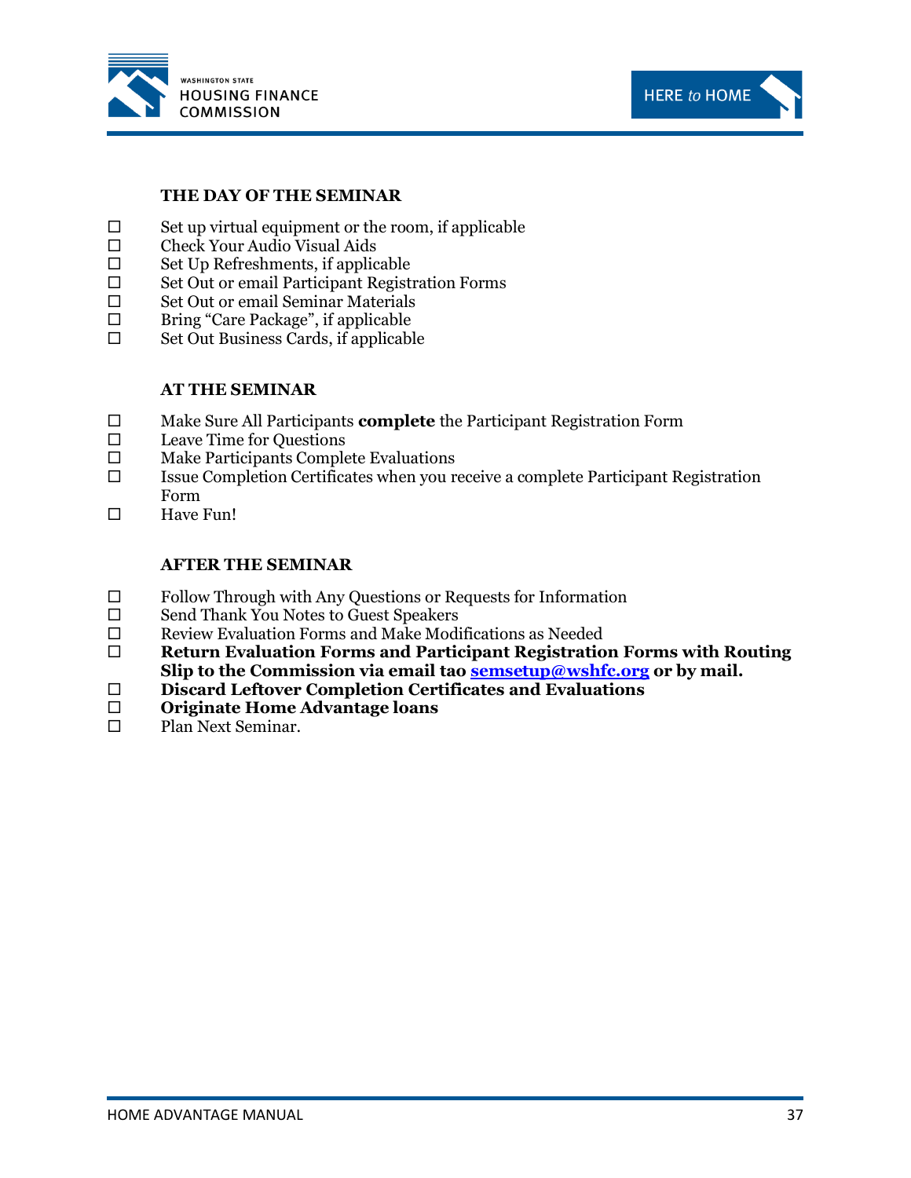### THE DAY OF THE SEMINAR

- ☐ Set up virtual equipment or the room, if applicable
- ☐ Check Your Audio Visual Aids
- ☐ Set Up Refreshments, if applicable
- ☐ Set Out or email Participant Registration Forms
- ☐ Set Out or email Seminar Materials
- ☐ Bring "Care Package", if applicable
- ☐ Set Out Business Cards, if applicable

### AT THE SEMINAR

- ☐ Make Sure All Participants **complete** the Participant Registration Form
- ☐ Leave Time for Questions
- ☐ Make Participants Complete Evaluations
- ☐ Issue Completion Certificates when you receive a complete Participant Registration Form
- ☐ Have Fun!

### AFTER THE SEMINAR

- ☐ Follow Through with Any Questions or Requests for Information
- ☐ Send Thank You Notes to Guest Speakers
- ☐ Review Evaluation Forms and Make Modifications as Needed
- ☐ **Return Evaluation Forms and Participant Registration Forms with Routing Slip to the Commission via email tao [semsetup@wshfc.org](mailto:semsetup@wshfc.org) or by mail.**
- ☐ **Discard Leftover Completion Certificates and Evaluations**
- ☐ **Originate Home Advantage loans**
- ☐ Plan Next Seminar.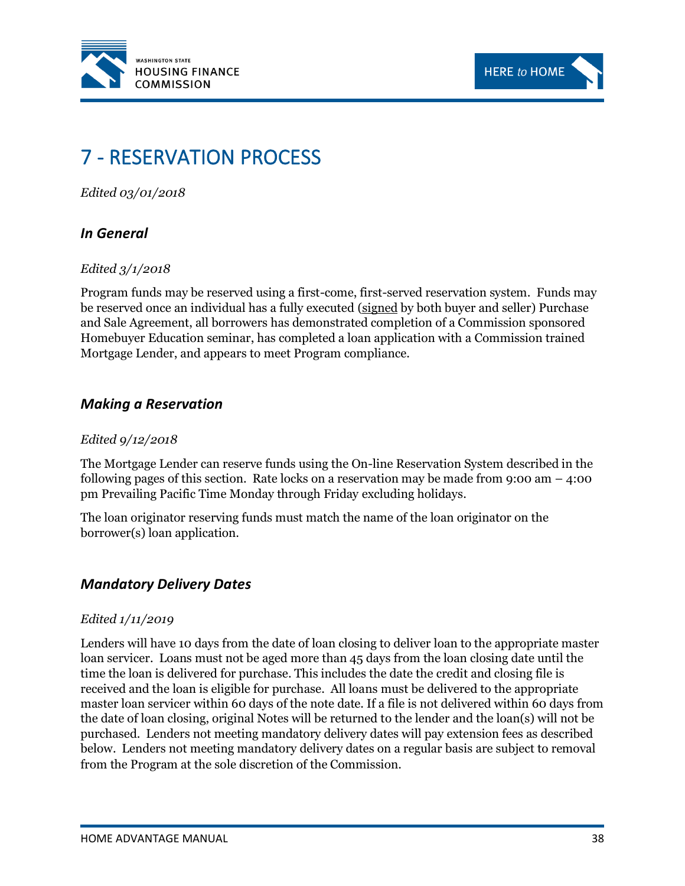# 7 - RESERVATION PROCESS

*Edited 03/01/2018*

## *In General*

*Edited 3/1/2018*

Program funds may be reserved using a first-come, first-served reservation system. Funds may be reserved once an individual has a fully executed (signed by both buyer and seller) Purchase and Sale Agreement, all borrowers has demonstrated completion of a Commission sponsored Homebuyer Education seminar, has completed a loan application with a Commission trained Mortgage Lender, and appears to meet Program compliance.

## *Making a Reservation*

*Edited 9/12/2018*

The Mortgage Lender can reserve funds using the On-line Reservation System described in the following pages of this section. Rate locks on a reservation may be made from 9:00 am – 4:00 pm Prevailing Pacific Time Monday through Friday excluding holidays.

The loan originator reserving funds must match the name of the loan originator on the borrower(s) loan application.

## *Mandatory Delivery Dates*

*Edited 1/11/2019*

Lenders will have 10 days from the date of loan closing to deliver loan to the appropriate master loan servicer. Loans must not be aged more than 45 days from the loan closing date until the time the loan is delivered for purchase. This includes the date the credit and closing file is received and the loan is eligible for purchase. All loans must be delivered to the appropriate master loan servicer within 60 days of the note date. If a file is not delivered within 60 days from the date of loan closing, original Notes will be returned to the lender and the loan(s) will not be purchased. Lenders not meeting mandatory delivery dates will pay extension fees as described below. Lenders not meeting mandatory delivery dates on a regular basis are subject to removal from the Program at the sole discretion of the Commission.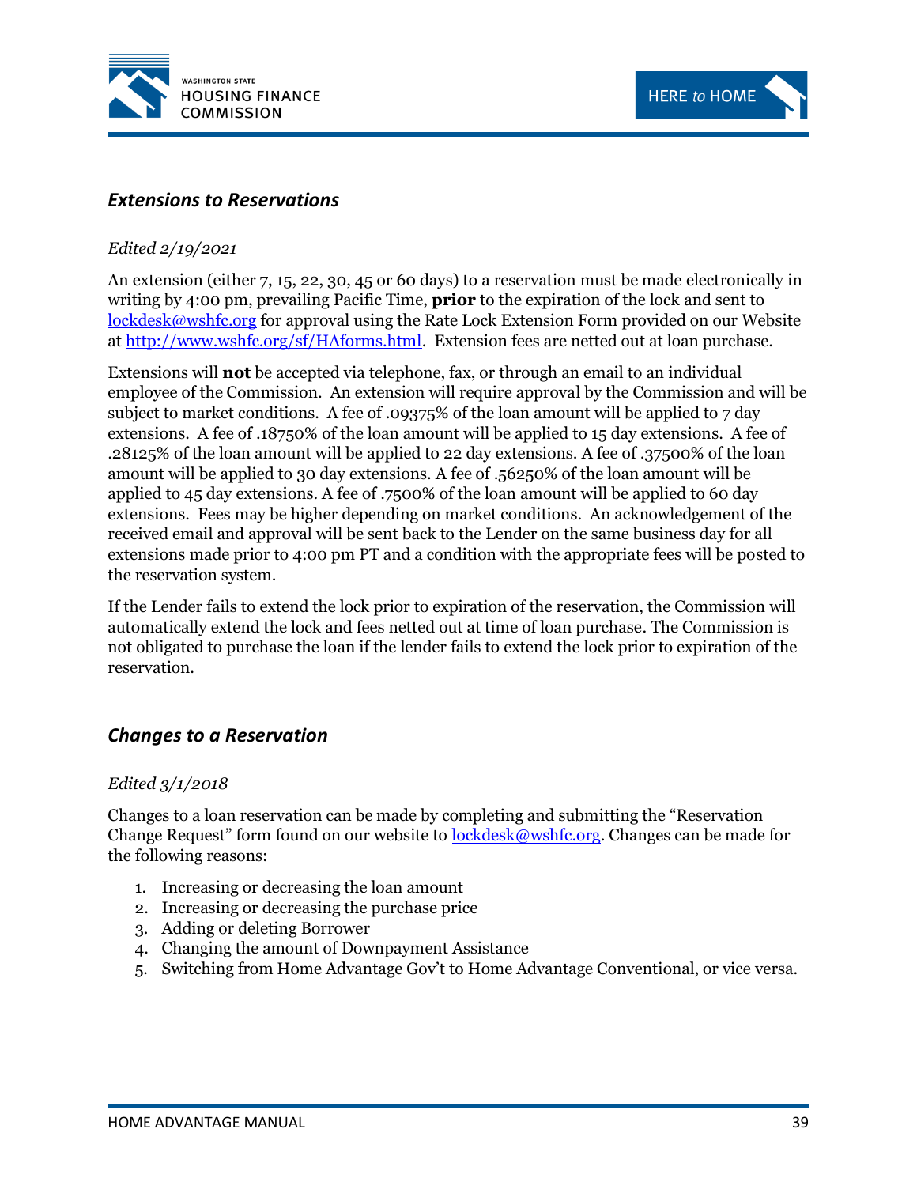## *Extensions to Reservations*

*Edited 2/19/2021*

An extension (either 7, 15, 22, 30, 45 or 60 days) to a reservation must be made electronically in writing by 4:00 pm, prevailing Pacific Time, **prior** to the expiration of the lock and sent to lockdesk@wshfc.org for approval using the Rate Lock Extension Form provided on our Website at http://www.wshfc.org/sf/HAforms.html. Extension fees are netted out at loan purchase.

Extensions will **not** be accepted via telephone, fax, or through an email to an individual employee of the Commission. An extension will require approval by the Commission and will be subject to market conditions. A fee of .09375% of the loan amount will be applied to 7 day extensions. A fee of .18750% of the loan amount will be applied to 15 day extensions. A fee of .28125% of the loan amount will be applied to 22 day extensions. A fee of .37500% of the loan amount will be applied to 30 day extensions. A fee of .56250% of the loan amount will be applied to 45 day extensions. A fee of .7500% of the loan amount will be applied to 60 day extensions. Fees may be higher depending on market conditions. An acknowledgement of the received email and approval will be sent back to the Lender on the same business day for all extensions made prior to 4:00 pm PT and a condition with the appropriate fees will be posted to the reservation system.

If the Lender fails to extend the lock prior to expiration of the reservation, the Commission will automatically extend the lock and fees netted out at time of loan purchase. The Commission is not obligated to purchase the loan if the lender fails to extend the lock prior to expiration of the reservation.

## *Changes to a Reservation*

*Edited 3/1/2018*

Changes to a loan reservation can be made by completing and submitting the "Reservation Change Request" form found on our website to lockdesk@wshfc.org. Changes can be made for the following reasons:

1. Increasing or decreasing the loan amount
2. Increasing or decreasing the purchase price
3. Adding or deleting Borrower
4. Changing the amount of Downpayment Assistance
5. Switching from Home Advantage Gov't to Home Advantage Conventional, or vice versa.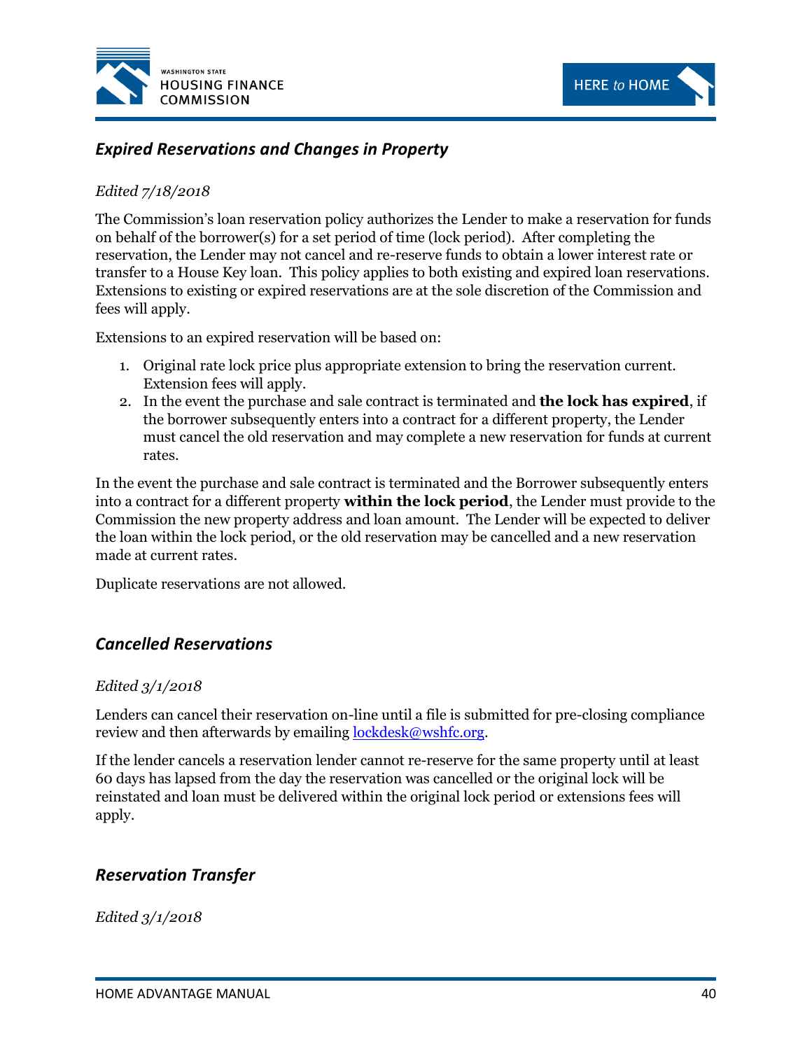## *Expired Reservations and Changes in Property*

*Edited 7/18/2018*

The Commission's loan reservation policy authorizes the Lender to make a reservation for funds on behalf of the borrower(s) for a set period of time (lock period). After completing the reservation, the Lender may not cancel and re-reserve funds to obtain a lower interest rate or transfer to a House Key loan. This policy applies to both existing and expired loan reservations. Extensions to existing or expired reservations are at the sole discretion of the Commission and fees will apply.

Extensions to an expired reservation will be based on:

1. Original rate lock price plus appropriate extension to bring the reservation current. Extension fees will apply.
2. In the event the purchase and sale contract is terminated and **the lock has expired**, if the borrower subsequently enters into a contract for a different property, the Lender must cancel the old reservation and may complete a new reservation for funds at current rates.

In the event the purchase and sale contract is terminated and the Borrower subsequently enters into a contract for a different property **within the lock period**, the Lender must provide to the Commission the new property address and loan amount. The Lender will be expected to deliver the loan within the lock period, or the old reservation may be cancelled and a new reservation made at current rates.

Duplicate reservations are not allowed.

## *Cancelled Reservations*

*Edited 3/1/2018*

Lenders can cancel their reservation on-line until a file is submitted for pre-closing compliance review and then afterwards by emailing lockdesk@wshfc.org.

If the lender cancels a reservation lender cannot re-reserve for the same property until at least 60 days has lapsed from the day the reservation was cancelled or the original lock will be reinstated and loan must be delivered within the original lock period or extensions fees will apply.

## *Reservation Transfer*

*Edited 3/1/2018*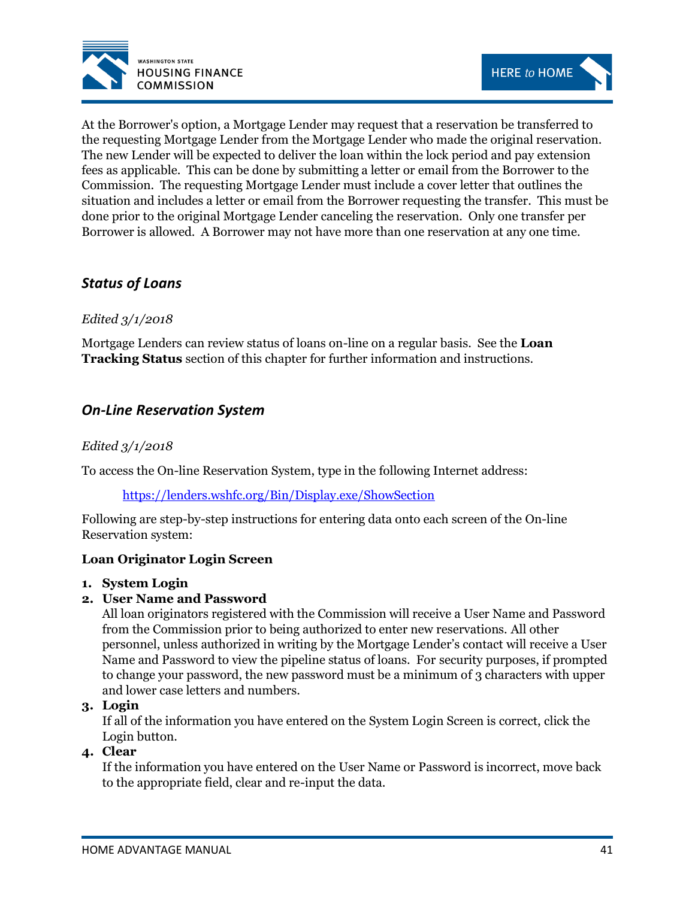At the Borrower's option, a Mortgage Lender may request that a reservation be transferred to the requesting Mortgage Lender from the Mortgage Lender who made the original reservation. The new Lender will be expected to deliver the loan within the lock period and pay extension fees as applicable. This can be done by submitting a letter or email from the Borrower to the Commission. The requesting Mortgage Lender must include a cover letter that outlines the situation and includes a letter or email from the Borrower requesting the transfer. This must be done prior to the original Mortgage Lender canceling the reservation. Only one transfer per Borrower is allowed. A Borrower may not have more than one reservation at any one time.

## *Status of Loans*

*Edited 3/1/2018*

Mortgage Lenders can review status of loans on-line on a regular basis. See the **Loan Tracking Status** section of this chapter for further information and instructions.

## *On-Line Reservation System*

*Edited 3/1/2018*

To access the On-line Reservation System, type in the following Internet address:

https://lenders.wshfc.org/Bin/Display.exe/ShowSection

Following are step-by-step instructions for entering data onto each screen of the On-line Reservation system:

**Loan Originator Login Screen**

1. **System Login**
2. **User Name and Password**
   All loan originators registered with the Commission will receive a User Name and Password from the Commission prior to being authorized to enter new reservations. All other personnel, unless authorized in writing by the Mortgage Lender's contact will receive a User Name and Password to view the pipeline status of loans. For security purposes, if prompted to change your password, the new password must be a minimum of 3 characters with upper and lower case letters and numbers.
3. **Login**
   If all of the information you have entered on the System Login Screen is correct, click the Login button.
4. **Clear**
   If the information you have entered on the User Name or Password is incorrect, move back to the appropriate field, clear and re-input the data.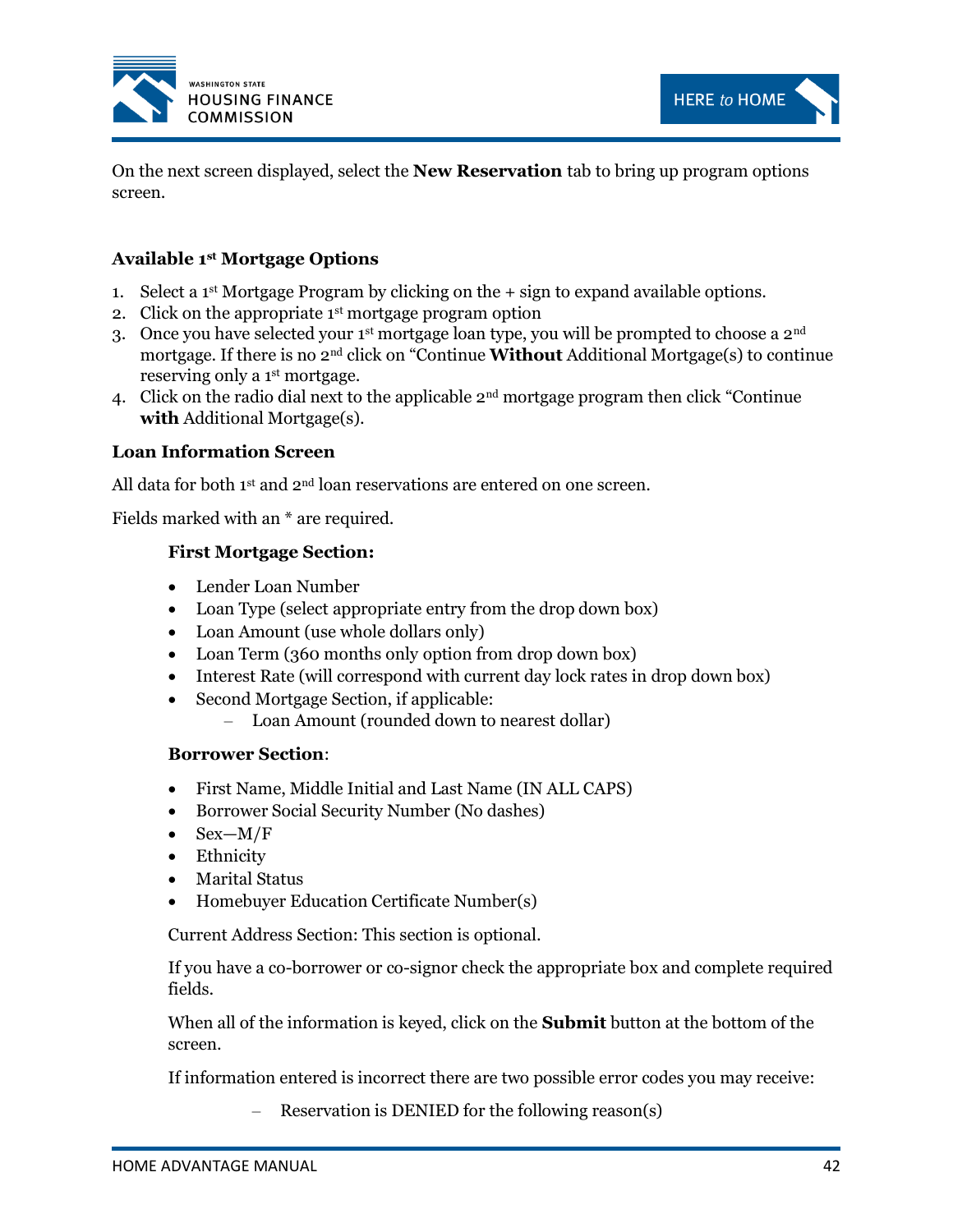On the next screen displayed, select the **New Reservation** tab to bring up program options screen.

### Available 1st Mortgage Options

1. Select a 1st Mortgage Program by clicking on the + sign to expand available options.
2. Click on the appropriate 1st mortgage program option
3. Once you have selected your 1st mortgage loan type, you will be prompted to choose a 2nd mortgage. If there is no 2nd click on "Continue **Without** Additional Mortgage(s) to continue reserving only a 1st mortgage.
4. Click on the radio dial next to the applicable 2nd mortgage program then click "Continue **with** Additional Mortgage(s).

### Loan Information Screen

All data for both 1st and 2nd loan reservations are entered on one screen.

Fields marked with an * are required.

**First Mortgage Section:**

- Lender Loan Number
- Loan Type (select appropriate entry from the drop down box)
- Loan Amount (use whole dollars only)
- Loan Term (360 months only option from drop down box)
- Interest Rate (will correspond with current day lock rates in drop down box)
- Second Mortgage Section, if applicable:
  - Loan Amount (rounded down to nearest dollar)

**Borrower Section**:

- First Name, Middle Initial and Last Name (IN ALL CAPS)
- Borrower Social Security Number (No dashes)
- Sex—M/F
- Ethnicity
- Marital Status
- Homebuyer Education Certificate Number(s)

Current Address Section: This section is optional.

If you have a co-borrower or co-signor check the appropriate box and complete required fields.

When all of the information is keyed, click on the **Submit** button at the bottom of the screen.

If information entered is incorrect there are two possible error codes you may receive:

- Reservation is DENIED for the following reason(s)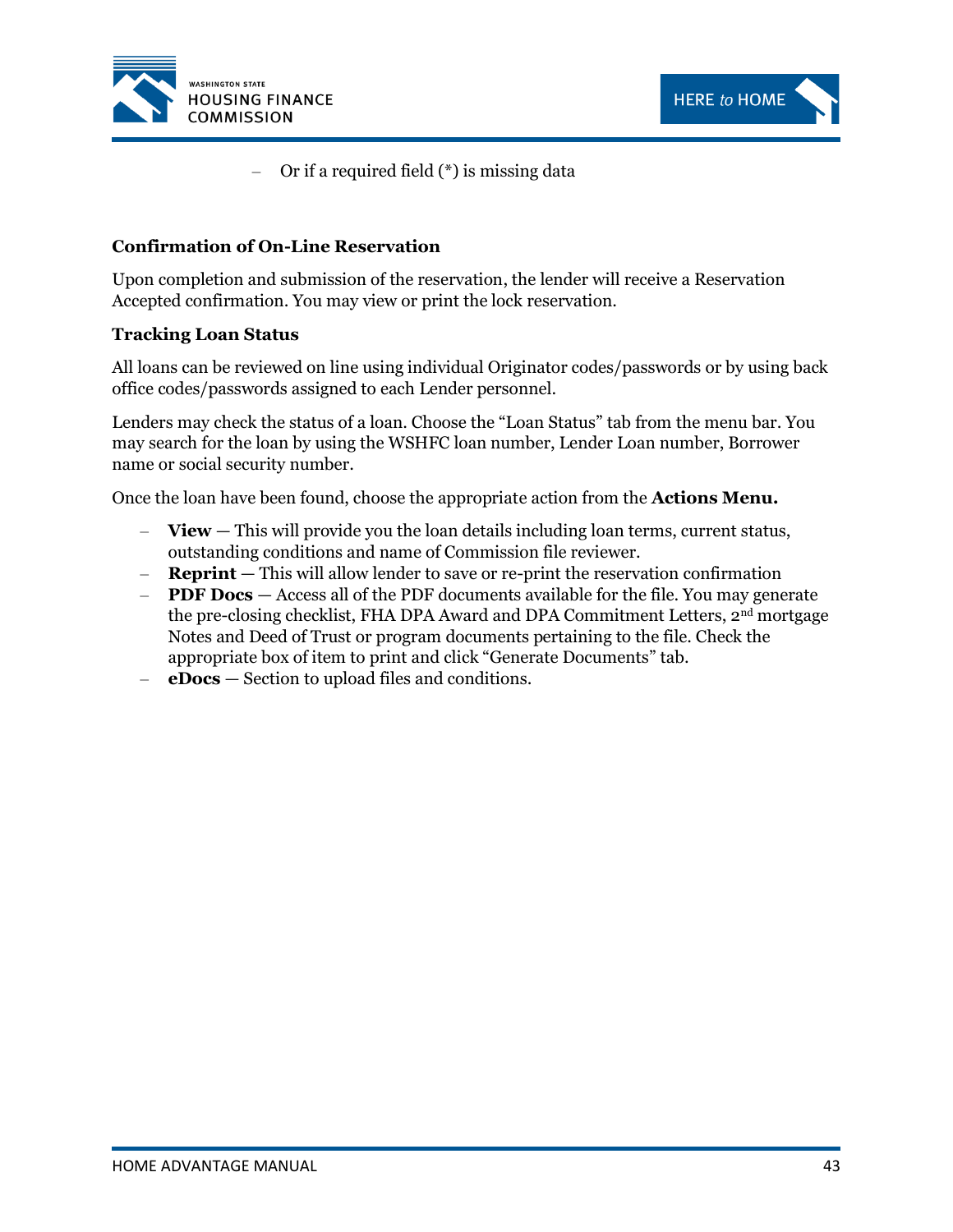- Or if a required field (*) is missing data

**Confirmation of On-Line Reservation**

Upon completion and submission of the reservation, the lender will receive a Reservation Accepted confirmation. You may view or print the lock reservation.

**Tracking Loan Status**

All loans can be reviewed on line using individual Originator codes/passwords or by using back office codes/passwords assigned to each Lender personnel.

Lenders may check the status of a loan. Choose the "Loan Status" tab from the menu bar. You may search for the loan by using the WSHFC loan number, Lender Loan number, Borrower name or social security number.

Once the loan have been found, choose the appropriate action from the **Actions Menu.**

- **View** — This will provide you the loan details including loan terms, current status, outstanding conditions and name of Commission file reviewer.
- **Reprint** — This will allow lender to save or re-print the reservation confirmation
- **PDF Docs** — Access all of the PDF documents available for the file. You may generate the pre-closing checklist, FHA DPA Award and DPA Commitment Letters, 2nd mortgage Notes and Deed of Trust or program documents pertaining to the file. Check the appropriate box of item to print and click "Generate Documents" tab.
- **eDocs** — Section to upload files and conditions.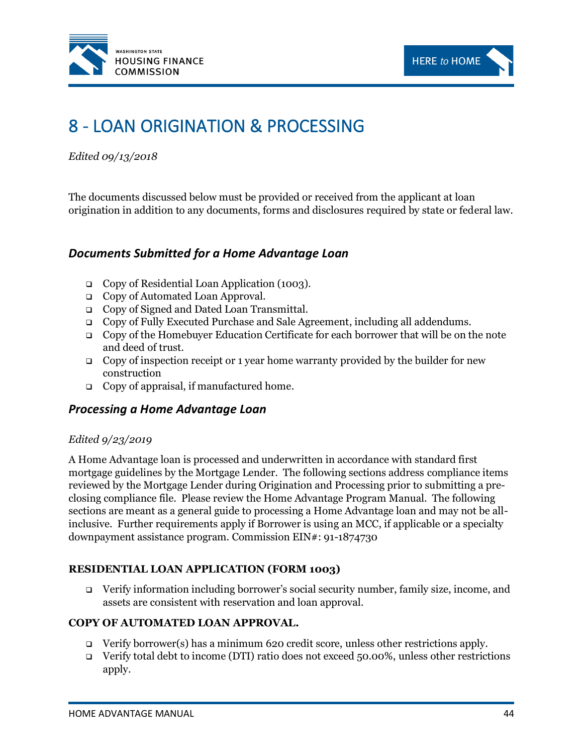# 8 - LOAN ORIGINATION & PROCESSING

*Edited 09/13/2018*

The documents discussed below must be provided or received from the applicant at loan origination in addition to any documents, forms and disclosures required by state or federal law.

## *Documents Submitted for a Home Advantage Loan*

- Copy of Residential Loan Application (1003).
- Copy of Automated Loan Approval.
- Copy of Signed and Dated Loan Transmittal.
- Copy of Fully Executed Purchase and Sale Agreement, including all addendums.
- Copy of the Homebuyer Education Certificate for each borrower that will be on the note and deed of trust.
- Copy of inspection receipt or 1 year home warranty provided by the builder for new construction
- Copy of appraisal, if manufactured home.

## *Processing a Home Advantage Loan*

*Edited 9/23/2019*

A Home Advantage loan is processed and underwritten in accordance with standard first mortgage guidelines by the Mortgage Lender. The following sections address compliance items reviewed by the Mortgage Lender during Origination and Processing prior to submitting a pre-closing compliance file. Please review the Home Advantage Program Manual. The following sections are meant as a general guide to processing a Home Advantage loan and may not be all-inclusive. Further requirements apply if Borrower is using an MCC, if applicable or a specialty downpayment assistance program. Commission EIN#: 91-1874730

### RESIDENTIAL LOAN APPLICATION (FORM 1003)

- Verify information including borrower's social security number, family size, income, and assets are consistent with reservation and loan approval.

### COPY OF AUTOMATED LOAN APPROVAL.

- Verify borrower(s) has a minimum 620 credit score, unless other restrictions apply.
- Verify total debt to income (DTI) ratio does not exceed 50.00%, unless other restrictions apply.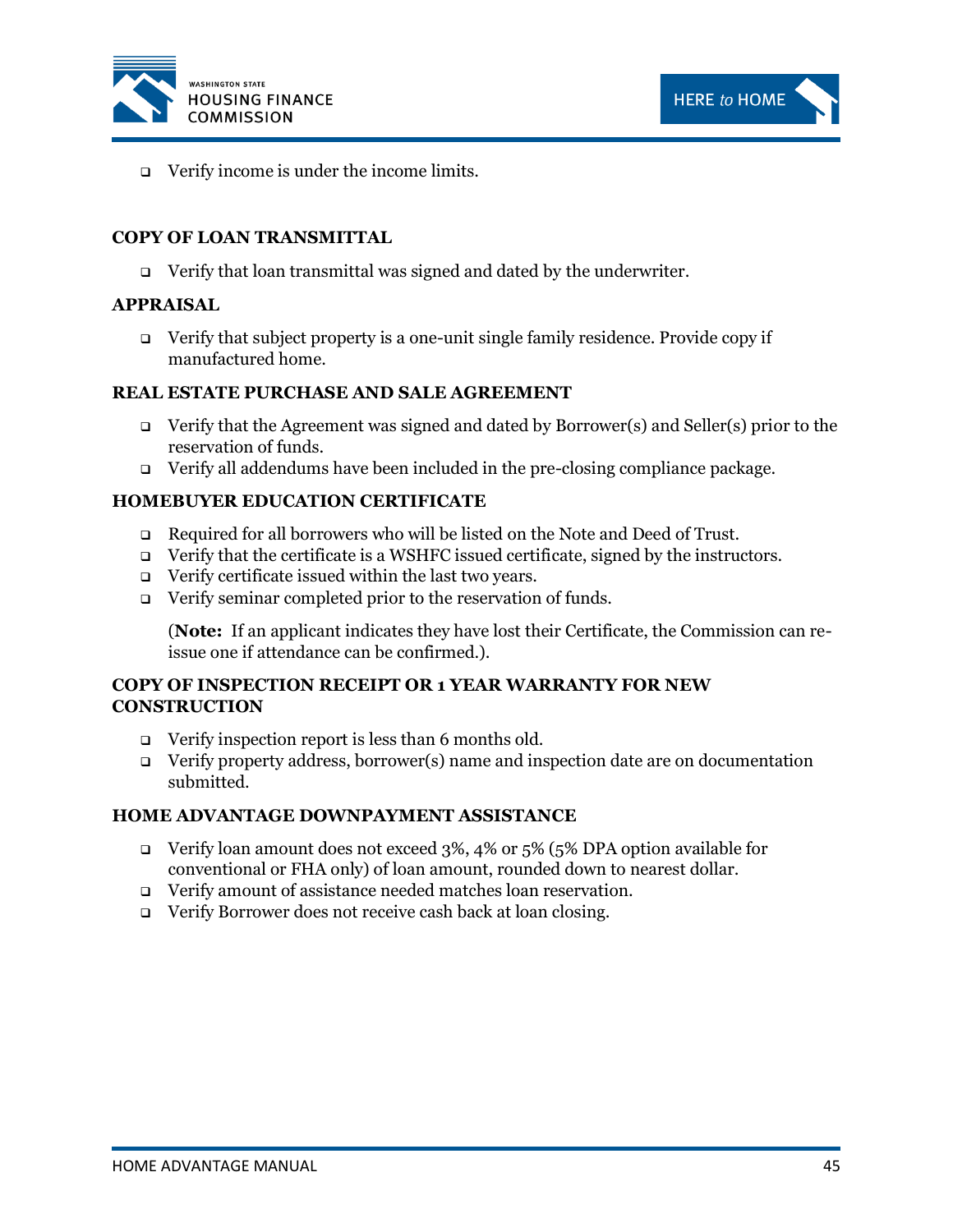- Verify income is under the income limits.

**COPY OF LOAN TRANSMITTAL**

- Verify that loan transmittal was signed and dated by the underwriter.

**APPRAISAL**

- Verify that subject property is a one-unit single family residence. Provide copy if manufactured home.

**REAL ESTATE PURCHASE AND SALE AGREEMENT**

- Verify that the Agreement was signed and dated by Borrower(s) and Seller(s) prior to the reservation of funds.
- Verify all addendums have been included in the pre-closing compliance package.

**HOMEBUYER EDUCATION CERTIFICATE**

- Required for all borrowers who will be listed on the Note and Deed of Trust.
- Verify that the certificate is a WSHFC issued certificate, signed by the instructors.
- Verify certificate issued within the last two years.
- Verify seminar completed prior to the reservation of funds.

  (**Note:** If an applicant indicates they have lost their Certificate, the Commission can re-issue one if attendance can be confirmed.).

**COPY OF INSPECTION RECEIPT OR 1 YEAR WARRANTY FOR NEW CONSTRUCTION**

- Verify inspection report is less than 6 months old.
- Verify property address, borrower(s) name and inspection date are on documentation submitted.

**HOME ADVANTAGE DOWNPAYMENT ASSISTANCE**

- Verify loan amount does not exceed 3%, 4% or 5% (5% DPA option available for conventional or FHA only) of loan amount, rounded down to nearest dollar.
- Verify amount of assistance needed matches loan reservation.
- Verify Borrower does not receive cash back at loan closing.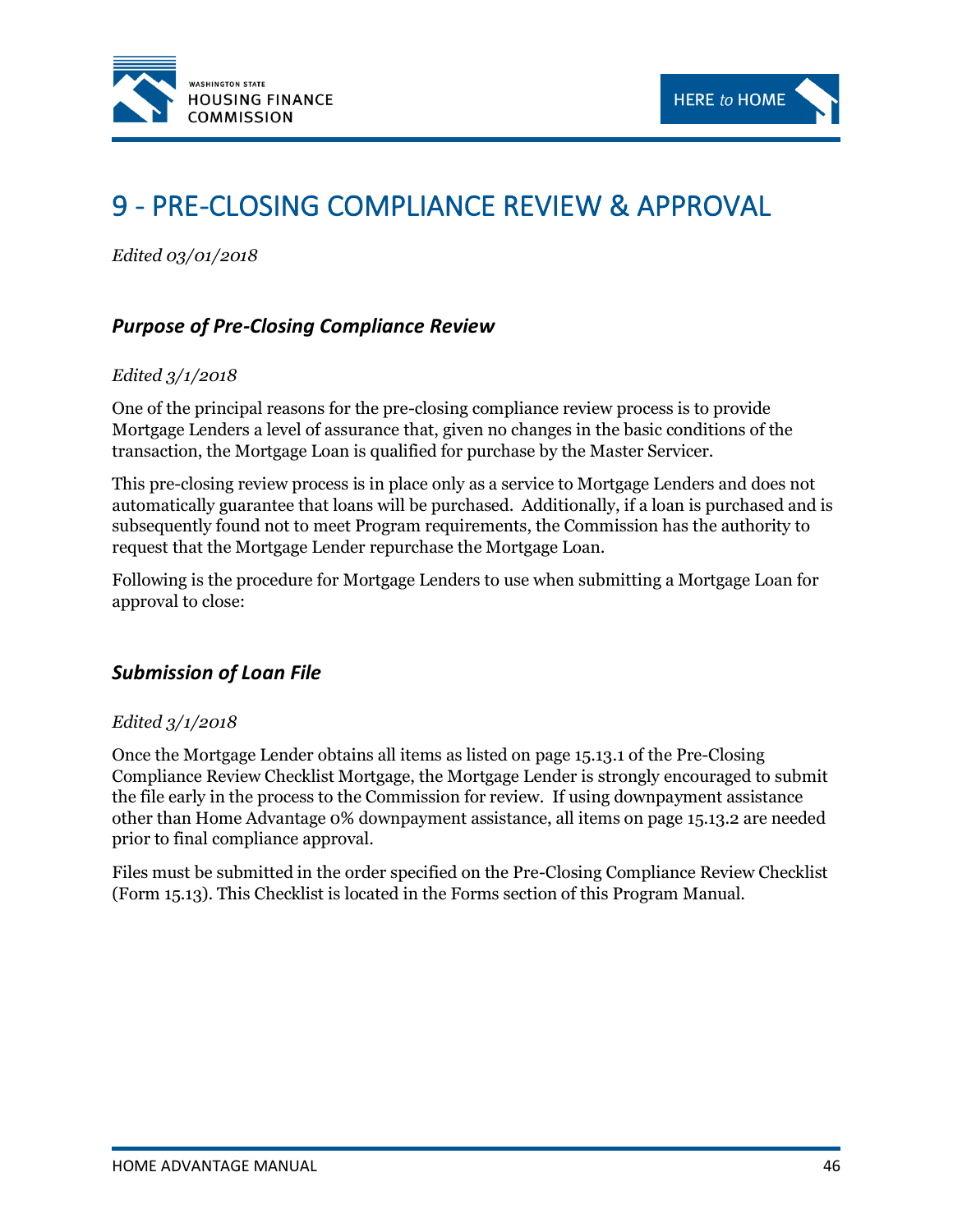# 9 - PRE-CLOSING COMPLIANCE REVIEW & APPROVAL

*Edited 03/01/2018*

## *Purpose of Pre-Closing Compliance Review*

*Edited 3/1/2018*

One of the principal reasons for the pre-closing compliance review process is to provide Mortgage Lenders a level of assurance that, given no changes in the basic conditions of the transaction, the Mortgage Loan is qualified for purchase by the Master Servicer.

This pre-closing review process is in place only as a service to Mortgage Lenders and does not automatically guarantee that loans will be purchased. Additionally, if a loan is purchased and is subsequently found not to meet Program requirements, the Commission has the authority to request that the Mortgage Lender repurchase the Mortgage Loan.

Following is the procedure for Mortgage Lenders to use when submitting a Mortgage Loan for approval to close:

## *Submission of Loan File*

*Edited 3/1/2018*

Once the Mortgage Lender obtains all items as listed on page 15.13.1 of the Pre-Closing Compliance Review Checklist Mortgage, the Mortgage Lender is strongly encouraged to submit the file early in the process to the Commission for review. If using downpayment assistance other than Home Advantage 0% downpayment assistance, all items on page 15.13.2 are needed prior to final compliance approval.

Files must be submitted in the order specified on the Pre-Closing Compliance Review Checklist (Form 15.13). This Checklist is located in the Forms section of this Program Manual.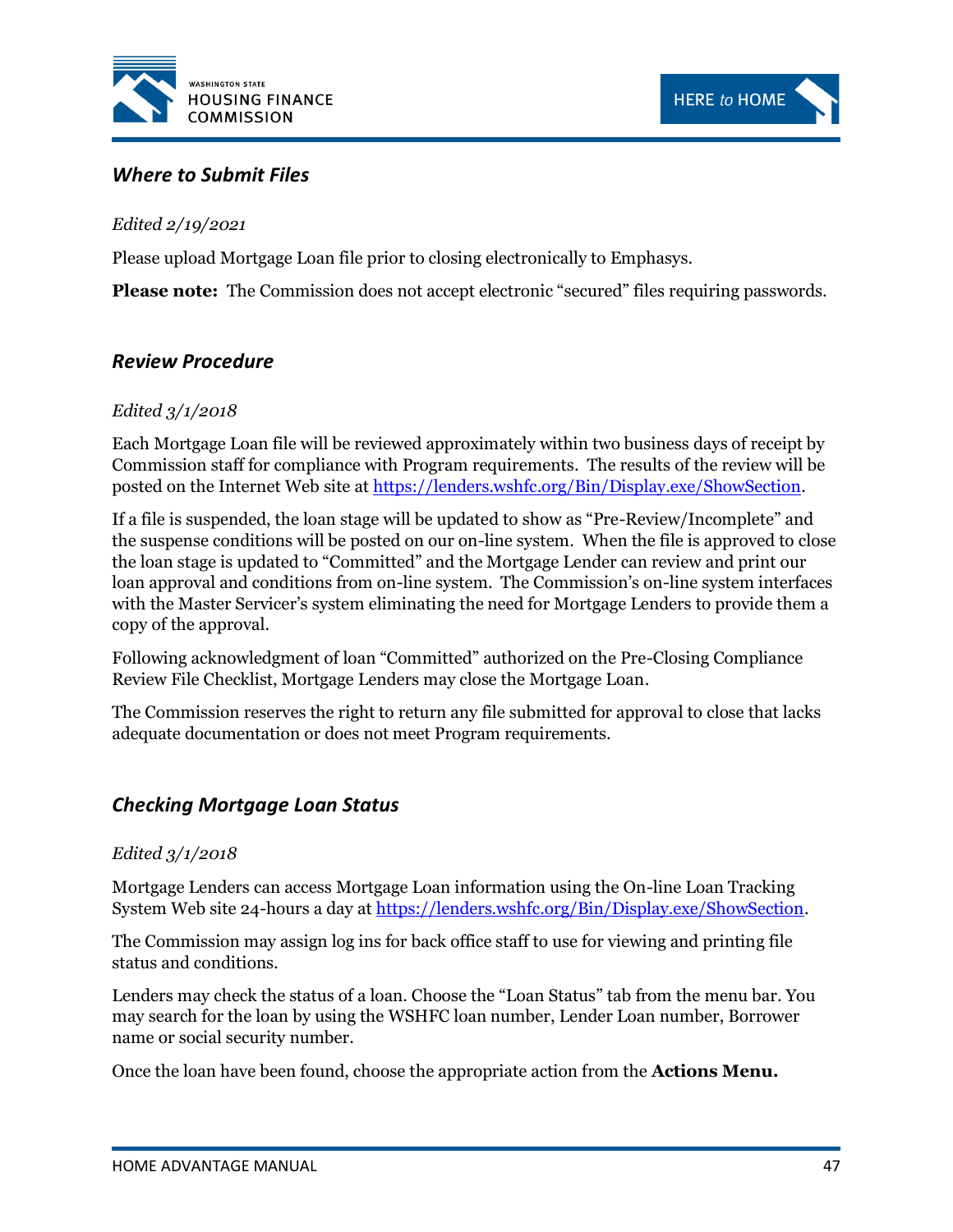### *Where to Submit Files*

*Edited 2/19/2021*

Please upload Mortgage Loan file prior to closing electronically to Emphasys.

**Please note:** The Commission does not accept electronic "secured" files requiring passwords.

### *Review Procedure*

*Edited 3/1/2018*

Each Mortgage Loan file will be reviewed approximately within two business days of receipt by Commission staff for compliance with Program requirements. The results of the review will be posted on the Internet Web site at [https://lenders.wshfc.org/Bin/Display.exe/ShowSection](https://lenders.wshfc.org/Bin/Display.exe/ShowSection).

If a file is suspended, the loan stage will be updated to show as "Pre-Review/Incomplete" and the suspense conditions will be posted on our on-line system. When the file is approved to close the loan stage is updated to "Committed" and the Mortgage Lender can review and print our loan approval and conditions from on-line system. The Commission's on-line system interfaces with the Master Servicer's system eliminating the need for Mortgage Lenders to provide them a copy of the approval.

Following acknowledgment of loan "Committed" authorized on the Pre-Closing Compliance Review File Checklist, Mortgage Lenders may close the Mortgage Loan.

The Commission reserves the right to return any file submitted for approval to close that lacks adequate documentation or does not meet Program requirements.

### *Checking Mortgage Loan Status*

*Edited 3/1/2018*

Mortgage Lenders can access Mortgage Loan information using the On-line Loan Tracking System Web site 24-hours a day at [https://lenders.wshfc.org/Bin/Display.exe/ShowSection](https://lenders.wshfc.org/Bin/Display.exe/ShowSection).

The Commission may assign log ins for back office staff to use for viewing and printing file status and conditions.

Lenders may check the status of a loan. Choose the "Loan Status" tab from the menu bar. You may search for the loan by using the WSHFC loan number, Lender Loan number, Borrower name or social security number.

Once the loan have been found, choose the appropriate action from the **Actions Menu.**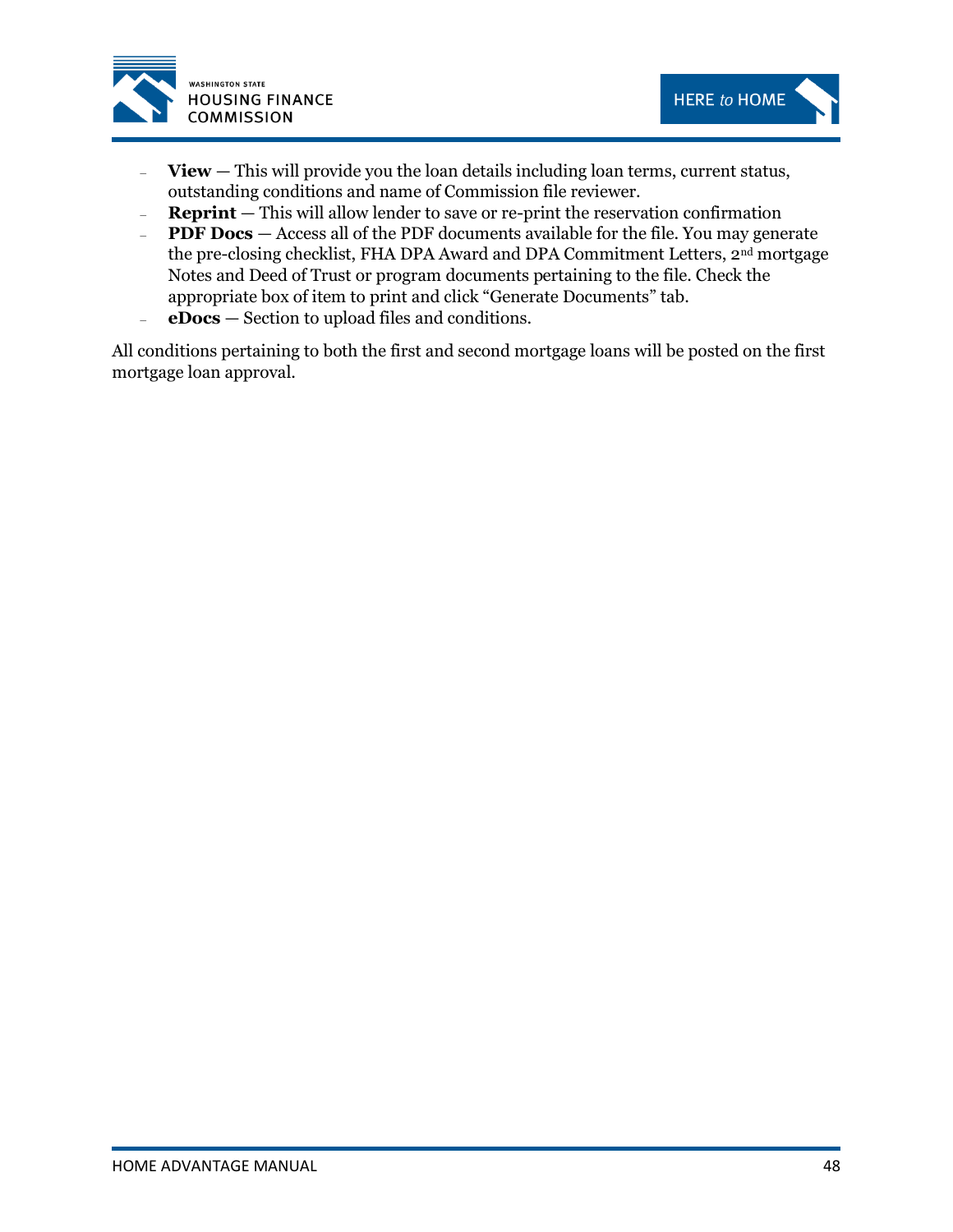- **View** — This will provide you the loan details including loan terms, current status, outstanding conditions and name of Commission file reviewer.
- **Reprint** — This will allow lender to save or re-print the reservation confirmation
- **PDF Docs** — Access all of the PDF documents available for the file. You may generate the pre-closing checklist, FHA DPA Award and DPA Commitment Letters, 2nd mortgage Notes and Deed of Trust or program documents pertaining to the file. Check the appropriate box of item to print and click "Generate Documents" tab.
- **eDocs** — Section to upload files and conditions.

All conditions pertaining to both the first and second mortgage loans will be posted on the first mortgage loan approval.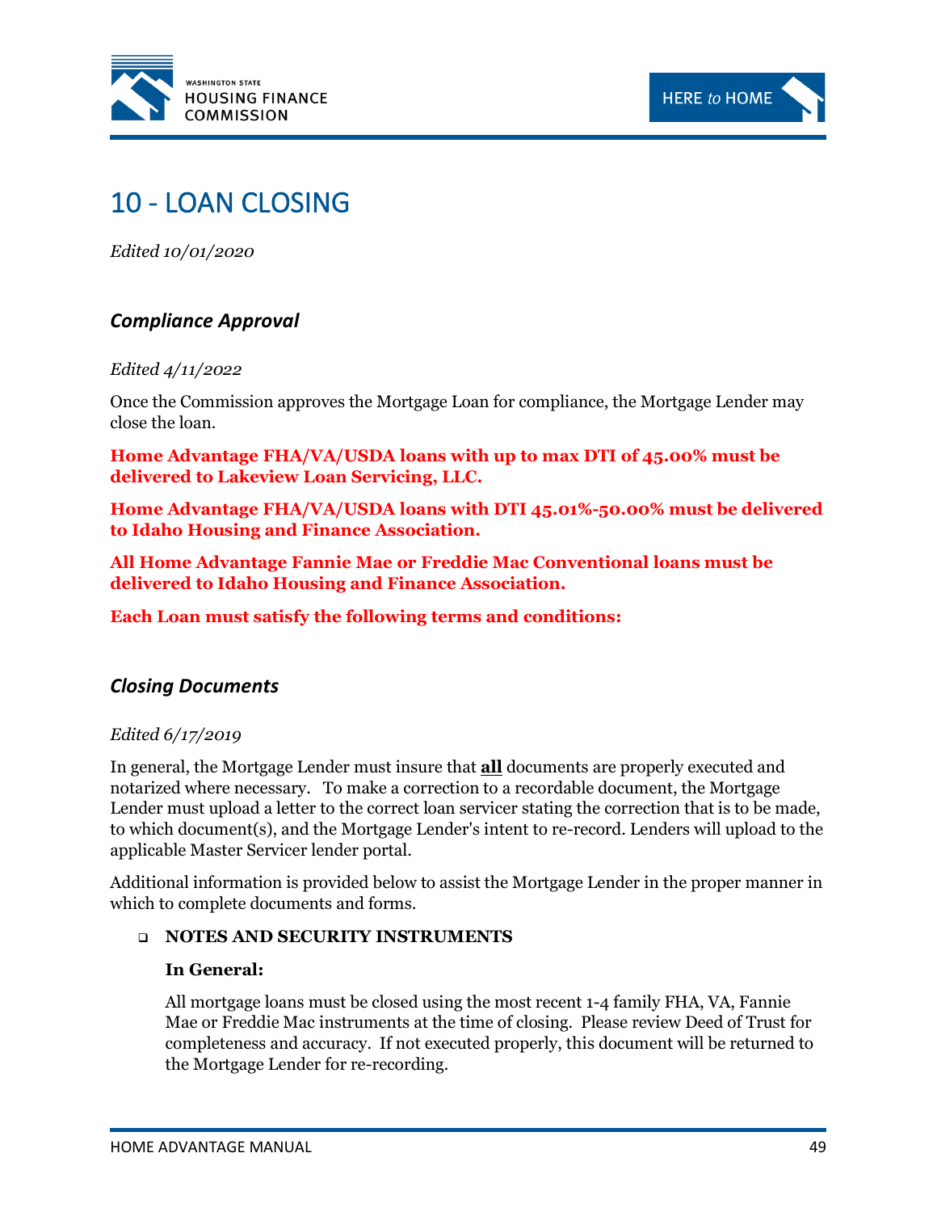# 10 - LOAN CLOSING

*Edited 10/01/2020*

### *Compliance Approval*

*Edited 4/11/2022*

Once the Commission approves the Mortgage Loan for compliance, the Mortgage Lender may close the loan.

**Home Advantage FHA/VA/USDA loans with up to max DTI of 45.00% must be delivered to Lakeview Loan Servicing, LLC.**

**Home Advantage FHA/VA/USDA loans with DTI 45.01%-50.00% must be delivered to Idaho Housing and Finance Association.**

**All Home Advantage Fannie Mae or Freddie Mac Conventional loans must be delivered to Idaho Housing and Finance Association.**

**Each Loan must satisfy the following terms and conditions:**

### *Closing Documents*

*Edited 6/17/2019*

In general, the Mortgage Lender must insure that **all** documents are properly executed and notarized where necessary. To make a correction to a recordable document, the Mortgage Lender must upload a letter to the correct loan servicer stating the correction that is to be made, to which document(s), and the Mortgage Lender's intent to re-record. Lenders will upload to the applicable Master Servicer lender portal.

Additional information is provided below to assist the Mortgage Lender in the proper manner in which to complete documents and forms.

- **NOTES AND SECURITY INSTRUMENTS**

  **In General:**

  All mortgage loans must be closed using the most recent 1-4 family FHA, VA, Fannie Mae or Freddie Mac instruments at the time of closing. Please review Deed of Trust for completeness and accuracy. If not executed properly, this document will be returned to the Mortgage Lender for re-recording.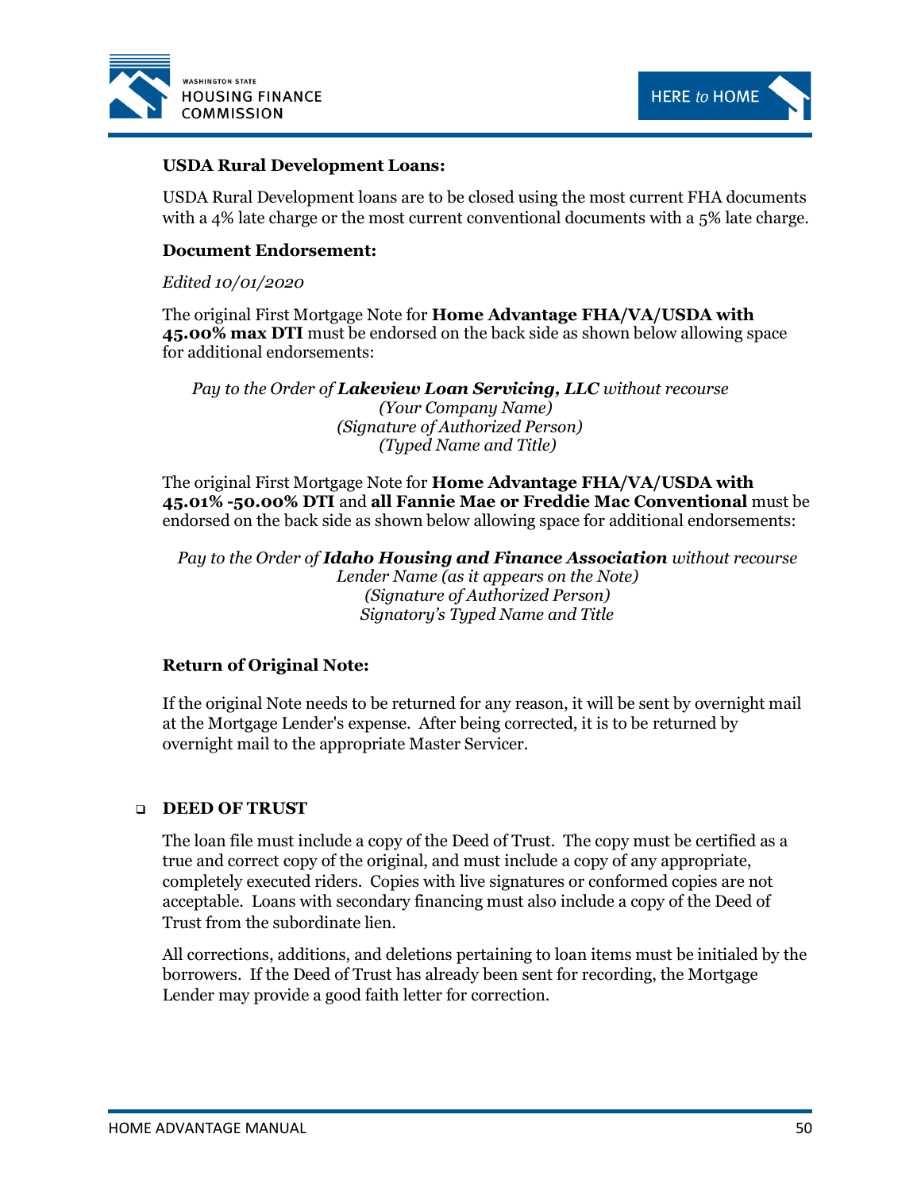**USDA Rural Development Loans:**

USDA Rural Development loans are to be closed using the most current FHA documents with a 4% late charge or the most current conventional documents with a 5% late charge.

**Document Endorsement:**

*Edited 10/01/2020*

The original First Mortgage Note for **Home Advantage FHA/VA/USDA with 45.00% max DTI** must be endorsed on the back side as shown below allowing space for additional endorsements:

*Pay to the Order of* ***Lakeview Loan Servicing, LLC*** *without recourse*
*(Your Company Name)*
*(Signature of Authorized Person)*
*(Typed Name and Title)*

The original First Mortgage Note for **Home Advantage FHA/VA/USDA with 45.01% -50.00% DTI** and **all Fannie Mae or Freddie Mac Conventional** must be endorsed on the back side as shown below allowing space for additional endorsements:

*Pay to the Order of* ***Idaho Housing and Finance Association*** *without recourse*
*Lender Name (as it appears on the Note)*
*(Signature of Authorized Person)*
*Signatory's Typed Name and Title*

**Return of Original Note:**

If the original Note needs to be returned for any reason, it will be sent by overnight mail at the Mortgage Lender's expense. After being corrected, it is to be returned by overnight mail to the appropriate Master Servicer.

- **DEED OF TRUST**

The loan file must include a copy of the Deed of Trust. The copy must be certified as a true and correct copy of the original, and must include a copy of any appropriate, completely executed riders. Copies with live signatures or conformed copies are not acceptable. Loans with secondary financing must also include a copy of the Deed of Trust from the subordinate lien.

All corrections, additions, and deletions pertaining to loan items must be initialed by the borrowers. If the Deed of Trust has already been sent for recording, the Mortgage Lender may provide a good faith letter for correction.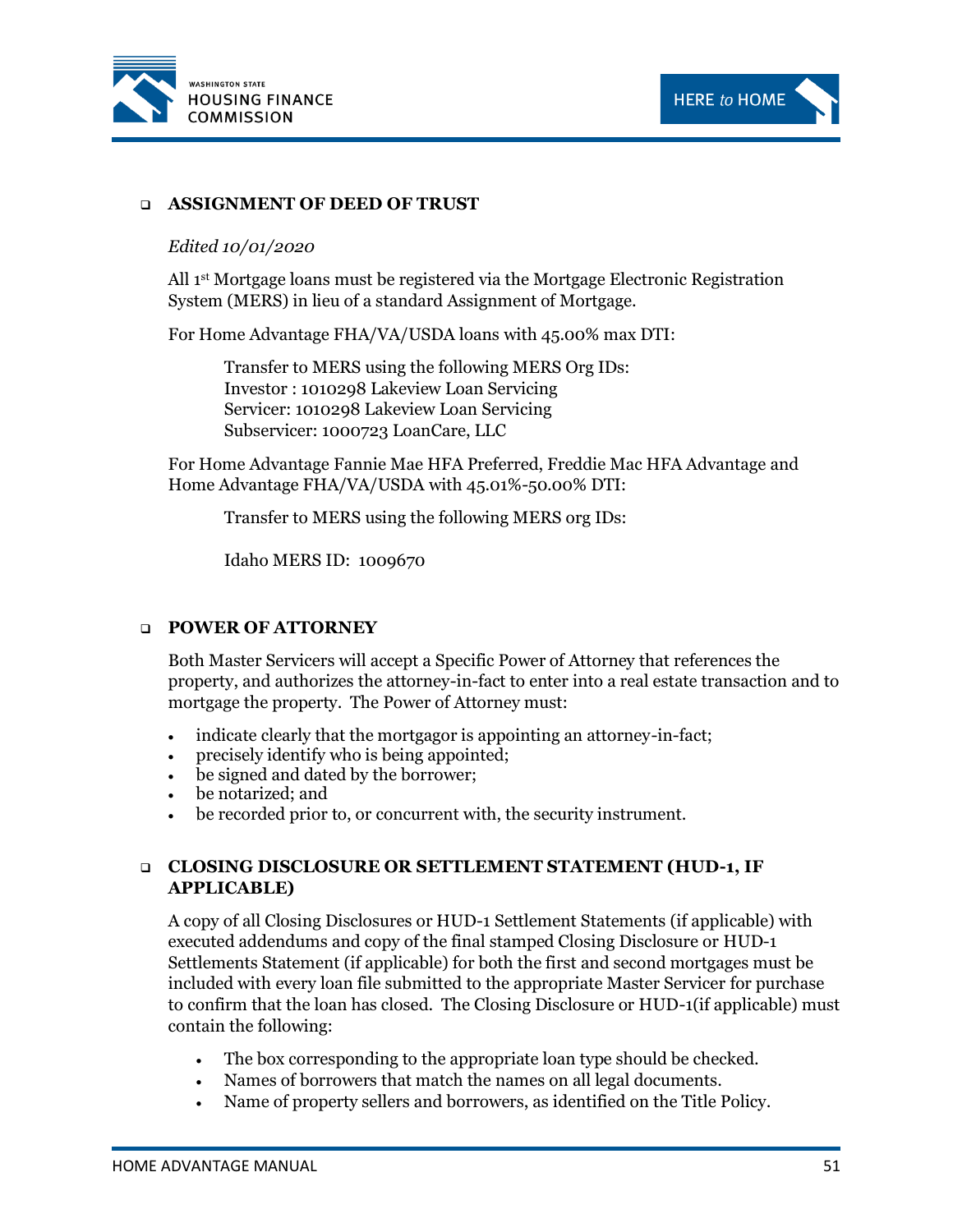- **ASSIGNMENT OF DEED OF TRUST**

  *Edited 10/01/2020*

  All 1st Mortgage loans must be registered via the Mortgage Electronic Registration System (MERS) in lieu of a standard Assignment of Mortgage.

  For Home Advantage FHA/VA/USDA loans with 45.00% max DTI:

  > Transfer to MERS using the following MERS Org IDs:
  > Investor : 1010298 Lakeview Loan Servicing
  > Servicer: 1010298 Lakeview Loan Servicing
  > Subservicer: 1000723 LoanCare, LLC

  For Home Advantage Fannie Mae HFA Preferred, Freddie Mac HFA Advantage and Home Advantage FHA/VA/USDA with 45.01%-50.00% DTI:

  > Transfer to MERS using the following MERS org IDs:
  >
  > Idaho MERS ID: 1009670

- **POWER OF ATTORNEY**

  Both Master Servicers will accept a Specific Power of Attorney that references the property, and authorizes the attorney-in-fact to enter into a real estate transaction and to mortgage the property. The Power of Attorney must:

  - indicate clearly that the mortgagor is appointing an attorney-in-fact;
  - precisely identify who is being appointed;
  - be signed and dated by the borrower;
  - be notarized; and
  - be recorded prior to, or concurrent with, the security instrument.

- **CLOSING DISCLOSURE OR SETTLEMENT STATEMENT (HUD-1, IF APPLICABLE)**

  A copy of all Closing Disclosures or HUD-1 Settlement Statements (if applicable) with executed addendums and copy of the final stamped Closing Disclosure or HUD-1 Settlements Statement (if applicable) for both the first and second mortgages must be included with every loan file submitted to the appropriate Master Servicer for purchase to confirm that the loan has closed. The Closing Disclosure or HUD-1(if applicable) must contain the following:

  - The box corresponding to the appropriate loan type should be checked.
  - Names of borrowers that match the names on all legal documents.
  - Name of property sellers and borrowers, as identified on the Title Policy.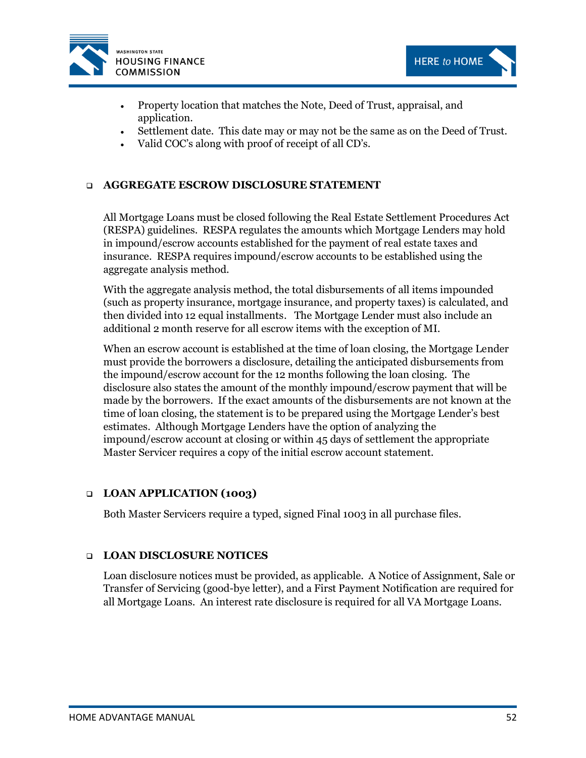- Property location that matches the Note, Deed of Trust, appraisal, and application.
- Settlement date. This date may or may not be the same as on the Deed of Trust.
- Valid COC's along with proof of receipt of all CD's.

## AGGREGATE ESCROW DISCLOSURE STATEMENT

All Mortgage Loans must be closed following the Real Estate Settlement Procedures Act (RESPA) guidelines. RESPA regulates the amounts which Mortgage Lenders may hold in impound/escrow accounts established for the payment of real estate taxes and insurance. RESPA requires impound/escrow accounts to be established using the aggregate analysis method.

With the aggregate analysis method, the total disbursements of all items impounded (such as property insurance, mortgage insurance, and property taxes) is calculated, and then divided into 12 equal installments. The Mortgage Lender must also include an additional 2 month reserve for all escrow items with the exception of MI.

When an escrow account is established at the time of loan closing, the Mortgage Lender must provide the borrowers a disclosure, detailing the anticipated disbursements from the impound/escrow account for the 12 months following the loan closing. The disclosure also states the amount of the monthly impound/escrow payment that will be made by the borrowers. If the exact amounts of the disbursements are not known at the time of loan closing, the statement is to be prepared using the Mortgage Lender's best estimates. Although Mortgage Lenders have the option of analyzing the impound/escrow account at closing or within 45 days of settlement the appropriate Master Servicer requires a copy of the initial escrow account statement.

## LOAN APPLICATION (1003)

Both Master Servicers require a typed, signed Final 1003 in all purchase files.

## LOAN DISCLOSURE NOTICES

Loan disclosure notices must be provided, as applicable. A Notice of Assignment, Sale or Transfer of Servicing (good-bye letter), and a First Payment Notification are required for all Mortgage Loans. An interest rate disclosure is required for all VA Mortgage Loans.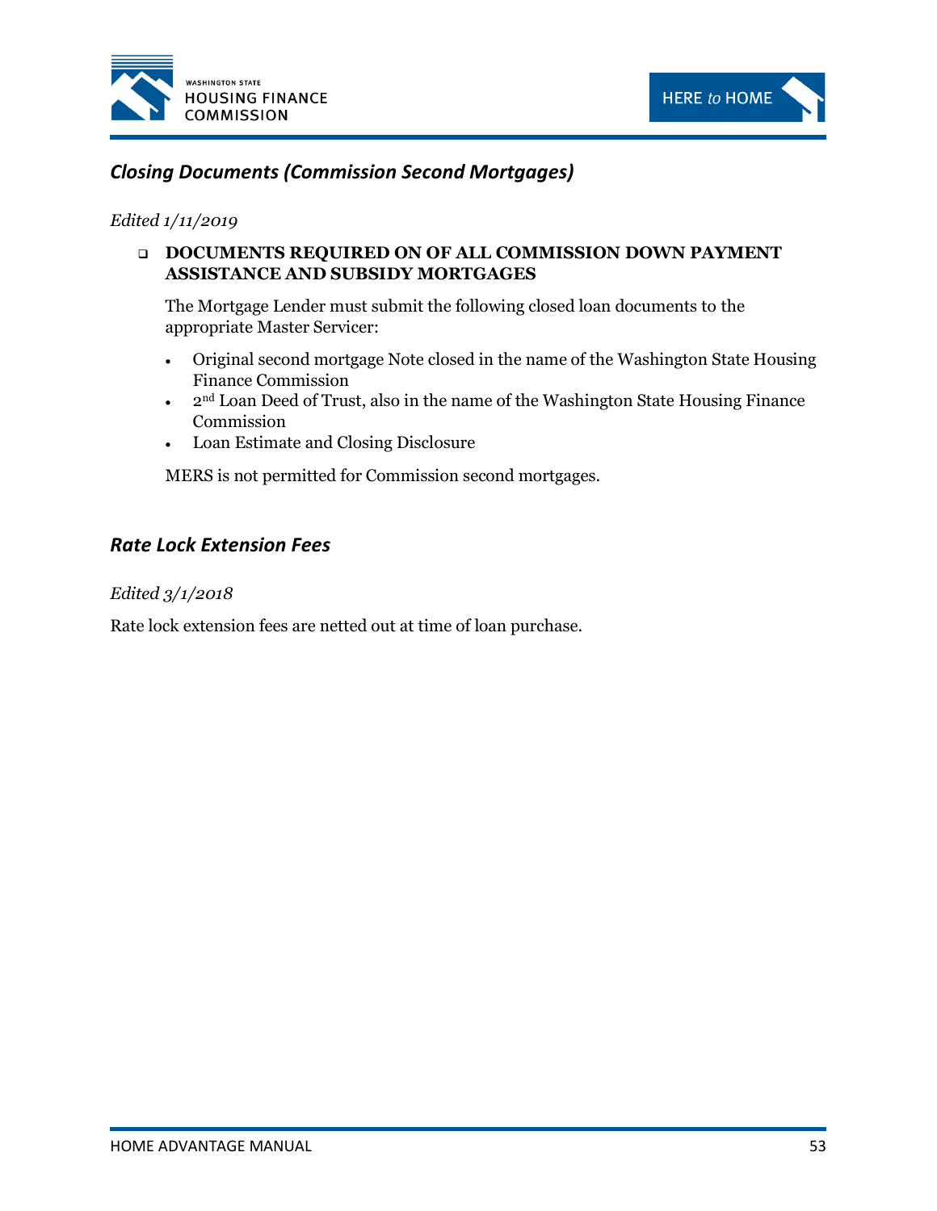## *Closing Documents (Commission Second Mortgages)*

*Edited 1/11/2019*

- **DOCUMENTS REQUIRED ON OF ALL COMMISSION DOWN PAYMENT ASSISTANCE AND SUBSIDY MORTGAGES**

  The Mortgage Lender must submit the following closed loan documents to the appropriate Master Servicer:

  - Original second mortgage Note closed in the name of the Washington State Housing Finance Commission
  - 2nd Loan Deed of Trust, also in the name of the Washington State Housing Finance Commission
  - Loan Estimate and Closing Disclosure

  MERS is not permitted for Commission second mortgages.

## *Rate Lock Extension Fees*

*Edited 3/1/2018*

Rate lock extension fees are netted out at time of loan purchase.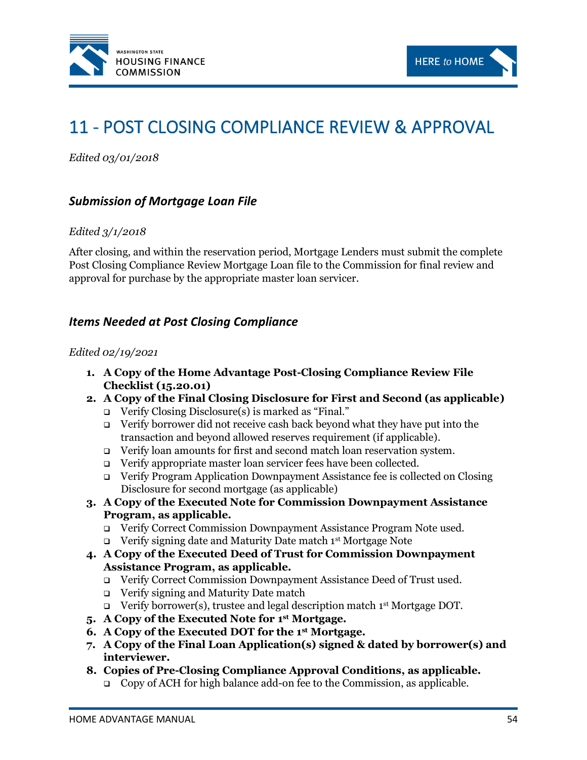# 11 - POST CLOSING COMPLIANCE REVIEW & APPROVAL

*Edited 03/01/2018*

### *Submission of Mortgage Loan File*

*Edited 3/1/2018*

After closing, and within the reservation period, Mortgage Lenders must submit the complete Post Closing Compliance Review Mortgage Loan file to the Commission for final review and approval for purchase by the appropriate master loan servicer.

### *Items Needed at Post Closing Compliance*

*Edited 02/19/2021*

1. **A Copy of the Home Advantage Post-Closing Compliance Review File Checklist (15.20.01)**
2. **A Copy of the Final Closing Disclosure for First and Second (as applicable)**
   - Verify Closing Disclosure(s) is marked as "Final."
   - Verify borrower did not receive cash back beyond what they have put into the transaction and beyond allowed reserves requirement (if applicable).
   - Verify loan amounts for first and second match loan reservation system.
   - Verify appropriate master loan servicer fees have been collected.
   - Verify Program Application Downpayment Assistance fee is collected on Closing Disclosure for second mortgage (as applicable)
3. **A Copy of the Executed Note for Commission Downpayment Assistance Program, as applicable.**
   - Verify Correct Commission Downpayment Assistance Program Note used.
   - Verify signing date and Maturity Date match 1st Mortgage Note
4. **A Copy of the Executed Deed of Trust for Commission Downpayment Assistance Program, as applicable.**
   - Verify Correct Commission Downpayment Assistance Deed of Trust used.
   - Verify signing and Maturity Date match
   - Verify borrower(s), trustee and legal description match 1st Mortgage DOT.
5. **A Copy of the Executed Note for 1st Mortgage.**
6. **A Copy of the Executed DOT for the 1st Mortgage.**
7. **A Copy of the Final Loan Application(s) signed & dated by borrower(s) and interviewer.**
8. **Copies of Pre-Closing Compliance Approval Conditions, as applicable.**
   - Copy of ACH for high balance add-on fee to the Commission, as applicable.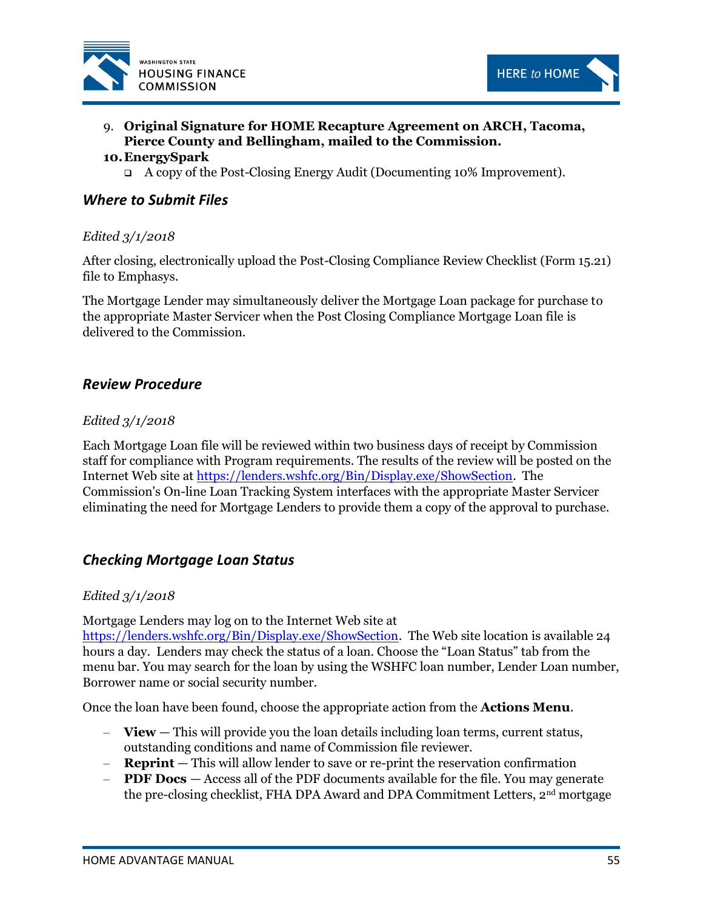9. **Original Signature for HOME Recapture Agreement on ARCH, Tacoma, Pierce County and Bellingham, mailed to the Commission.**
10. **EnergySpark**
    - ❑ A copy of the Post-Closing Energy Audit (Documenting 10% Improvement).

### *Where to Submit Files*

*Edited 3/1/2018*

After closing, electronically upload the Post-Closing Compliance Review Checklist (Form 15.21) file to Emphasys.

The Mortgage Lender may simultaneously deliver the Mortgage Loan package for purchase to the appropriate Master Servicer when the Post Closing Compliance Mortgage Loan file is delivered to the Commission.

### *Review Procedure*

*Edited 3/1/2018*

Each Mortgage Loan file will be reviewed within two business days of receipt by Commission staff for compliance with Program requirements. The results of the review will be posted on the Internet Web site at https://lenders.wshfc.org/Bin/Display.exe/ShowSection. The Commission's On-line Loan Tracking System interfaces with the appropriate Master Servicer eliminating the need for Mortgage Lenders to provide them a copy of the approval to purchase.

### *Checking Mortgage Loan Status*

*Edited 3/1/2018*

Mortgage Lenders may log on to the Internet Web site at https://lenders.wshfc.org/Bin/Display.exe/ShowSection. The Web site location is available 24 hours a day. Lenders may check the status of a loan. Choose the "Loan Status" tab from the menu bar. You may search for the loan by using the WSHFC loan number, Lender Loan number, Borrower name or social security number.

Once the loan have been found, choose the appropriate action from the **Actions Menu**.

- **View** — This will provide you the loan details including loan terms, current status, outstanding conditions and name of Commission file reviewer.
- **Reprint** — This will allow lender to save or re-print the reservation confirmation
- **PDF Docs** — Access all of the PDF documents available for the file. You may generate the pre-closing checklist, FHA DPA Award and DPA Commitment Letters, 2nd mortgage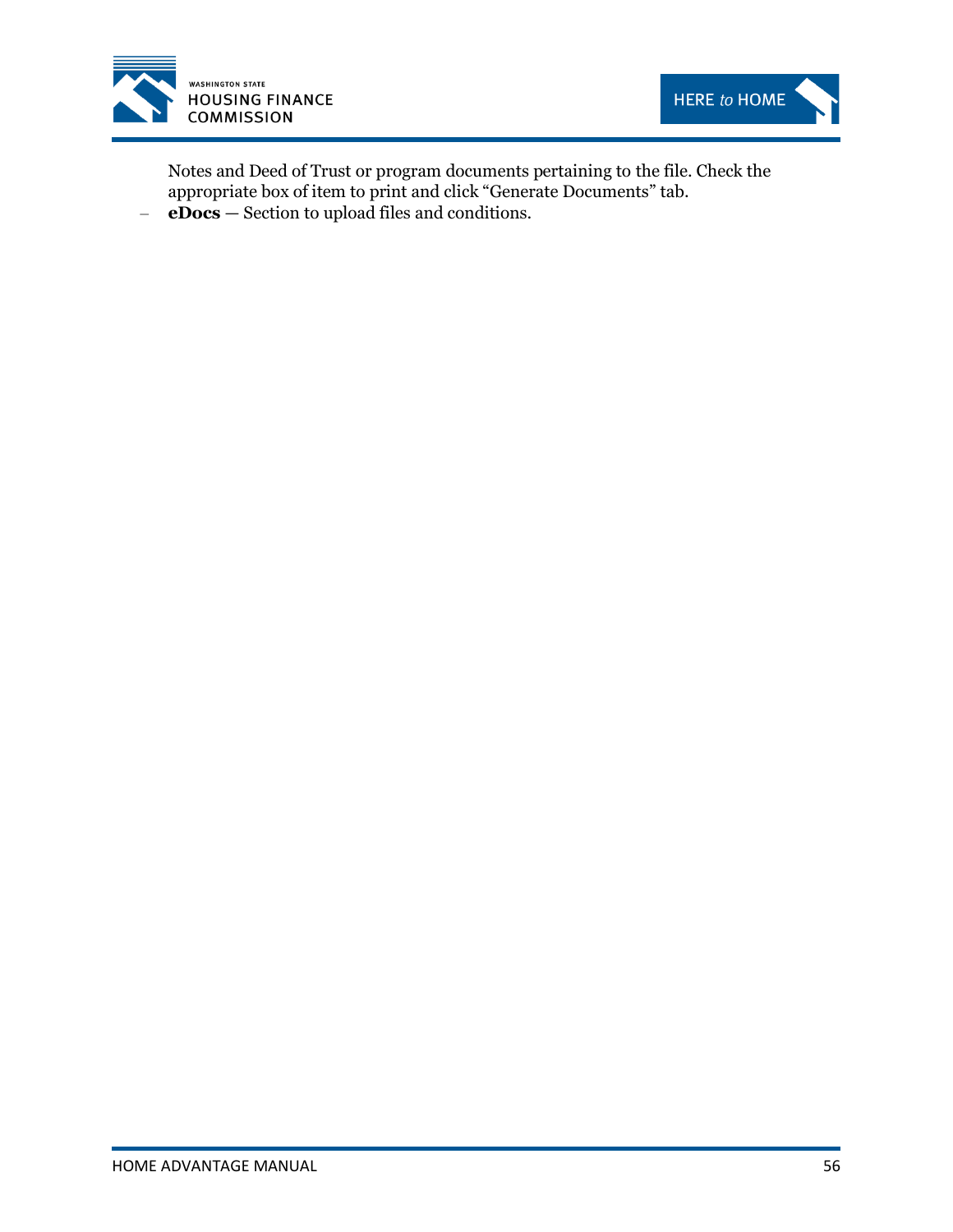Notes and Deed of Trust or program documents pertaining to the file. Check the appropriate box of item to print and click "Generate Documents" tab.

- **eDocs** — Section to upload files and conditions.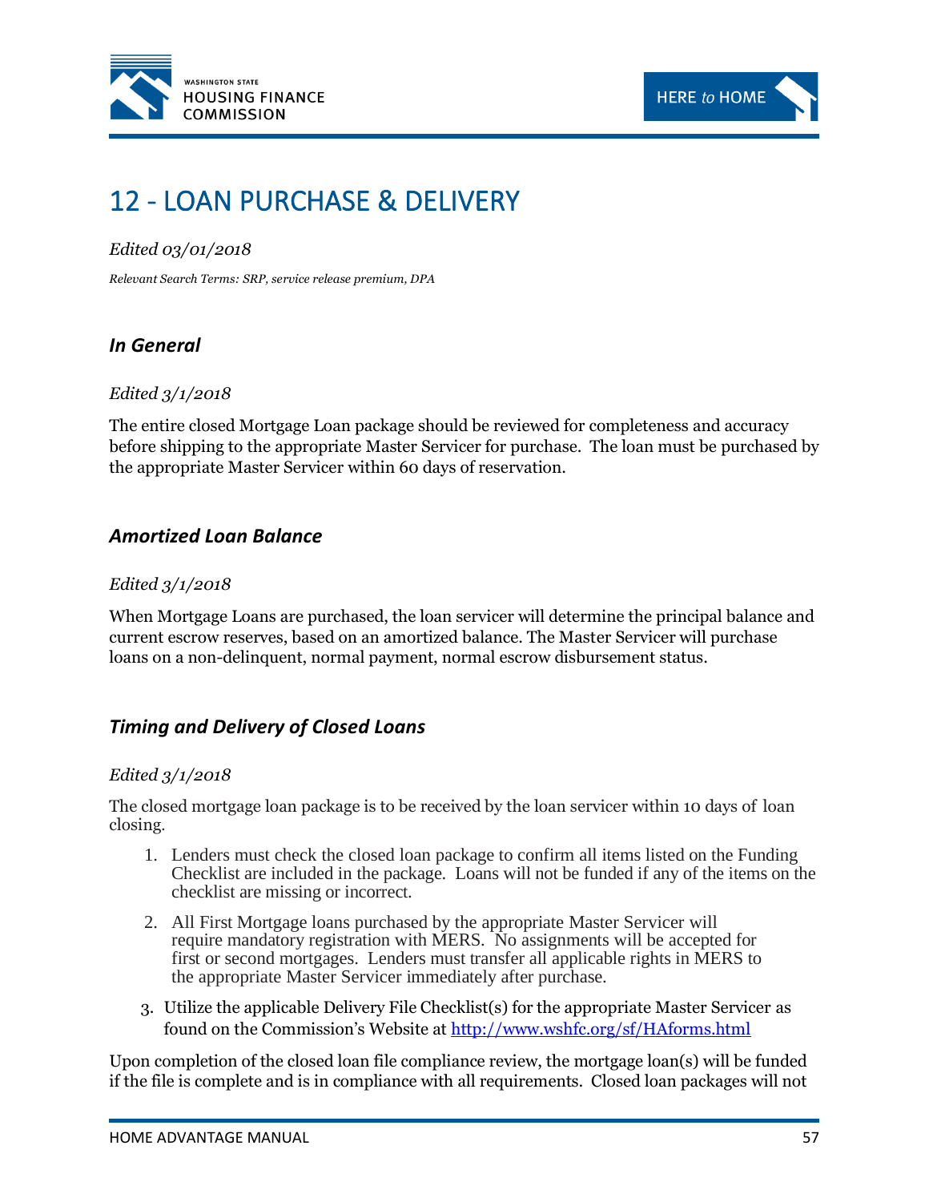# 12 - LOAN PURCHASE & DELIVERY

*Edited 03/01/2018*

*Relevant Search Terms: SRP, service release premium, DPA*

## *In General*

*Edited 3/1/2018*

The entire closed Mortgage Loan package should be reviewed for completeness and accuracy before shipping to the appropriate Master Servicer for purchase. The loan must be purchased by the appropriate Master Servicer within 60 days of reservation.

## *Amortized Loan Balance*

*Edited 3/1/2018*

When Mortgage Loans are purchased, the loan servicer will determine the principal balance and current escrow reserves, based on an amortized balance. The Master Servicer will purchase loans on a non-delinquent, normal payment, normal escrow disbursement status.

## *Timing and Delivery of Closed Loans*

*Edited 3/1/2018*

The closed mortgage loan package is to be received by the loan servicer within 10 days of loan closing.

1. Lenders must check the closed loan package to confirm all items listed on the Funding Checklist are included in the package. Loans will not be funded if any of the items on the checklist are missing or incorrect.
2. All First Mortgage loans purchased by the appropriate Master Servicer will require mandatory registration with MERS. No assignments will be accepted for first or second mortgages. Lenders must transfer all applicable rights in MERS to the appropriate Master Servicer immediately after purchase.
3. Utilize the applicable Delivery File Checklist(s) for the appropriate Master Servicer as found on the Commission's Website at [http://www.wshfc.org/sf/HAforms.html](http://www.wshfc.org/sf/HAforms.html)

Upon completion of the closed loan file compliance review, the mortgage loan(s) will be funded if the file is complete and is in compliance with all requirements. Closed loan packages will not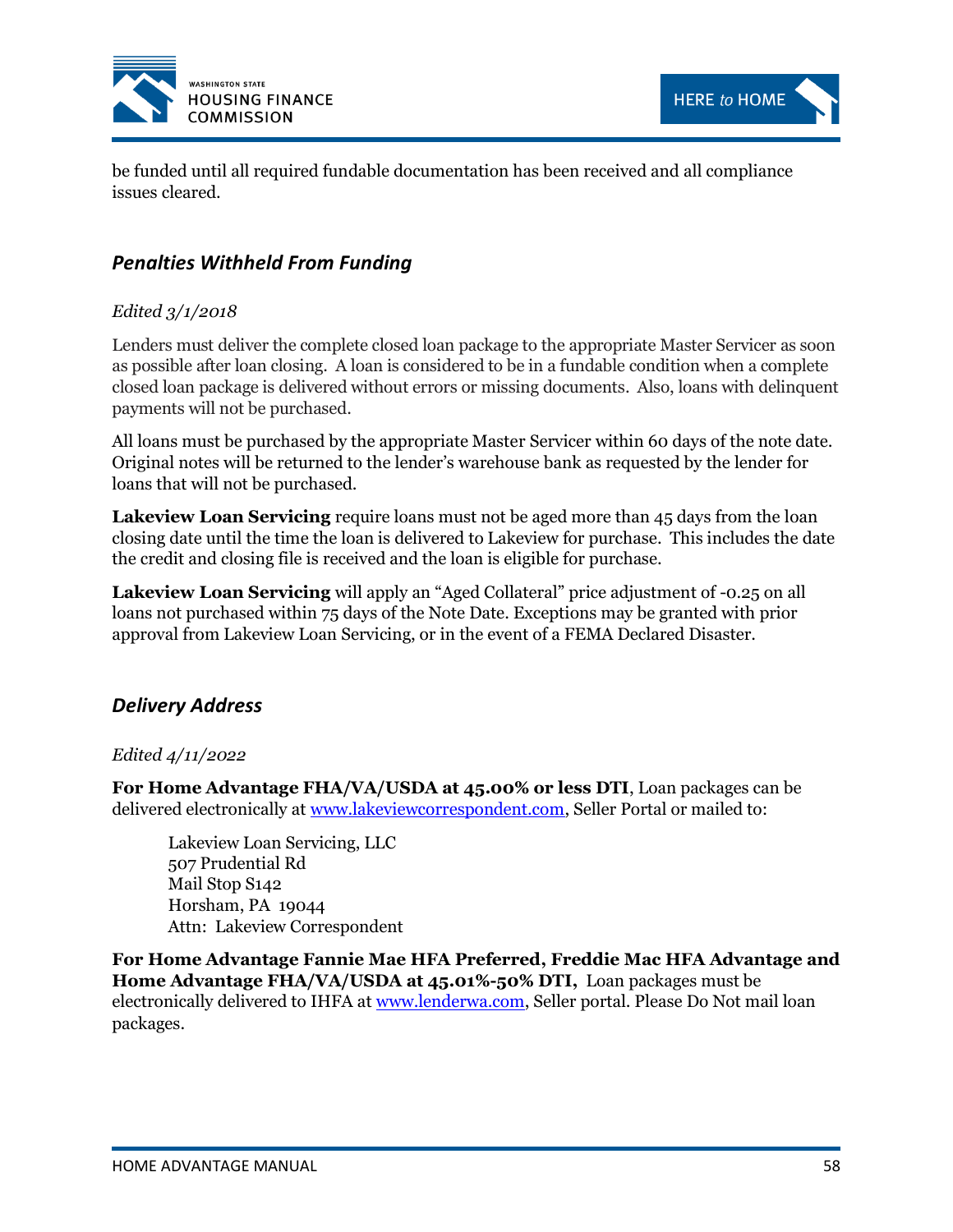be funded until all required fundable documentation has been received and all compliance issues cleared.

### *Penalties Withheld From Funding*

*Edited 3/1/2018*

Lenders must deliver the complete closed loan package to the appropriate Master Servicer as soon as possible after loan closing. A loan is considered to be in a fundable condition when a complete closed loan package is delivered without errors or missing documents. Also, loans with delinquent payments will not be purchased.

All loans must be purchased by the appropriate Master Servicer within 60 days of the note date. Original notes will be returned to the lender's warehouse bank as requested by the lender for loans that will not be purchased.

**Lakeview Loan Servicing** require loans must not be aged more than 45 days from the loan closing date until the time the loan is delivered to Lakeview for purchase. This includes the date the credit and closing file is received and the loan is eligible for purchase.

**Lakeview Loan Servicing** will apply an "Aged Collateral" price adjustment of -0.25 on all loans not purchased within 75 days of the Note Date. Exceptions may be granted with prior approval from Lakeview Loan Servicing, or in the event of a FEMA Declared Disaster.

### *Delivery Address*

*Edited 4/11/2022*

**For Home Advantage FHA/VA/USDA at 45.00% or less DTI**, Loan packages can be delivered electronically at www.lakeviewcorrespondent.com, Seller Portal or mailed to:

> Lakeview Loan Servicing, LLC
> 507 Prudential Rd
> Mail Stop S142
> Horsham, PA 19044
> Attn: Lakeview Correspondent

**For Home Advantage Fannie Mae HFA Preferred, Freddie Mac HFA Advantage and Home Advantage FHA/VA/USDA at 45.01%-50% DTI,** Loan packages must be electronically delivered to IHFA at www.lenderwa.com, Seller portal. Please Do Not mail loan packages.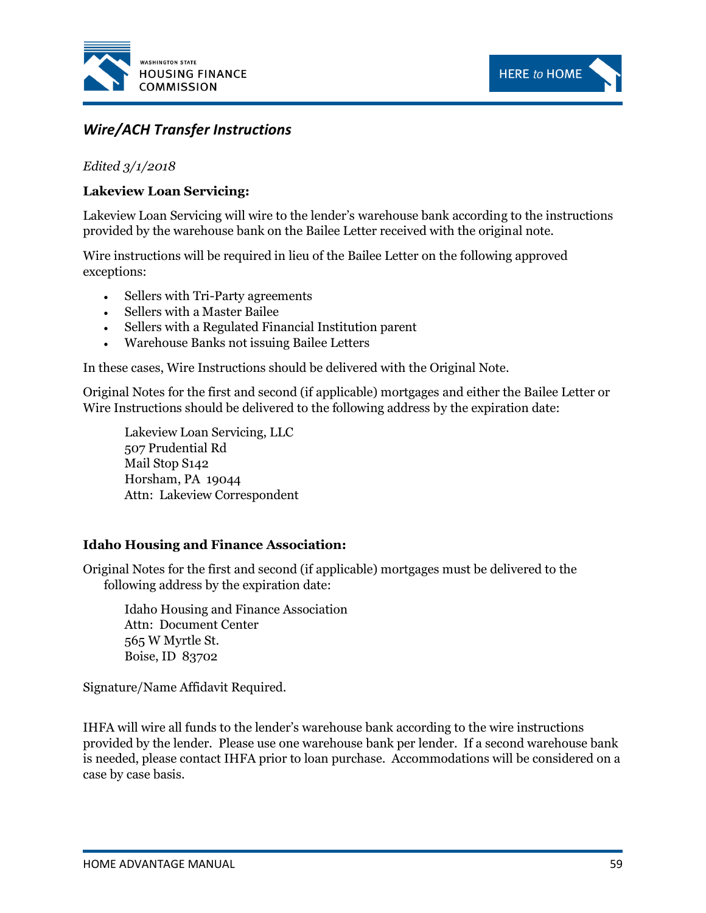## *Wire/ACH Transfer Instructions*

*Edited 3/1/2018*

**Lakeview Loan Servicing:**

Lakeview Loan Servicing will wire to the lender's warehouse bank according to the instructions provided by the warehouse bank on the Bailee Letter received with the original note.

Wire instructions will be required in lieu of the Bailee Letter on the following approved exceptions:

- Sellers with Tri-Party agreements
- Sellers with a Master Bailee
- Sellers with a Regulated Financial Institution parent
- Warehouse Banks not issuing Bailee Letters

In these cases, Wire Instructions should be delivered with the Original Note.

Original Notes for the first and second (if applicable) mortgages and either the Bailee Letter or Wire Instructions should be delivered to the following address by the expiration date:

> Lakeview Loan Servicing, LLC
> 507 Prudential Rd
> Mail Stop S142
> Horsham, PA 19044
> Attn: Lakeview Correspondent

**Idaho Housing and Finance Association:**

Original Notes for the first and second (if applicable) mortgages must be delivered to the following address by the expiration date:

> Idaho Housing and Finance Association
> Attn: Document Center
> 565 W Myrtle St.
> Boise, ID 83702

Signature/Name Affidavit Required.

IHFA will wire all funds to the lender's warehouse bank according to the wire instructions provided by the lender. Please use one warehouse bank per lender. If a second warehouse bank is needed, please contact IHFA prior to loan purchase. Accommodations will be considered on a case by case basis.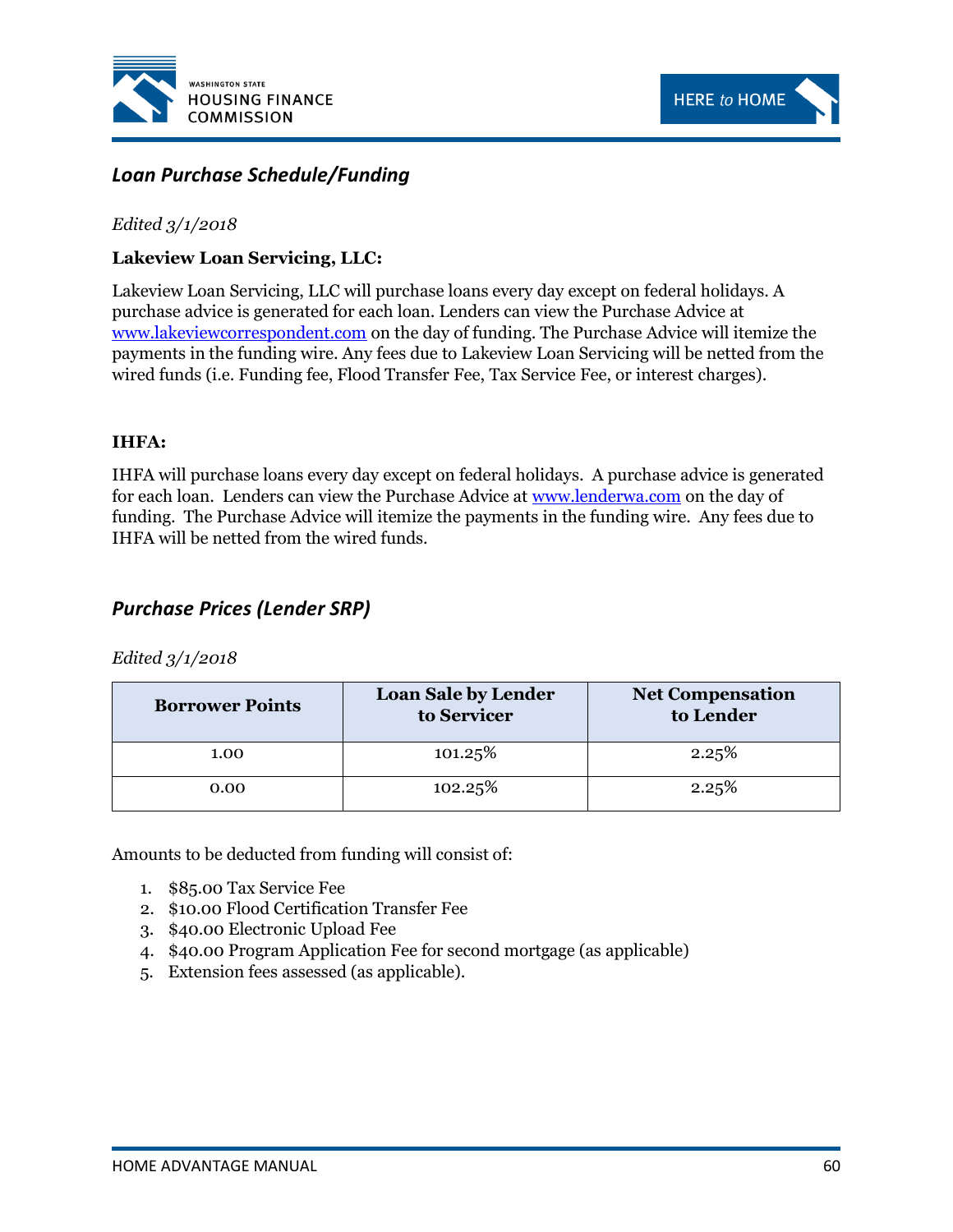## *Loan Purchase Schedule/Funding*

*Edited 3/1/2018*

**Lakeview Loan Servicing, LLC:**

Lakeview Loan Servicing, LLC will purchase loans every day except on federal holidays. A purchase advice is generated for each loan. Lenders can view the Purchase Advice at www.lakeviewcorrespondent.com on the day of funding. The Purchase Advice will itemize the payments in the funding wire. Any fees due to Lakeview Loan Servicing will be netted from the wired funds (i.e. Funding fee, Flood Transfer Fee, Tax Service Fee, or interest charges).

**IHFA:**

IHFA will purchase loans every day except on federal holidays. A purchase advice is generated for each loan. Lenders can view the Purchase Advice at www.lenderwa.com on the day of funding. The Purchase Advice will itemize the payments in the funding wire. Any fees due to IHFA will be netted from the wired funds.

## *Purchase Prices (Lender SRP)*

*Edited 3/1/2018*

| Borrower Points | Loan Sale by Lender to Servicer | Net Compensation to Lender |
|---|---|---|
| 1.00 | 101.25% | 2.25% |
| 0.00 | 102.25% | 2.25% |

Amounts to be deducted from funding will consist of:

1. $85.00 Tax Service Fee
2. $10.00 Flood Certification Transfer Fee
3. $40.00 Electronic Upload Fee
4. $40.00 Program Application Fee for second mortgage (as applicable)
5. Extension fees assessed (as applicable).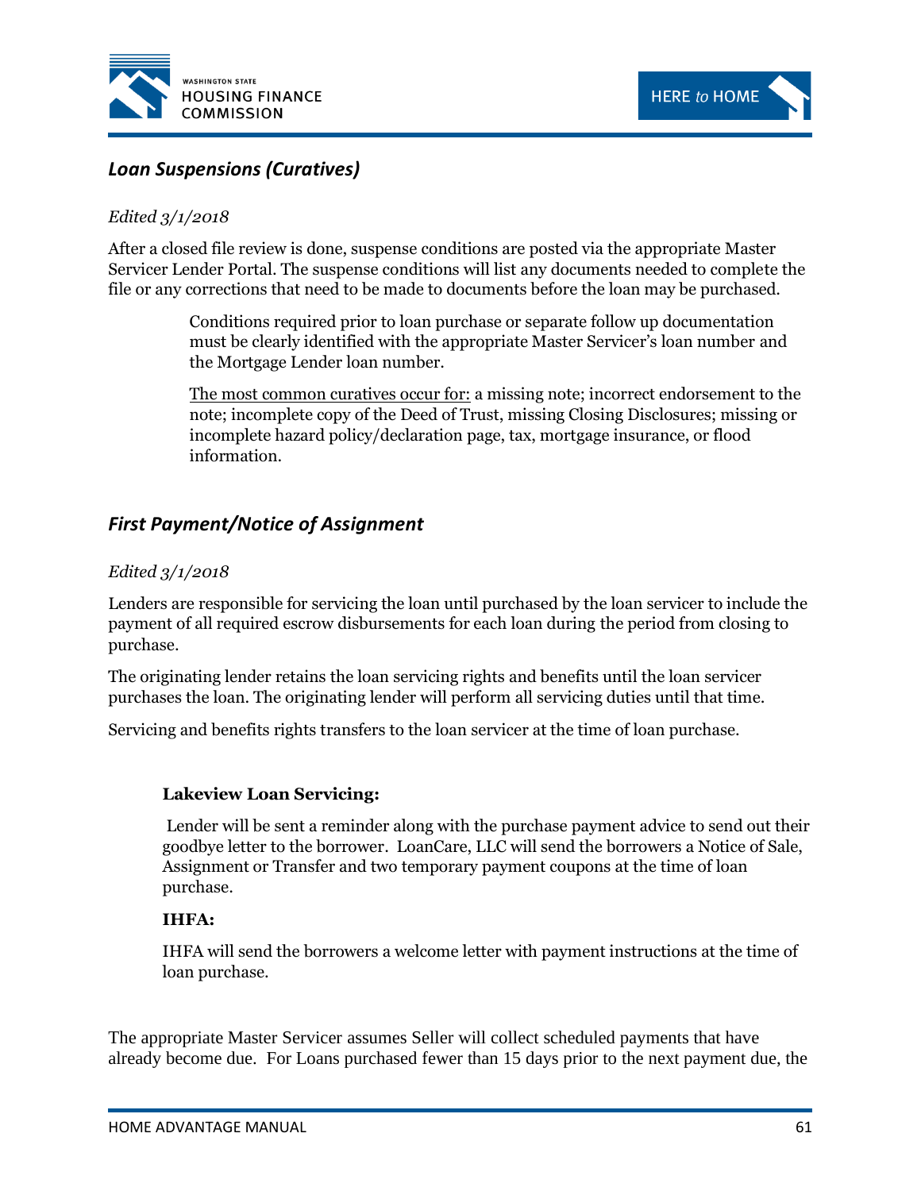## *Loan Suspensions (Curatives)*

*Edited 3/1/2018*

After a closed file review is done, suspense conditions are posted via the appropriate Master Servicer Lender Portal. The suspense conditions will list any documents needed to complete the file or any corrections that need to be made to documents before the loan may be purchased.

> Conditions required prior to loan purchase or separate follow up documentation must be clearly identified with the appropriate Master Servicer's loan number and the Mortgage Lender loan number.
>
> <u>The most common curatives occur for:</u> a missing note; incorrect endorsement to the note; incomplete copy of the Deed of Trust, missing Closing Disclosures; missing or incomplete hazard policy/declaration page, tax, mortgage insurance, or flood information.

## *First Payment/Notice of Assignment*

*Edited 3/1/2018*

Lenders are responsible for servicing the loan until purchased by the loan servicer to include the payment of all required escrow disbursements for each loan during the period from closing to purchase.

The originating lender retains the loan servicing rights and benefits until the loan servicer purchases the loan. The originating lender will perform all servicing duties until that time.

Servicing and benefits rights transfers to the loan servicer at the time of loan purchase.

> **Lakeview Loan Servicing:**
>
> Lender will be sent a reminder along with the purchase payment advice to send out their goodbye letter to the borrower. LoanCare, LLC will send the borrowers a Notice of Sale, Assignment or Transfer and two temporary payment coupons at the time of loan purchase.
>
> **IHFA:**
>
> IHFA will send the borrowers a welcome letter with payment instructions at the time of loan purchase.

The appropriate Master Servicer assumes Seller will collect scheduled payments that have already become due. For Loans purchased fewer than 15 days prior to the next payment due, the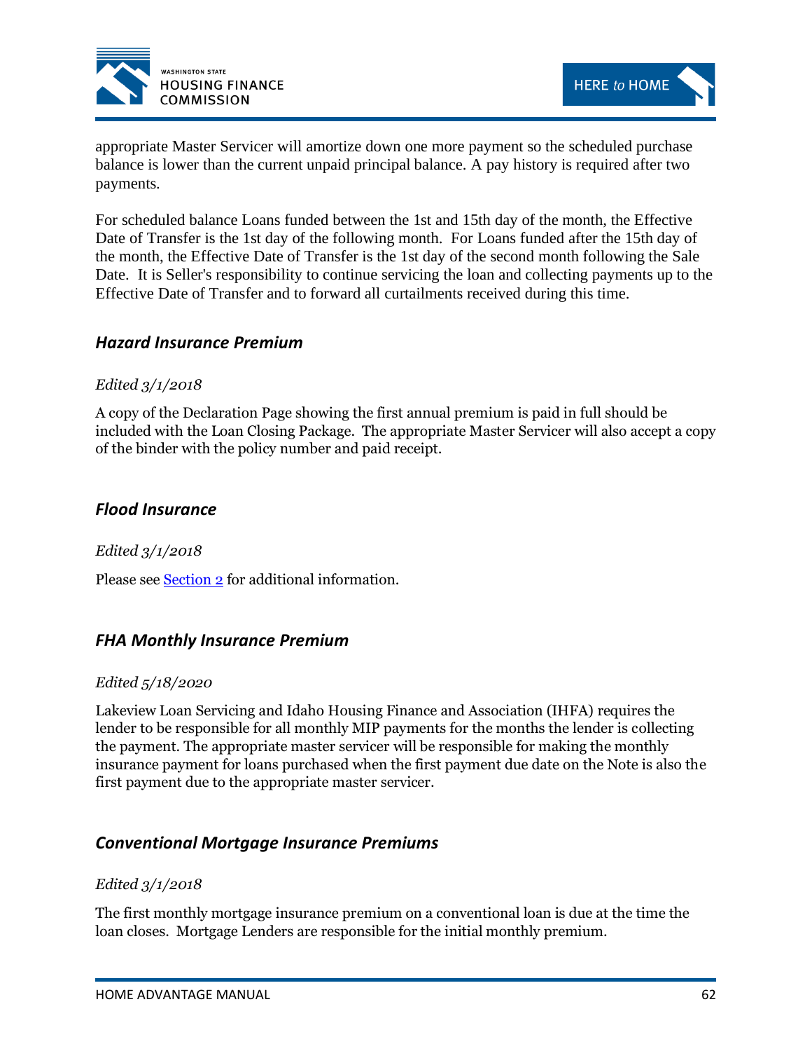appropriate Master Servicer will amortize down one more payment so the scheduled purchase balance is lower than the current unpaid principal balance. A pay history is required after two payments.

For scheduled balance Loans funded between the 1st and 15th day of the month, the Effective Date of Transfer is the 1st day of the following month. For Loans funded after the 15th day of the month, the Effective Date of Transfer is the 1st day of the second month following the Sale Date. It is Seller's responsibility to continue servicing the loan and collecting payments up to the Effective Date of Transfer and to forward all curtailments received during this time.

### *Hazard Insurance Premium*

*Edited 3/1/2018*

A copy of the Declaration Page showing the first annual premium is paid in full should be included with the Loan Closing Package. The appropriate Master Servicer will also accept a copy of the binder with the policy number and paid receipt.

### *Flood Insurance*

*Edited 3/1/2018*

Please see [Section 2] for additional information.

### *FHA Monthly Insurance Premium*

*Edited 5/18/2020*

Lakeview Loan Servicing and Idaho Housing Finance and Association (IHFA) requires the lender to be responsible for all monthly MIP payments for the months the lender is collecting the payment. The appropriate master servicer will be responsible for making the monthly insurance payment for loans purchased when the first payment due date on the Note is also the first payment due to the appropriate master servicer.

### *Conventional Mortgage Insurance Premiums*

*Edited 3/1/2018*

The first monthly mortgage insurance premium on a conventional loan is due at the time the loan closes. Mortgage Lenders are responsible for the initial monthly premium.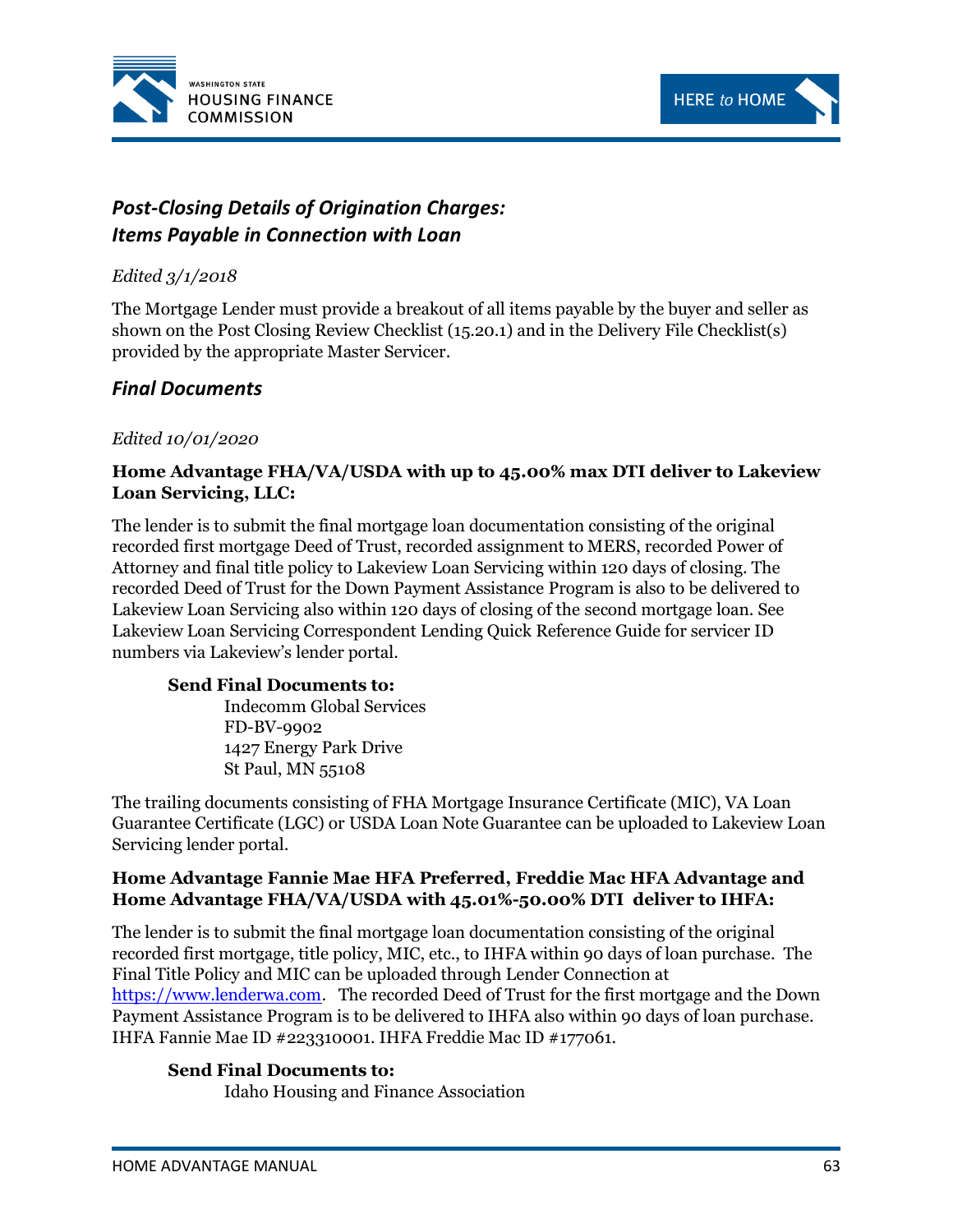## *Post-Closing Details of Origination Charges: Items Payable in Connection with Loan*

*Edited 3/1/2018*

The Mortgage Lender must provide a breakout of all items payable by the buyer and seller as shown on the Post Closing Review Checklist (15.20.1) and in the Delivery File Checklist(s) provided by the appropriate Master Servicer.

## *Final Documents*

*Edited 10/01/2020*

**Home Advantage FHA/VA/USDA with up to 45.00% max DTI deliver to Lakeview Loan Servicing, LLC:**

The lender is to submit the final mortgage loan documentation consisting of the original recorded first mortgage Deed of Trust, recorded assignment to MERS, recorded Power of Attorney and final title policy to Lakeview Loan Servicing within 120 days of closing. The recorded Deed of Trust for the Down Payment Assistance Program is also to be delivered to Lakeview Loan Servicing also within 120 days of closing of the second mortgage loan. See Lakeview Loan Servicing Correspondent Lending Quick Reference Guide for servicer ID numbers via Lakeview's lender portal.

**Send Final Documents to:**

Indecomm Global Services  
FD-BV-9902  
1427 Energy Park Drive  
St Paul, MN 55108

The trailing documents consisting of FHA Mortgage Insurance Certificate (MIC), VA Loan Guarantee Certificate (LGC) or USDA Loan Note Guarantee can be uploaded to Lakeview Loan Servicing lender portal.

**Home Advantage Fannie Mae HFA Preferred, Freddie Mac HFA Advantage and Home Advantage FHA/VA/USDA with 45.01%-50.00% DTI deliver to IHFA:**

The lender is to submit the final mortgage loan documentation consisting of the original recorded first mortgage, title policy, MIC, etc., to IHFA within 90 days of loan purchase. The Final Title Policy and MIC can be uploaded through Lender Connection at https://www.lenderwa.com. The recorded Deed of Trust for the first mortgage and the Down Payment Assistance Program is to be delivered to IHFA also within 90 days of loan purchase. IHFA Fannie Mae ID #223310001. IHFA Freddie Mac ID #177061.

**Send Final Documents to:**

Idaho Housing and Finance Association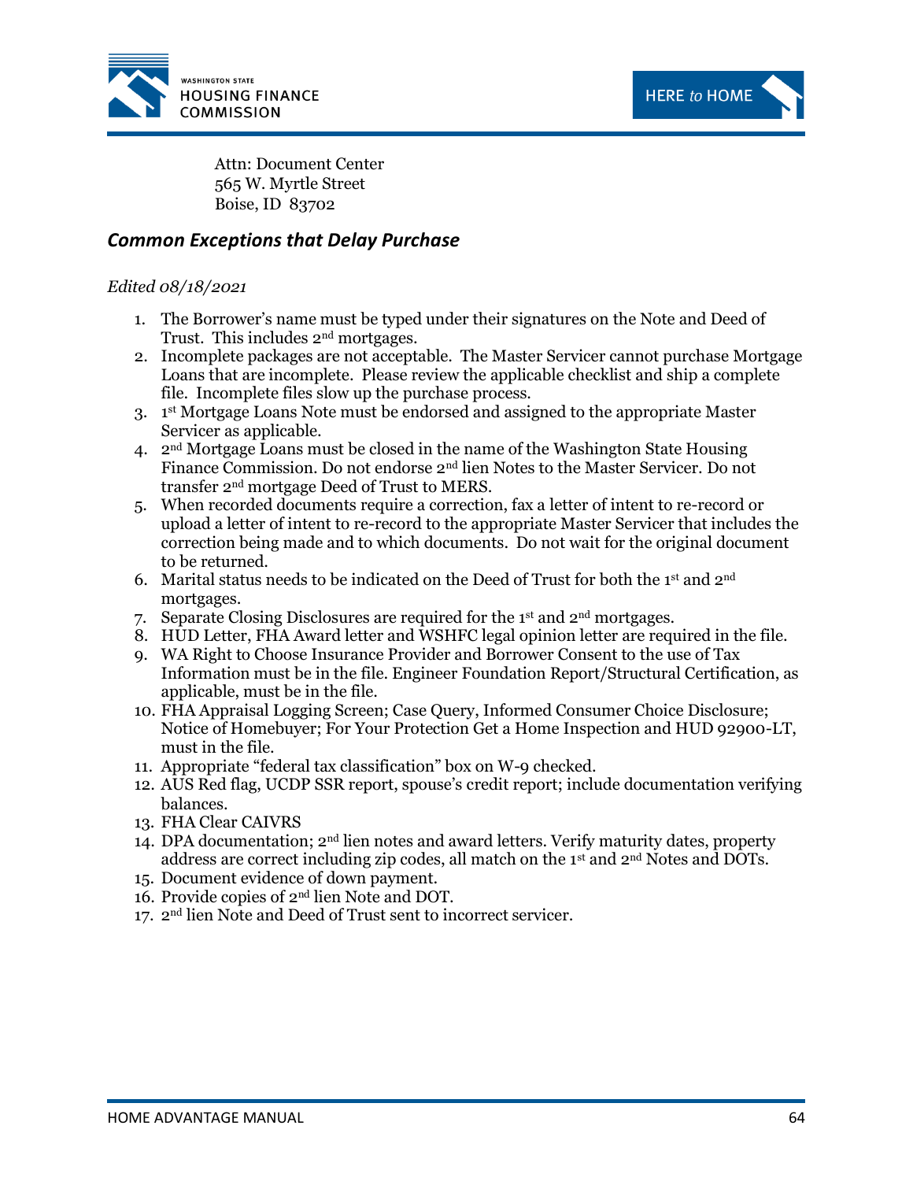Attn: Document Center
565 W. Myrtle Street
Boise, ID 83702

## *Common Exceptions that Delay Purchase*

*Edited 08/18/2021*

1. The Borrower's name must be typed under their signatures on the Note and Deed of Trust. This includes 2nd mortgages.
2. Incomplete packages are not acceptable. The Master Servicer cannot purchase Mortgage Loans that are incomplete. Please review the applicable checklist and ship a complete file. Incomplete files slow up the purchase process.
3. 1st Mortgage Loans Note must be endorsed and assigned to the appropriate Master Servicer as applicable.
4. 2nd Mortgage Loans must be closed in the name of the Washington State Housing Finance Commission. Do not endorse 2nd lien Notes to the Master Servicer. Do not transfer 2nd mortgage Deed of Trust to MERS.
5. When recorded documents require a correction, fax a letter of intent to re-record or upload a letter of intent to re-record to the appropriate Master Servicer that includes the correction being made and to which documents. Do not wait for the original document to be returned.
6. Marital status needs to be indicated on the Deed of Trust for both the 1st and 2nd mortgages.
7. Separate Closing Disclosures are required for the 1st and 2nd mortgages.
8. HUD Letter, FHA Award letter and WSHFC legal opinion letter are required in the file.
9. WA Right to Choose Insurance Provider and Borrower Consent to the use of Tax Information must be in the file. Engineer Foundation Report/Structural Certification, as applicable, must be in the file.
10. FHA Appraisal Logging Screen; Case Query, Informed Consumer Choice Disclosure; Notice of Homebuyer; For Your Protection Get a Home Inspection and HUD 92900-LT, must in the file.
11. Appropriate "federal tax classification" box on W-9 checked.
12. AUS Red flag, UCDP SSR report, spouse's credit report; include documentation verifying balances.
13. FHA Clear CAIVRS
14. DPA documentation; 2nd lien notes and award letters. Verify maturity dates, property address are correct including zip codes, all match on the 1st and 2nd Notes and DOTs.
15. Document evidence of down payment.
16. Provide copies of 2nd lien Note and DOT.
17. 2nd lien Note and Deed of Trust sent to incorrect servicer.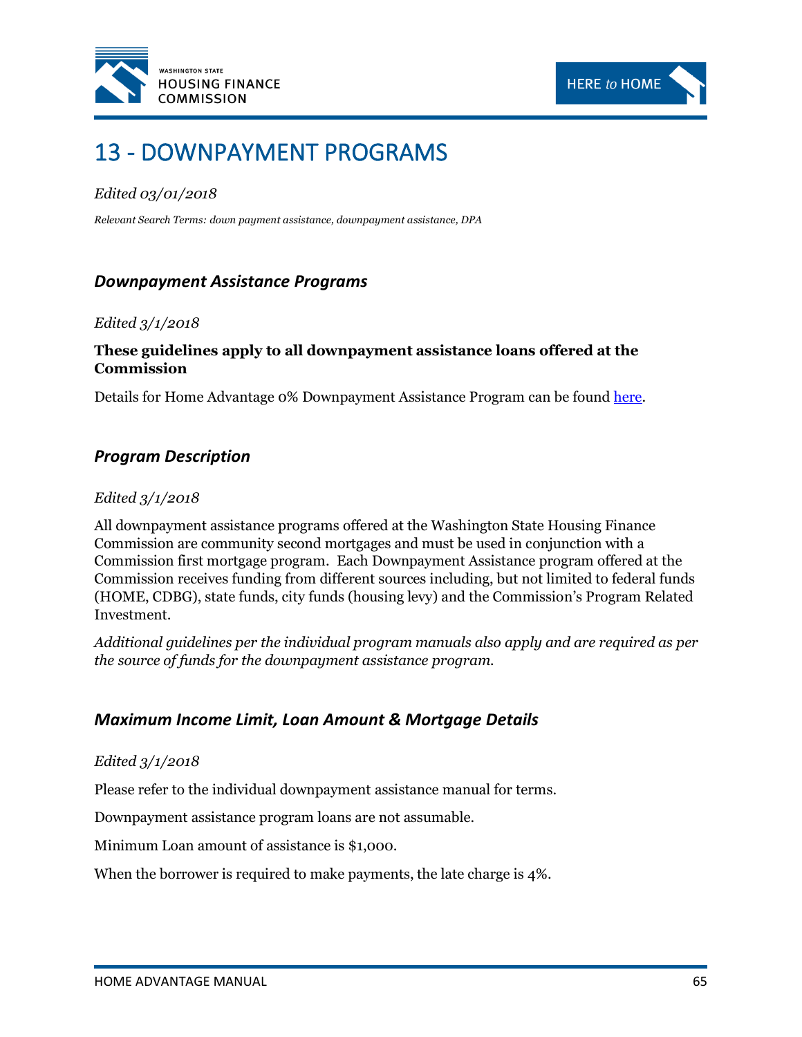# 13 - DOWNPAYMENT PROGRAMS

*Edited 03/01/2018*

*Relevant Search Terms: down payment assistance, downpayment assistance, DPA*

## *Downpayment Assistance Programs*

*Edited 3/1/2018*

**These guidelines apply to all downpayment assistance loans offered at the Commission**

Details for Home Advantage 0% Downpayment Assistance Program can be found here.

## *Program Description*

*Edited 3/1/2018*

All downpayment assistance programs offered at the Washington State Housing Finance Commission are community second mortgages and must be used in conjunction with a Commission first mortgage program. Each Downpayment Assistance program offered at the Commission receives funding from different sources including, but not limited to federal funds (HOME, CDBG), state funds, city funds (housing levy) and the Commission's Program Related Investment.

*Additional guidelines per the individual program manuals also apply and are required as per the source of funds for the downpayment assistance program.*

## *Maximum Income Limit, Loan Amount & Mortgage Details*

*Edited 3/1/2018*

Please refer to the individual downpayment assistance manual for terms.

Downpayment assistance program loans are not assumable.

Minimum Loan amount of assistance is $1,000.

When the borrower is required to make payments, the late charge is 4%.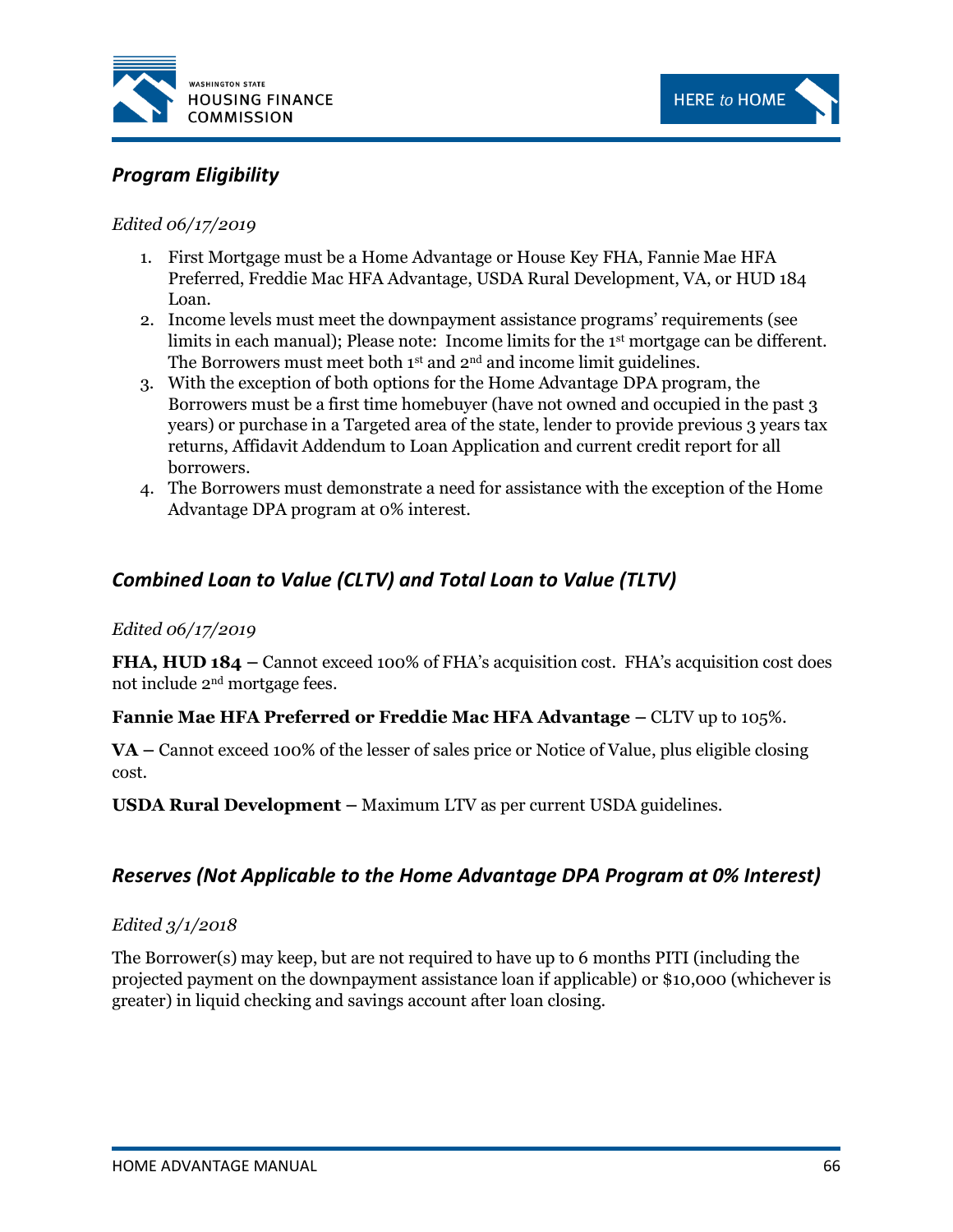## *Program Eligibility*

*Edited 06/17/2019*

1. First Mortgage must be a Home Advantage or House Key FHA, Fannie Mae HFA Preferred, Freddie Mac HFA Advantage, USDA Rural Development, VA, or HUD 184 Loan.
2. Income levels must meet the downpayment assistance programs' requirements (see limits in each manual); Please note: Income limits for the 1st mortgage can be different. The Borrowers must meet both 1st and 2nd and income limit guidelines.
3. With the exception of both options for the Home Advantage DPA program, the Borrowers must be a first time homebuyer (have not owned and occupied in the past 3 years) or purchase in a Targeted area of the state, lender to provide previous 3 years tax returns, Affidavit Addendum to Loan Application and current credit report for all borrowers.
4. The Borrowers must demonstrate a need for assistance with the exception of the Home Advantage DPA program at 0% interest.

## *Combined Loan to Value (CLTV) and Total Loan to Value (TLTV)*

*Edited 06/17/2019*

**FHA, HUD 184 –** Cannot exceed 100% of FHA's acquisition cost. FHA's acquisition cost does not include 2nd mortgage fees.

**Fannie Mae HFA Preferred or Freddie Mac HFA Advantage –** CLTV up to 105%.

**VA –** Cannot exceed 100% of the lesser of sales price or Notice of Value, plus eligible closing cost.

**USDA Rural Development –** Maximum LTV as per current USDA guidelines.

## *Reserves (Not Applicable to the Home Advantage DPA Program at 0% Interest)*

*Edited 3/1/2018*

The Borrower(s) may keep, but are not required to have up to 6 months PITI (including the projected payment on the downpayment assistance loan if applicable) or $10,000 (whichever is greater) in liquid checking and savings account after loan closing.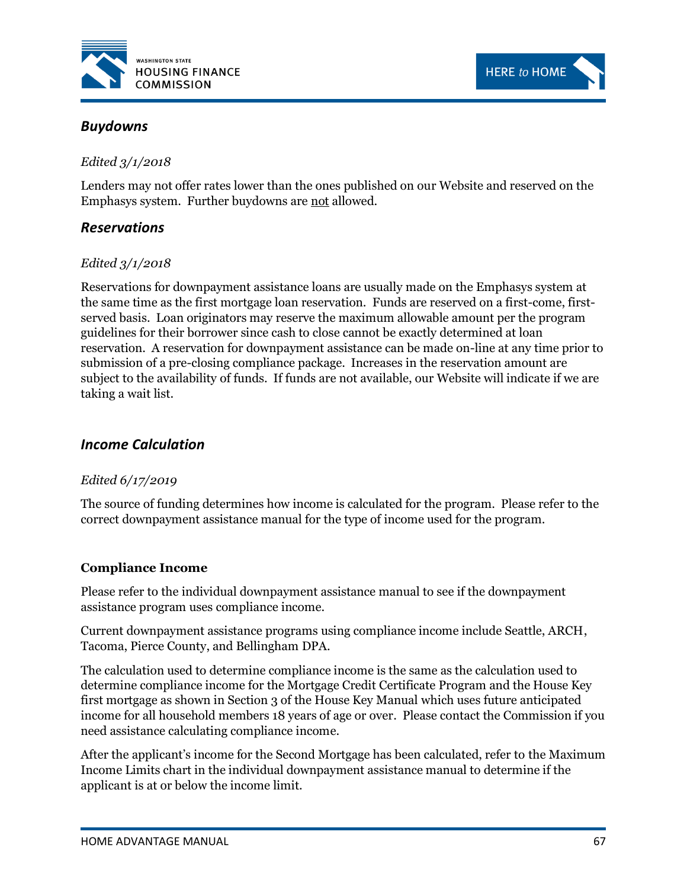## *Buydowns*

*Edited 3/1/2018*

Lenders may not offer rates lower than the ones published on our Website and reserved on the Emphasys system. Further buydowns are not allowed.

## *Reservations*

*Edited 3/1/2018*

Reservations for downpayment assistance loans are usually made on the Emphasys system at the same time as the first mortgage loan reservation. Funds are reserved on a first-come, first-served basis. Loan originators may reserve the maximum allowable amount per the program guidelines for their borrower since cash to close cannot be exactly determined at loan reservation. A reservation for downpayment assistance can be made on-line at any time prior to submission of a pre-closing compliance package. Increases in the reservation amount are subject to the availability of funds. If funds are not available, our Website will indicate if we are taking a wait list.

## *Income Calculation*

*Edited 6/17/2019*

The source of funding determines how income is calculated for the program. Please refer to the correct downpayment assistance manual for the type of income used for the program.

**Compliance Income**

Please refer to the individual downpayment assistance manual to see if the downpayment assistance program uses compliance income.

Current downpayment assistance programs using compliance income include Seattle, ARCH, Tacoma, Pierce County, and Bellingham DPA.

The calculation used to determine compliance income is the same as the calculation used to determine compliance income for the Mortgage Credit Certificate Program and the House Key first mortgage as shown in Section 3 of the House Key Manual which uses future anticipated income for all household members 18 years of age or over. Please contact the Commission if you need assistance calculating compliance income.

After the applicant's income for the Second Mortgage has been calculated, refer to the Maximum Income Limits chart in the individual downpayment assistance manual to determine if the applicant is at or below the income limit.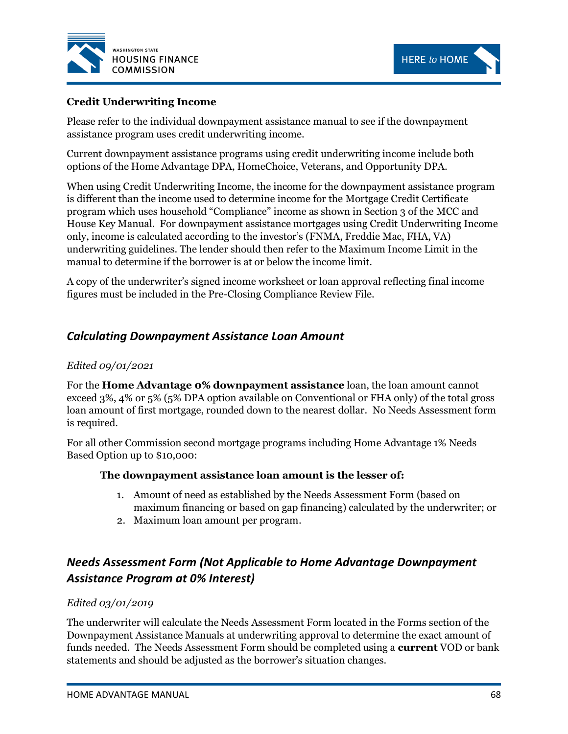**Credit Underwriting Income**

Please refer to the individual downpayment assistance manual to see if the downpayment assistance program uses credit underwriting income.

Current downpayment assistance programs using credit underwriting income include both options of the Home Advantage DPA, HomeChoice, Veterans, and Opportunity DPA.

When using Credit Underwriting Income, the income for the downpayment assistance program is different than the income used to determine income for the Mortgage Credit Certificate program which uses household "Compliance" income as shown in Section 3 of the MCC and House Key Manual. For downpayment assistance mortgages using Credit Underwriting Income only, income is calculated according to the investor's (FNMA, Freddie Mac, FHA, VA) underwriting guidelines. The lender should then refer to the Maximum Income Limit in the manual to determine if the borrower is at or below the income limit.

A copy of the underwriter's signed income worksheet or loan approval reflecting final income figures must be included in the Pre-Closing Compliance Review File.

## *Calculating Downpayment Assistance Loan Amount*

*Edited 09/01/2021*

For the **Home Advantage 0% downpayment assistance** loan, the loan amount cannot exceed 3%, 4% or 5% (5% DPA option available on Conventional or FHA only) of the total gross loan amount of first mortgage, rounded down to the nearest dollar. No Needs Assessment form is required.

For all other Commission second mortgage programs including Home Advantage 1% Needs Based Option up to $10,000:

**The downpayment assistance loan amount is the lesser of:**

1. Amount of need as established by the Needs Assessment Form (based on maximum financing or based on gap financing) calculated by the underwriter; or
2. Maximum loan amount per program.

## *Needs Assessment Form (Not Applicable to Home Advantage Downpayment Assistance Program at 0% Interest)*

*Edited 03/01/2019*

The underwriter will calculate the Needs Assessment Form located in the Forms section of the Downpayment Assistance Manuals at underwriting approval to determine the exact amount of funds needed. The Needs Assessment Form should be completed using a **current** VOD or bank statements and should be adjusted as the borrower's situation changes.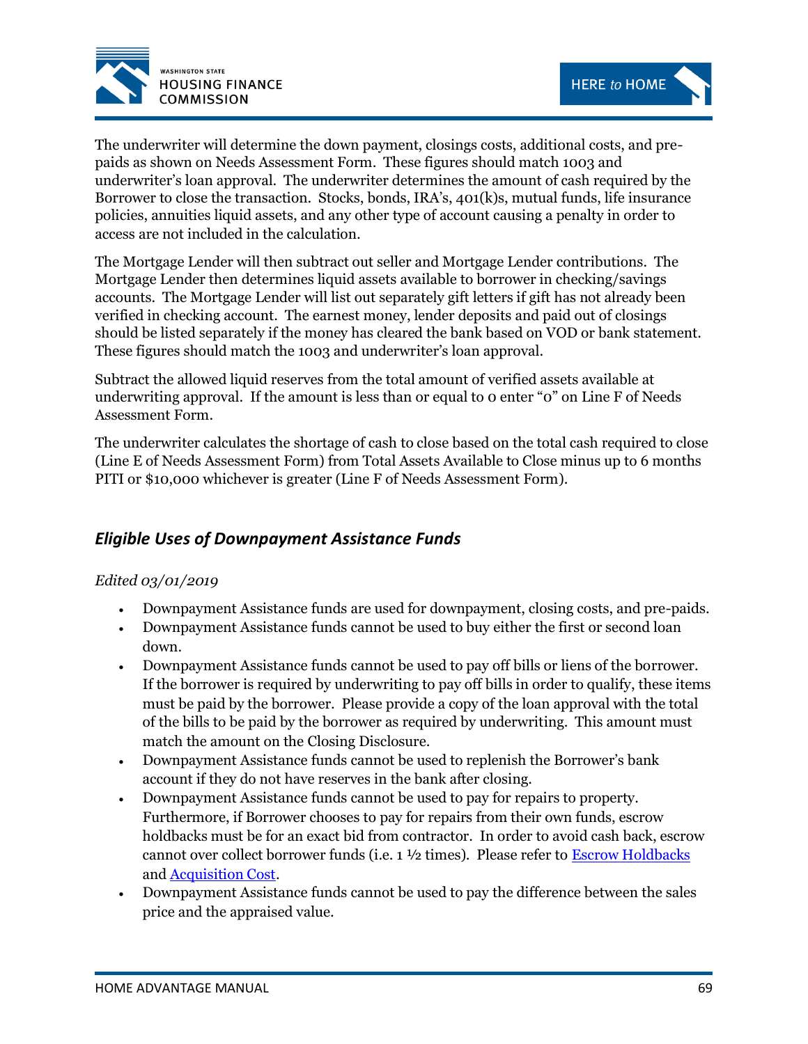The underwriter will determine the down payment, closings costs, additional costs, and pre-paids as shown on Needs Assessment Form. These figures should match 1003 and underwriter's loan approval. The underwriter determines the amount of cash required by the Borrower to close the transaction. Stocks, bonds, IRA's, 401(k)s, mutual funds, life insurance policies, annuities liquid assets, and any other type of account causing a penalty in order to access are not included in the calculation.

The Mortgage Lender will then subtract out seller and Mortgage Lender contributions. The Mortgage Lender then determines liquid assets available to borrower in checking/savings accounts. The Mortgage Lender will list out separately gift letters if gift has not already been verified in checking account. The earnest money, lender deposits and paid out of closings should be listed separately if the money has cleared the bank based on VOD or bank statement. These figures should match the 1003 and underwriter's loan approval.

Subtract the allowed liquid reserves from the total amount of verified assets available at underwriting approval. If the amount is less than or equal to 0 enter "0" on Line F of Needs Assessment Form.

The underwriter calculates the shortage of cash to close based on the total cash required to close (Line E of Needs Assessment Form) from Total Assets Available to Close minus up to 6 months PITI or $10,000 whichever is greater (Line F of Needs Assessment Form).

## *Eligible Uses of Downpayment Assistance Funds*

*Edited 03/01/2019*

- Downpayment Assistance funds are used for downpayment, closing costs, and pre-paids.
- Downpayment Assistance funds cannot be used to buy either the first or second loan down.
- Downpayment Assistance funds cannot be used to pay off bills or liens of the borrower. If the borrower is required by underwriting to pay off bills in order to qualify, these items must be paid by the borrower. Please provide a copy of the loan approval with the total of the bills to be paid by the borrower as required by underwriting. This amount must match the amount on the Closing Disclosure.
- Downpayment Assistance funds cannot be used to replenish the Borrower's bank account if they do not have reserves in the bank after closing.
- Downpayment Assistance funds cannot be used to pay for repairs to property. Furthermore, if Borrower chooses to pay for repairs from their own funds, escrow holdbacks must be for an exact bid from contractor. In order to avoid cash back, escrow cannot over collect borrower funds (i.e. 1 ½ times). Please refer to Escrow Holdbacks and Acquisition Cost.
- Downpayment Assistance funds cannot be used to pay the difference between the sales price and the appraised value.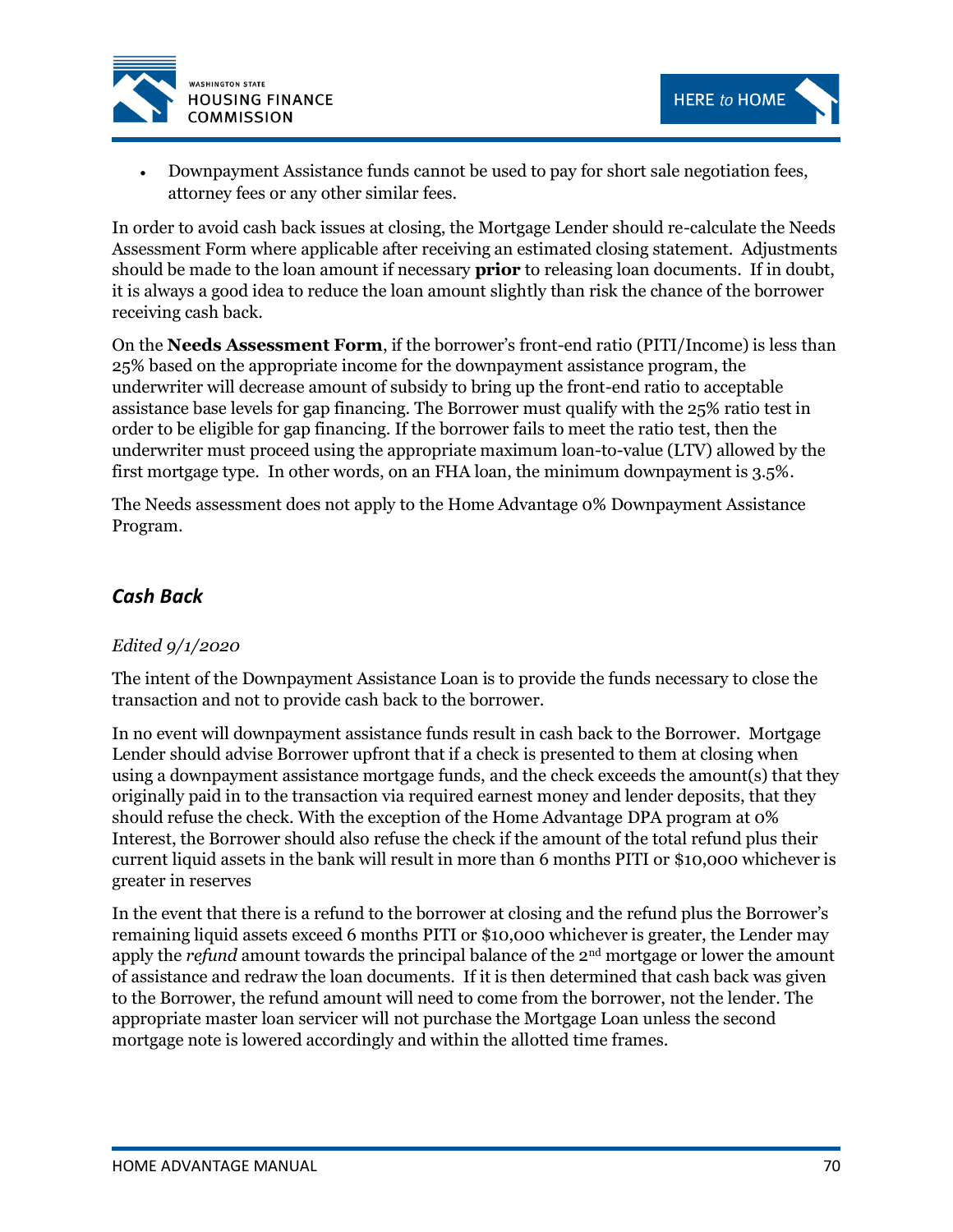- Downpayment Assistance funds cannot be used to pay for short sale negotiation fees, attorney fees or any other similar fees.

In order to avoid cash back issues at closing, the Mortgage Lender should re-calculate the Needs Assessment Form where applicable after receiving an estimated closing statement. Adjustments should be made to the loan amount if necessary **prior** to releasing loan documents. If in doubt, it is always a good idea to reduce the loan amount slightly than risk the chance of the borrower receiving cash back.

On the **Needs Assessment Form**, if the borrower's front-end ratio (PITI/Income) is less than 25% based on the appropriate income for the downpayment assistance program, the underwriter will decrease amount of subsidy to bring up the front-end ratio to acceptable assistance base levels for gap financing. The Borrower must qualify with the 25% ratio test in order to be eligible for gap financing. If the borrower fails to meet the ratio test, then the underwriter must proceed using the appropriate maximum loan-to-value (LTV) allowed by the first mortgage type. In other words, on an FHA loan, the minimum downpayment is 3.5%.

The Needs assessment does not apply to the Home Advantage 0% Downpayment Assistance Program.

### *Cash Back*

*Edited 9/1/2020*

The intent of the Downpayment Assistance Loan is to provide the funds necessary to close the transaction and not to provide cash back to the borrower.

In no event will downpayment assistance funds result in cash back to the Borrower. Mortgage Lender should advise Borrower upfront that if a check is presented to them at closing when using a downpayment assistance mortgage funds, and the check exceeds the amount(s) that they originally paid in to the transaction via required earnest money and lender deposits, that they should refuse the check. With the exception of the Home Advantage DPA program at 0% Interest, the Borrower should also refuse the check if the amount of the total refund plus their current liquid assets in the bank will result in more than 6 months PITI or $10,000 whichever is greater in reserves

In the event that there is a refund to the borrower at closing and the refund plus the Borrower's remaining liquid assets exceed 6 months PITI or $10,000 whichever is greater, the Lender may apply the *refund* amount towards the principal balance of the 2nd mortgage or lower the amount of assistance and redraw the loan documents. If it is then determined that cash back was given to the Borrower, the refund amount will need to come from the borrower, not the lender. The appropriate master loan servicer will not purchase the Mortgage Loan unless the second mortgage note is lowered accordingly and within the allotted time frames.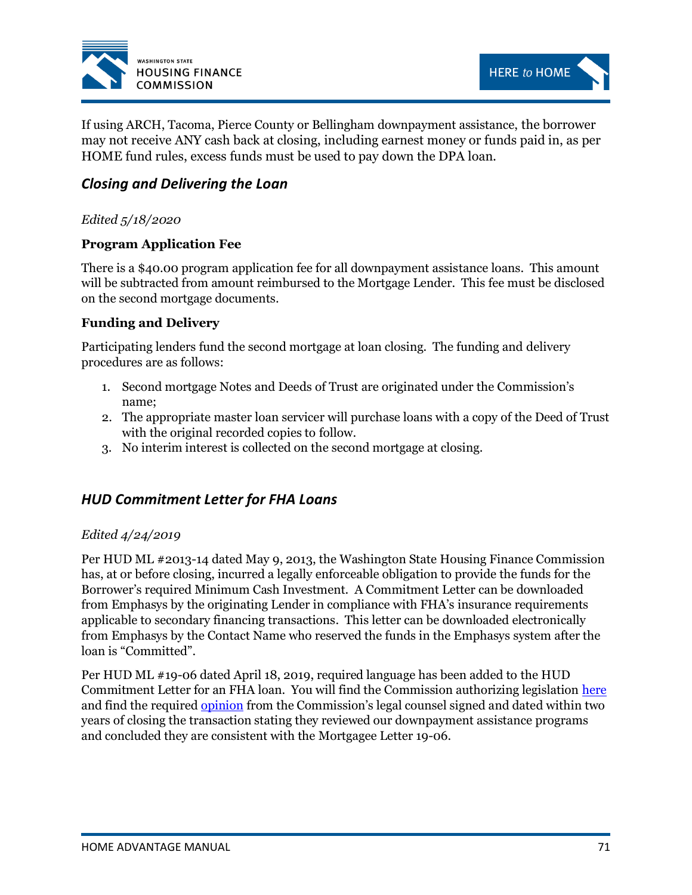If using ARCH, Tacoma, Pierce County or Bellingham downpayment assistance, the borrower may not receive ANY cash back at closing, including earnest money or funds paid in, as per HOME fund rules, excess funds must be used to pay down the DPA loan.

## *Closing and Delivering the Loan*

*Edited 5/18/2020*

**Program Application Fee**

There is a $40.00 program application fee for all downpayment assistance loans. This amount will be subtracted from amount reimbursed to the Mortgage Lender. This fee must be disclosed on the second mortgage documents.

**Funding and Delivery**

Participating lenders fund the second mortgage at loan closing. The funding and delivery procedures are as follows:

1. Second mortgage Notes and Deeds of Trust are originated under the Commission's name;
2. The appropriate master loan servicer will purchase loans with a copy of the Deed of Trust with the original recorded copies to follow.
3. No interim interest is collected on the second mortgage at closing.

## *HUD Commitment Letter for FHA Loans*

*Edited 4/24/2019*

Per HUD ML #2013-14 dated May 9, 2013, the Washington State Housing Finance Commission has, at or before closing, incurred a legally enforceable obligation to provide the funds for the Borrower's required Minimum Cash Investment. A Commitment Letter can be downloaded from Emphasys by the originating Lender in compliance with FHA's insurance requirements applicable to secondary financing transactions. This letter can be downloaded electronically from Emphasys by the Contact Name who reserved the funds in the Emphasys system after the loan is "Committed".

Per HUD ML #19-06 dated April 18, 2019, required language has been added to the HUD Commitment Letter for an FHA loan. You will find the Commission authorizing legislation here and find the required opinion from the Commission's legal counsel signed and dated within two years of closing the transaction stating they reviewed our downpayment assistance programs and concluded they are consistent with the Mortgagee Letter 19-06.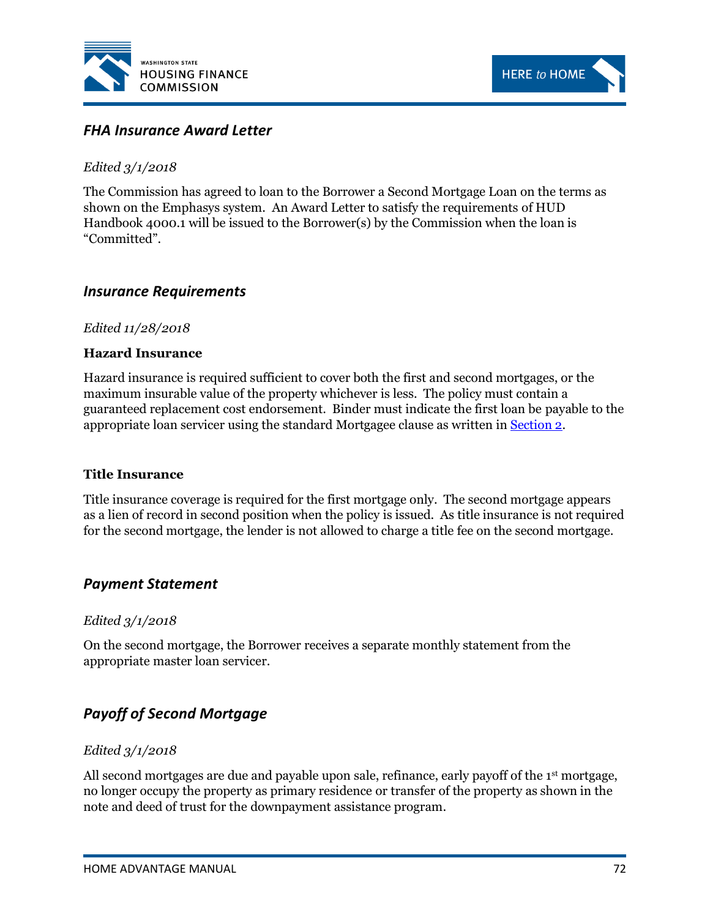## *FHA Insurance Award Letter*

*Edited 3/1/2018*

The Commission has agreed to loan to the Borrower a Second Mortgage Loan on the terms as shown on the Emphasys system. An Award Letter to satisfy the requirements of HUD Handbook 4000.1 will be issued to the Borrower(s) by the Commission when the loan is "Committed".

## *Insurance Requirements*

*Edited 11/28/2018*

**Hazard Insurance**

Hazard insurance is required sufficient to cover both the first and second mortgages, or the maximum insurable value of the property whichever is less. The policy must contain a guaranteed replacement cost endorsement. Binder must indicate the first loan be payable to the appropriate loan servicer using the standard Mortgagee clause as written in Section 2.

**Title Insurance**

Title insurance coverage is required for the first mortgage only. The second mortgage appears as a lien of record in second position when the policy is issued. As title insurance is not required for the second mortgage, the lender is not allowed to charge a title fee on the second mortgage.

## *Payment Statement*

*Edited 3/1/2018*

On the second mortgage, the Borrower receives a separate monthly statement from the appropriate master loan servicer.

## *Payoff of Second Mortgage*

*Edited 3/1/2018*

All second mortgages are due and payable upon sale, refinance, early payoff of the 1st mortgage, no longer occupy the property as primary residence or transfer of the property as shown in the note and deed of trust for the downpayment assistance program.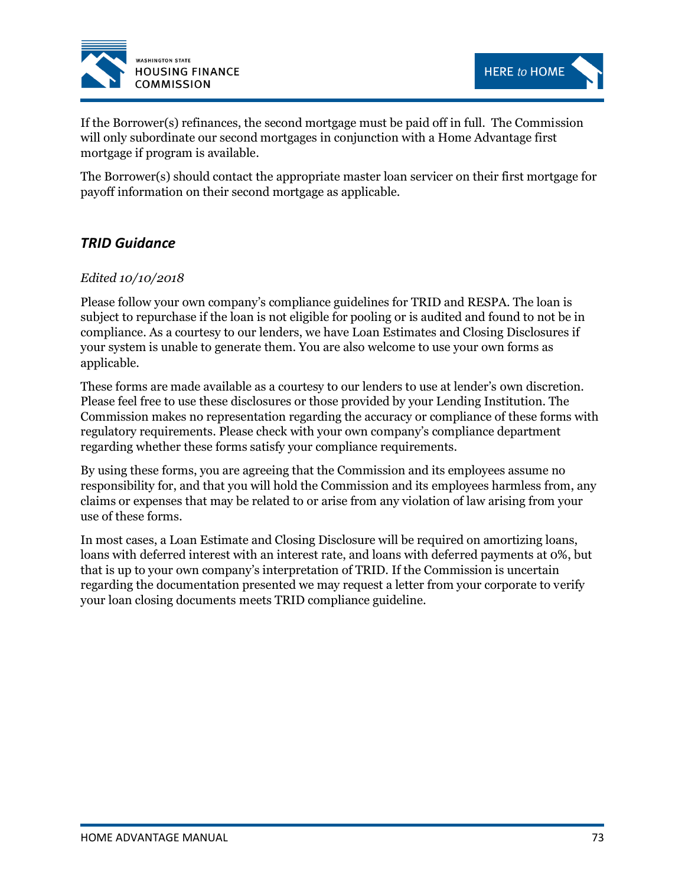If the Borrower(s) refinances, the second mortgage must be paid off in full. The Commission will only subordinate our second mortgages in conjunction with a Home Advantage first mortgage if program is available.

The Borrower(s) should contact the appropriate master loan servicer on their first mortgage for payoff information on their second mortgage as applicable.

## *TRID Guidance*

*Edited 10/10/2018*

Please follow your own company's compliance guidelines for TRID and RESPA. The loan is subject to repurchase if the loan is not eligible for pooling or is audited and found to not be in compliance. As a courtesy to our lenders, we have Loan Estimates and Closing Disclosures if your system is unable to generate them. You are also welcome to use your own forms as applicable.

These forms are made available as a courtesy to our lenders to use at lender's own discretion. Please feel free to use these disclosures or those provided by your Lending Institution. The Commission makes no representation regarding the accuracy or compliance of these forms with regulatory requirements. Please check with your own company's compliance department regarding whether these forms satisfy your compliance requirements.

By using these forms, you are agreeing that the Commission and its employees assume no responsibility for, and that you will hold the Commission and its employees harmless from, any claims or expenses that may be related to or arise from any violation of law arising from your use of these forms.

In most cases, a Loan Estimate and Closing Disclosure will be required on amortizing loans, loans with deferred interest with an interest rate, and loans with deferred payments at 0%, but that is up to your own company's interpretation of TRID. If the Commission is uncertain regarding the documentation presented we may request a letter from your corporate to verify your loan closing documents meets TRID compliance guideline.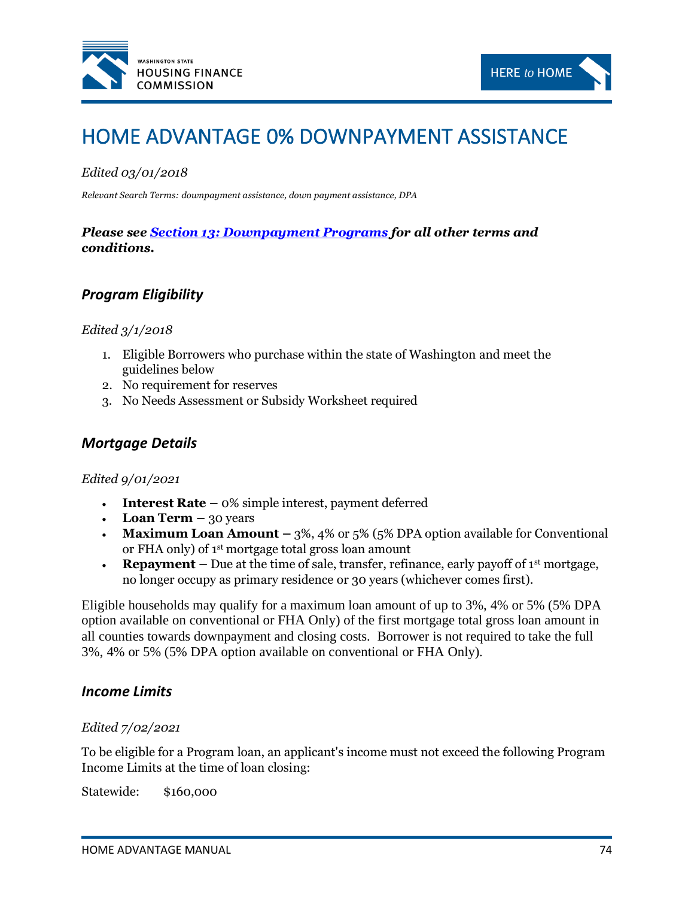# HOME ADVANTAGE 0% DOWNPAYMENT ASSISTANCE

*Edited 03/01/2018*

*Relevant Search Terms: downpayment assistance, down payment assistance, DPA*

***Please see [Section 13: Downpayment Programs](#) for all other terms and conditions.***

## *Program Eligibility*

*Edited 3/1/2018*

1. Eligible Borrowers who purchase within the state of Washington and meet the guidelines below
2. No requirement for reserves
3. No Needs Assessment or Subsidy Worksheet required

## *Mortgage Details*

*Edited 9/01/2021*

- **Interest Rate –** 0% simple interest, payment deferred
- **Loan Term –** 30 years
- **Maximum Loan Amount –** 3%, 4% or 5% (5% DPA option available for Conventional or FHA only) of 1st mortgage total gross loan amount
- **Repayment –** Due at the time of sale, transfer, refinance, early payoff of 1st mortgage, no longer occupy as primary residence or 30 years (whichever comes first).

Eligible households may qualify for a maximum loan amount of up to 3%, 4% or 5% (5% DPA option available on conventional or FHA Only) of the first mortgage total gross loan amount in all counties towards downpayment and closing costs. Borrower is not required to take the full 3%, 4% or 5% (5% DPA option available on conventional or FHA Only).

## *Income Limits*

*Edited 7/02/2021*

To be eligible for a Program loan, an applicant's income must not exceed the following Program Income Limits at the time of loan closing:

Statewide: $160,000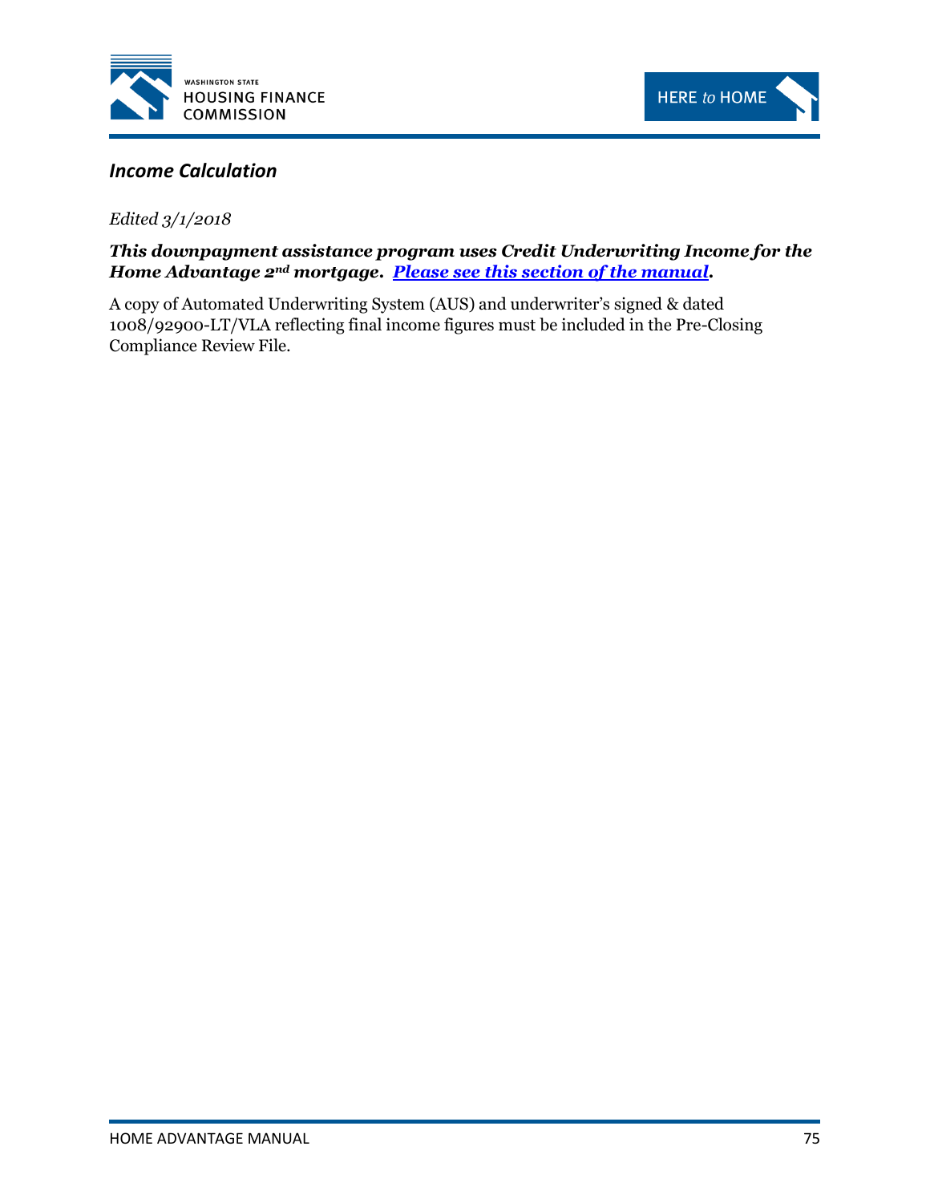## *Income Calculation*

*Edited 3/1/2018*

***This downpayment assistance program uses Credit Underwriting Income for the Home Advantage 2nd mortgage. Please see this section of the manual.***

A copy of Automated Underwriting System (AUS) and underwriter's signed & dated 1008/92900-LT/VLA reflecting final income figures must be included in the Pre-Closing Compliance Review File.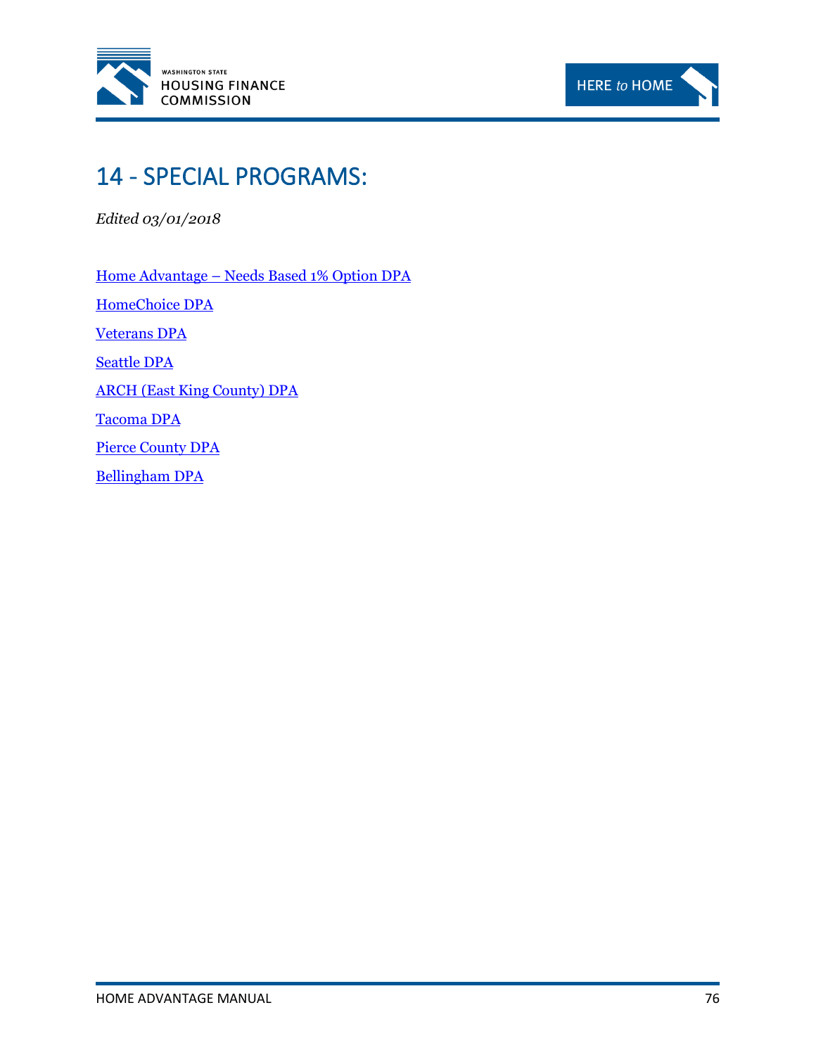# 14 - SPECIAL PROGRAMS:

*Edited 03/01/2018*

Home Advantage – Needs Based 1% Option DPA

HomeChoice DPA

Veterans DPA

Seattle DPA

ARCH (East King County) DPA

Tacoma DPA

Pierce County DPA

Bellingham DPA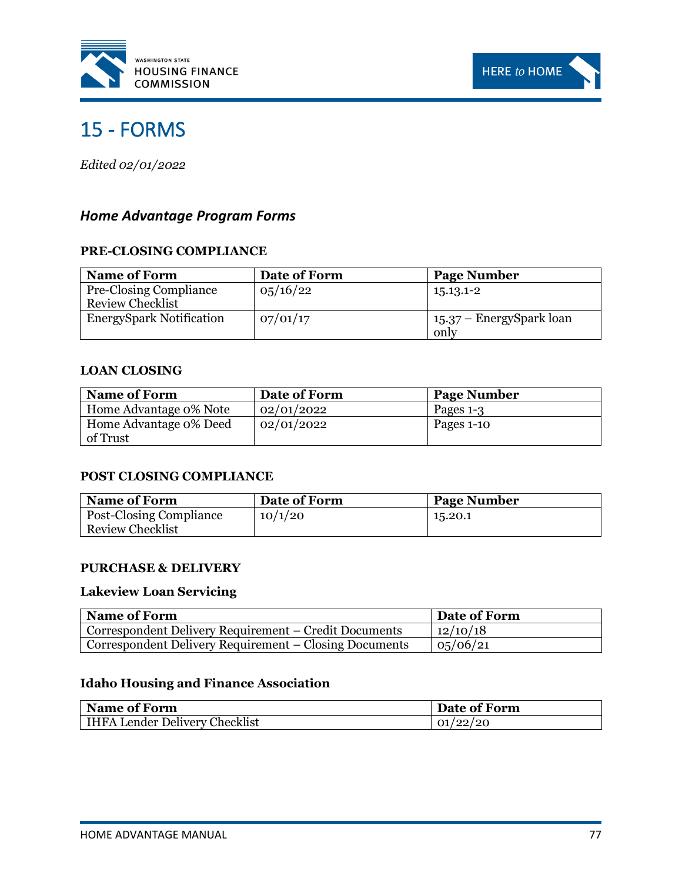# 15 - FORMS

*Edited 02/01/2022*

## *Home Advantage Program Forms*

### PRE-CLOSING COMPLIANCE

| Name of Form | Date of Form | Page Number |
|---|---|---|
| Pre-Closing Compliance Review Checklist | 05/16/22 | 15.13.1-2 |
| EnergySpark Notification | 07/01/17 | 15.37 – EnergySpark loan only |

### LOAN CLOSING

| Name of Form | Date of Form | Page Number |
|---|---|---|
| Home Advantage 0% Note | 02/01/2022 | Pages 1-3 |
| Home Advantage 0% Deed of Trust | 02/01/2022 | Pages 1-10 |

### POST CLOSING COMPLIANCE

| Name of Form | Date of Form | Page Number |
|---|---|---|
| Post-Closing Compliance Review Checklist | 10/1/20 | 15.20.1 |

### PURCHASE & DELIVERY

#### Lakeview Loan Servicing

| Name of Form | Date of Form |
|---|---|
| Correspondent Delivery Requirement – Credit Documents | 12/10/18 |
| Correspondent Delivery Requirement – Closing Documents | 05/06/21 |

#### Idaho Housing and Finance Association

| Name of Form | Date of Form |
|---|---|
| IHFA Lender Delivery Checklist | 01/22/20 |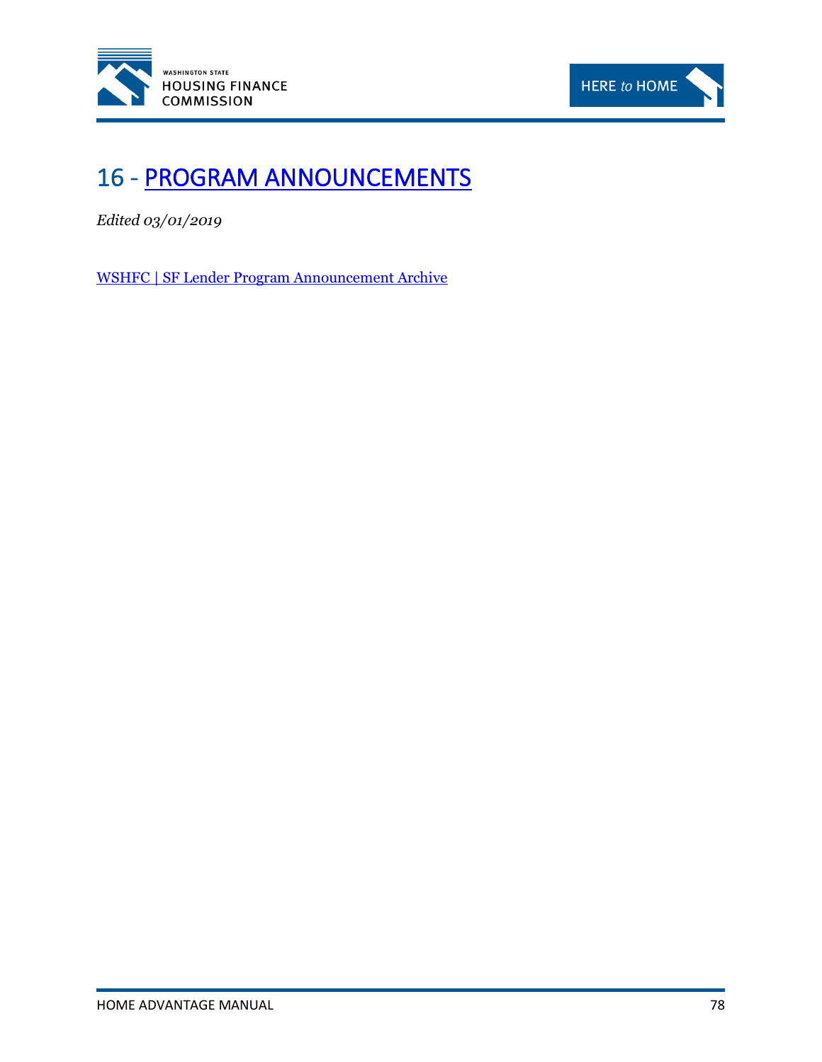# 16 - PROGRAM ANNOUNCEMENTS

*Edited 03/01/2019*

WSHFC | SF Lender Program Announcement Archive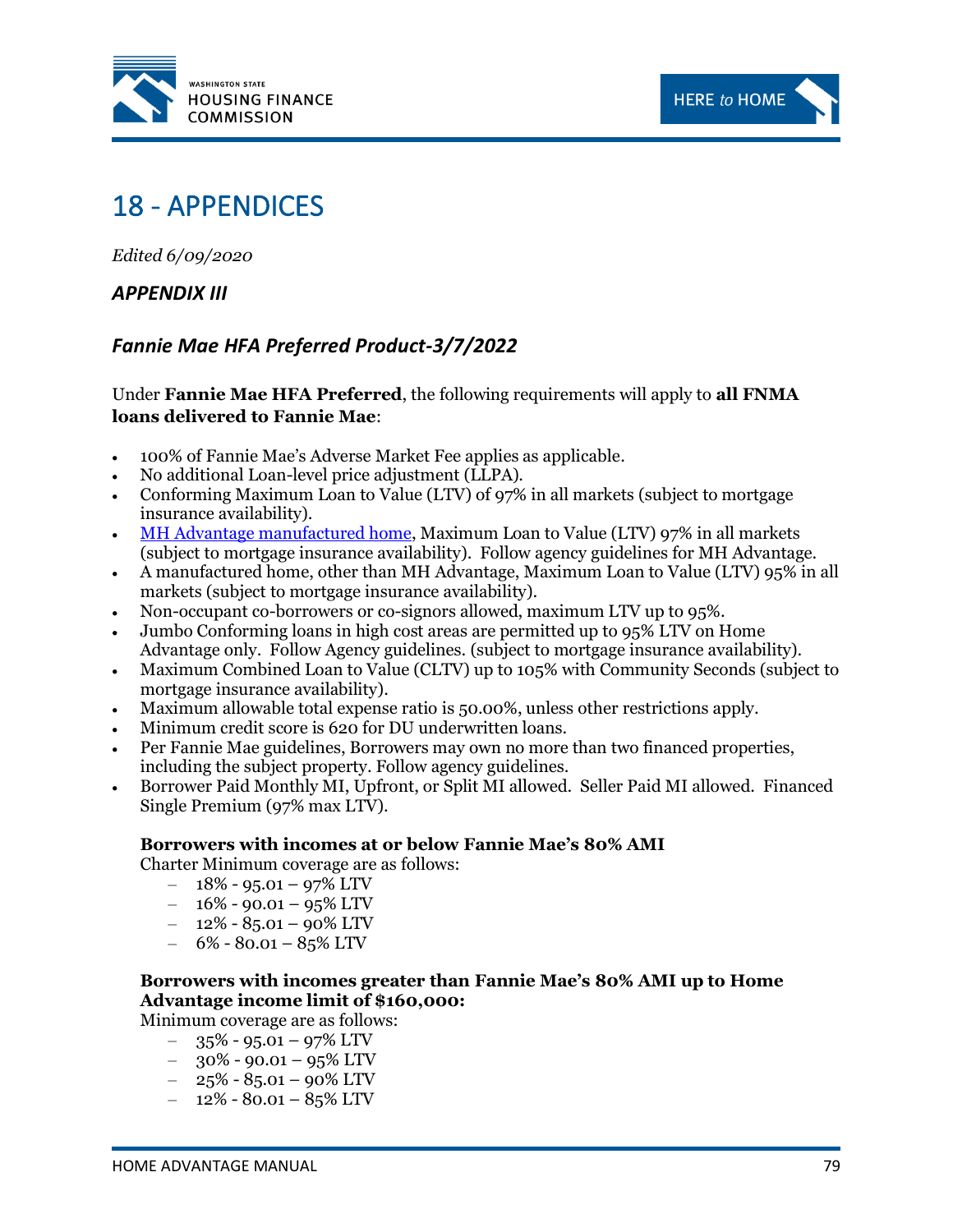# 18 - APPENDICES

*Edited 6/09/2020*

## *APPENDIX III*

## *Fannie Mae HFA Preferred Product-3/7/2022*

Under **Fannie Mae HFA Preferred**, the following requirements will apply to **all FNMA loans delivered to Fannie Mae**:

- 100% of Fannie Mae's Adverse Market Fee applies as applicable.
- No additional Loan-level price adjustment (LLPA).
- Conforming Maximum Loan to Value (LTV) of 97% in all markets (subject to mortgage insurance availability).
- MH Advantage manufactured home, Maximum Loan to Value (LTV) 97% in all markets (subject to mortgage insurance availability). Follow agency guidelines for MH Advantage.
- A manufactured home, other than MH Advantage, Maximum Loan to Value (LTV) 95% in all markets (subject to mortgage insurance availability).
- Non-occupant co-borrowers or co-signors allowed, maximum LTV up to 95%.
- Jumbo Conforming loans in high cost areas are permitted up to 95% LTV on Home Advantage only. Follow Agency guidelines. (subject to mortgage insurance availability).
- Maximum Combined Loan to Value (CLTV) up to 105% with Community Seconds (subject to mortgage insurance availability).
- Maximum allowable total expense ratio is 50.00%, unless other restrictions apply.
- Minimum credit score is 620 for DU underwritten loans.
- Per Fannie Mae guidelines, Borrowers may own no more than two financed properties, including the subject property. Follow agency guidelines.
- Borrower Paid Monthly MI, Upfront, or Split MI allowed. Seller Paid MI allowed. Financed Single Premium (97% max LTV).

**Borrowers with incomes at or below Fannie Mae's 80% AMI**

Charter Minimum coverage are as follows:

- 18% - 95.01 – 97% LTV
- 16% - 90.01 – 95% LTV
- 12% - 85.01 – 90% LTV
- 6% - 80.01 – 85% LTV

**Borrowers with incomes greater than Fannie Mae's 80% AMI up to Home Advantage income limit of $160,000:**

Minimum coverage are as follows:

- 35% - 95.01 – 97% LTV
- 30% - 90.01 – 95% LTV
- 25% - 85.01 – 90% LTV
- 12% - 80.01 – 85% LTV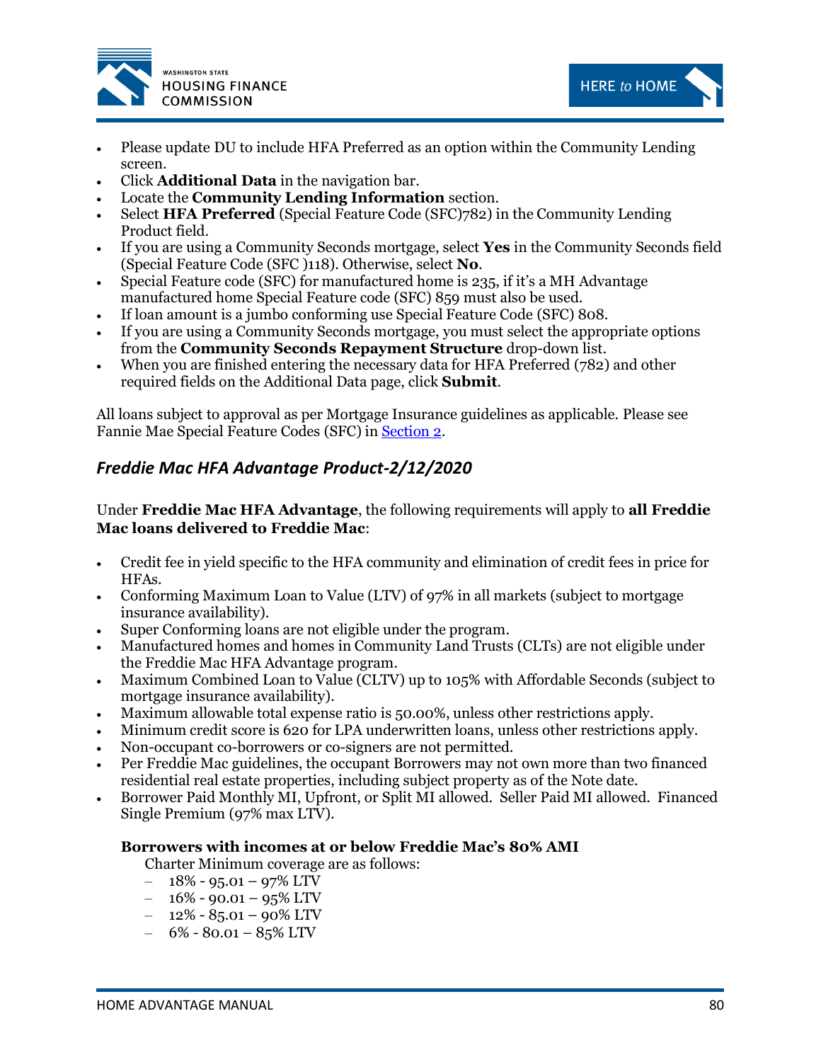- Please update DU to include HFA Preferred as an option within the Community Lending screen.
- Click **Additional Data** in the navigation bar.
- Locate the **Community Lending Information** section.
- Select **HFA Preferred** (Special Feature Code (SFC)782) in the Community Lending Product field.
- If you are using a Community Seconds mortgage, select **Yes** in the Community Seconds field (Special Feature Code (SFC )118). Otherwise, select **No**.
- Special Feature code (SFC) for manufactured home is 235, if it's a MH Advantage manufactured home Special Feature code (SFC) 859 must also be used.
- If loan amount is a jumbo conforming use Special Feature Code (SFC) 808.
- If you are using a Community Seconds mortgage, you must select the appropriate options from the **Community Seconds Repayment Structure** drop-down list.
- When you are finished entering the necessary data for HFA Preferred (782) and other required fields on the Additional Data page, click **Submit**.

All loans subject to approval as per Mortgage Insurance guidelines as applicable. Please see Fannie Mae Special Feature Codes (SFC) in Section 2.

## *Freddie Mac HFA Advantage Product-2/12/2020*

Under **Freddie Mac HFA Advantage**, the following requirements will apply to **all Freddie Mac loans delivered to Freddie Mac**:

- Credit fee in yield specific to the HFA community and elimination of credit fees in price for HFAs.
- Conforming Maximum Loan to Value (LTV) of 97% in all markets (subject to mortgage insurance availability).
- Super Conforming loans are not eligible under the program.
- Manufactured homes and homes in Community Land Trusts (CLTs) are not eligible under the Freddie Mac HFA Advantage program.
- Maximum Combined Loan to Value (CLTV) up to 105% with Affordable Seconds (subject to mortgage insurance availability).
- Maximum allowable total expense ratio is 50.00%, unless other restrictions apply.
- Minimum credit score is 620 for LPA underwritten loans, unless other restrictions apply.
- Non-occupant co-borrowers or co-signers are not permitted.
- Per Freddie Mac guidelines, the occupant Borrowers may not own more than two financed residential real estate properties, including subject property as of the Note date.
- Borrower Paid Monthly MI, Upfront, or Split MI allowed. Seller Paid MI allowed. Financed Single Premium (97% max LTV).

**Borrowers with incomes at or below Freddie Mac's 80% AMI**

Charter Minimum coverage are as follows:

- 18% - 95.01 – 97% LTV
- 16% - 90.01 – 95% LTV
- 12% - 85.01 – 90% LTV
- 6% - 80.01 – 85% LTV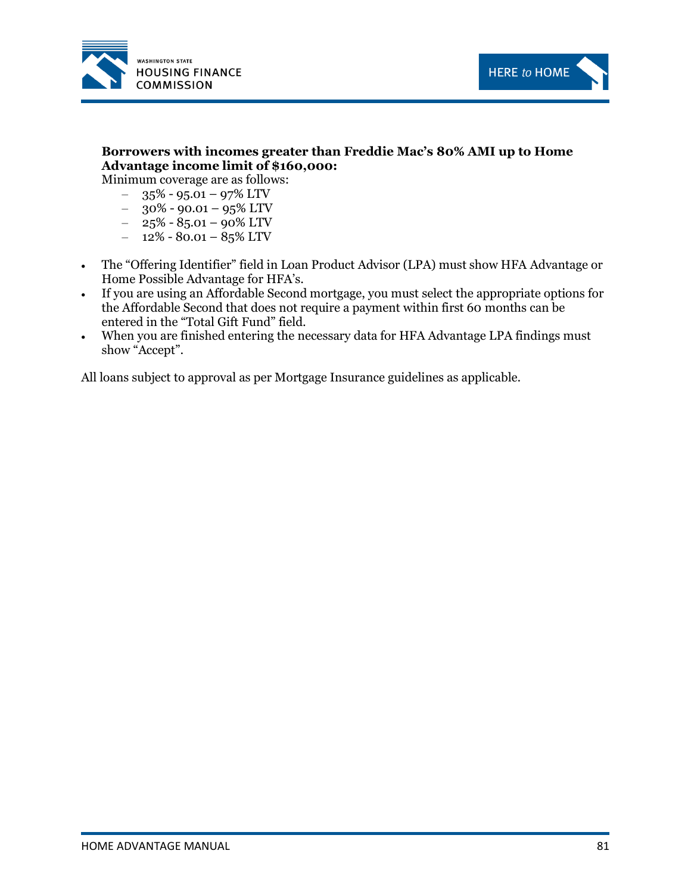**Borrowers with incomes greater than Freddie Mac's 80% AMI up to Home Advantage income limit of $160,000:**

Minimum coverage are as follows:

- 35% - 95.01 – 97% LTV
- 30% - 90.01 – 95% LTV
- 25% - 85.01 – 90% LTV
- 12% - 80.01 – 85% LTV

- The "Offering Identifier" field in Loan Product Advisor (LPA) must show HFA Advantage or Home Possible Advantage for HFA's.
- If you are using an Affordable Second mortgage, you must select the appropriate options for the Affordable Second that does not require a payment within first 60 months can be entered in the "Total Gift Fund" field.
- When you are finished entering the necessary data for HFA Advantage LPA findings must show "Accept".

All loans subject to approval as per Mortgage Insurance guidelines as applicable.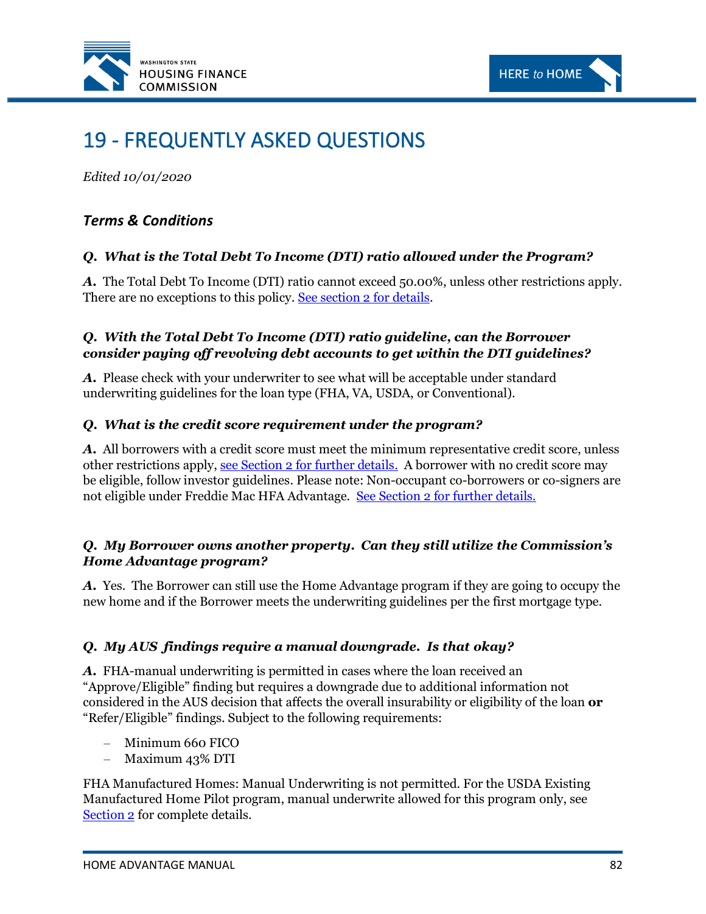# 19 - FREQUENTLY ASKED QUESTIONS

*Edited 10/01/2020*

## *Terms & Conditions*

***Q. What is the Total Debt To Income (DTI) ratio allowed under the Program?***

***A.*** The Total Debt To Income (DTI) ratio cannot exceed 50.00%, unless other restrictions apply. There are no exceptions to this policy. See section 2 for details.

***Q. With the Total Debt To Income (DTI) ratio guideline, can the Borrower consider paying off revolving debt accounts to get within the DTI guidelines?***

***A.*** Please check with your underwriter to see what will be acceptable under standard underwriting guidelines for the loan type (FHA, VA, USDA, or Conventional).

***Q. What is the credit score requirement under the program?***

***A.*** All borrowers with a credit score must meet the minimum representative credit score, unless other restrictions apply, see Section 2 for further details. A borrower with no credit score may be eligible, follow investor guidelines. Please note: Non-occupant co-borrowers or co-signers are not eligible under Freddie Mac HFA Advantage. See Section 2 for further details.

***Q. My Borrower owns another property. Can they still utilize the Commission's Home Advantage program?***

***A.*** Yes. The Borrower can still use the Home Advantage program if they are going to occupy the new home and if the Borrower meets the underwriting guidelines per the first mortgage type.

***Q. My AUS findings require a manual downgrade. Is that okay?***

***A.*** FHA-manual underwriting is permitted in cases where the loan received an "Approve/Eligible" finding but requires a downgrade due to additional information not considered in the AUS decision that affects the overall insurability or eligibility of the loan **or** "Refer/Eligible" findings. Subject to the following requirements:

- Minimum 660 FICO
- Maximum 43% DTI

FHA Manufactured Homes: Manual Underwriting is not permitted. For the USDA Existing Manufactured Home Pilot program, manual underwrite allowed for this program only, see Section 2 for complete details.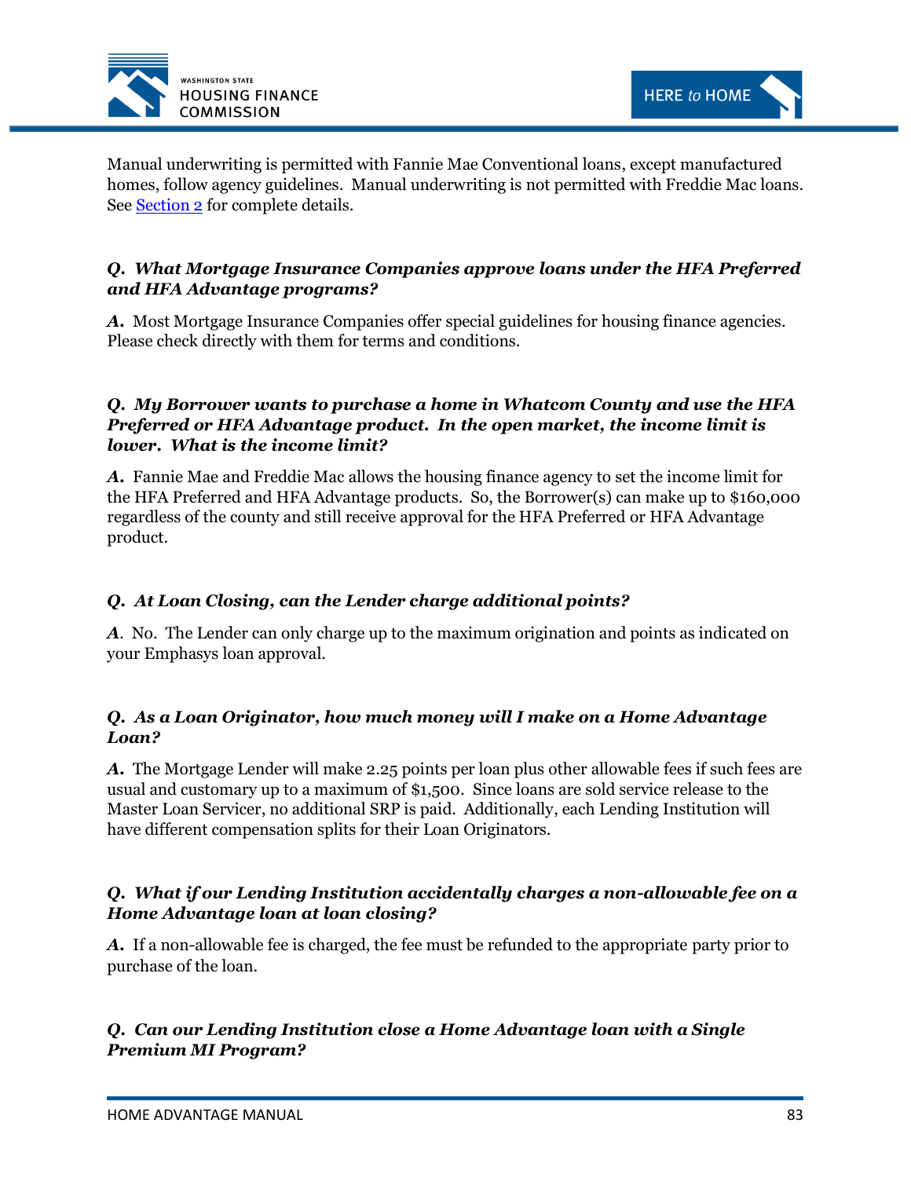Manual underwriting is permitted with Fannie Mae Conventional loans, except manufactured homes, follow agency guidelines. Manual underwriting is not permitted with Freddie Mac loans. See Section 2 for complete details.

***Q. What Mortgage Insurance Companies approve loans under the HFA Preferred and HFA Advantage programs?***

***A.*** Most Mortgage Insurance Companies offer special guidelines for housing finance agencies. Please check directly with them for terms and conditions.

***Q. My Borrower wants to purchase a home in Whatcom County and use the HFA Preferred or HFA Advantage product. In the open market, the income limit is lower. What is the income limit?***

***A.*** Fannie Mae and Freddie Mac allows the housing finance agency to set the income limit for the HFA Preferred and HFA Advantage products. So, the Borrower(s) can make up to $160,000 regardless of the county and still receive approval for the HFA Preferred or HFA Advantage product.

***Q. At Loan Closing, can the Lender charge additional points?***

***A***. No. The Lender can only charge up to the maximum origination and points as indicated on your Emphasys loan approval.

***Q. As a Loan Originator, how much money will I make on a Home Advantage Loan?***

***A.*** The Mortgage Lender will make 2.25 points per loan plus other allowable fees if such fees are usual and customary up to a maximum of $1,500. Since loans are sold service release to the Master Loan Servicer, no additional SRP is paid. Additionally, each Lending Institution will have different compensation splits for their Loan Originators.

***Q. What if our Lending Institution accidentally charges a non-allowable fee on a Home Advantage loan at loan closing?***

***A.*** If a non-allowable fee is charged, the fee must be refunded to the appropriate party prior to purchase of the loan.

***Q. Can our Lending Institution close a Home Advantage loan with a Single Premium MI Program?***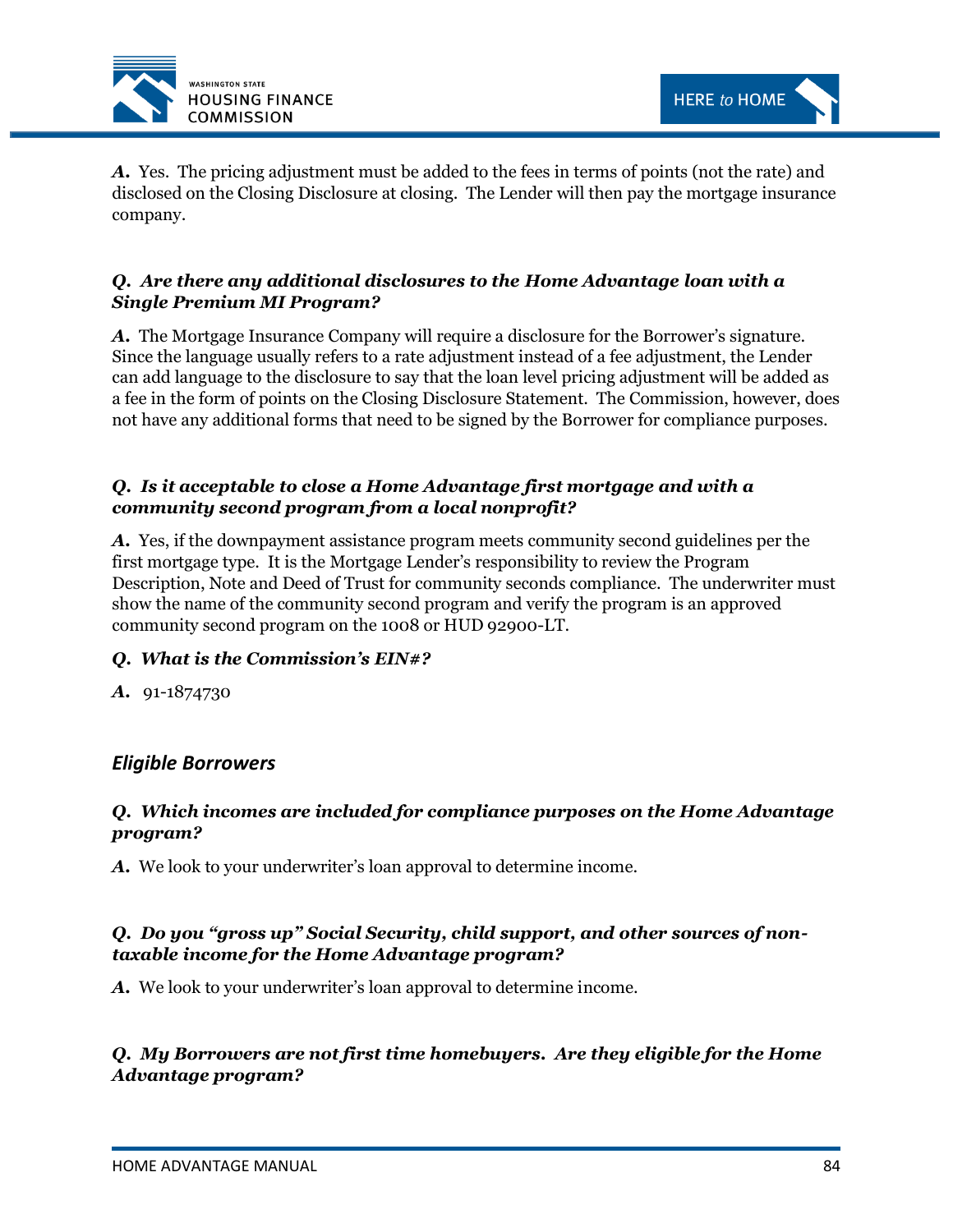***A.*** Yes. The pricing adjustment must be added to the fees in terms of points (not the rate) and disclosed on the Closing Disclosure at closing. The Lender will then pay the mortgage insurance company.

***Q. Are there any additional disclosures to the Home Advantage loan with a Single Premium MI Program?***

***A.*** The Mortgage Insurance Company will require a disclosure for the Borrower's signature. Since the language usually refers to a rate adjustment instead of a fee adjustment, the Lender can add language to the disclosure to say that the loan level pricing adjustment will be added as a fee in the form of points on the Closing Disclosure Statement. The Commission, however, does not have any additional forms that need to be signed by the Borrower for compliance purposes.

***Q. Is it acceptable to close a Home Advantage first mortgage and with a community second program from a local nonprofit?***

***A.*** Yes, if the downpayment assistance program meets community second guidelines per the first mortgage type. It is the Mortgage Lender's responsibility to review the Program Description, Note and Deed of Trust for community seconds compliance. The underwriter must show the name of the community second program and verify the program is an approved community second program on the 1008 or HUD 92900-LT.

***Q. What is the Commission's EIN#?***

***A.*** 91-1874730

## *Eligible Borrowers*

***Q. Which incomes are included for compliance purposes on the Home Advantage program?***

***A.*** We look to your underwriter's loan approval to determine income.

***Q. Do you "gross up" Social Security, child support, and other sources of non-taxable income for the Home Advantage program?***

***A.*** We look to your underwriter's loan approval to determine income.

***Q. My Borrowers are not first time homebuyers. Are they eligible for the Home Advantage program?***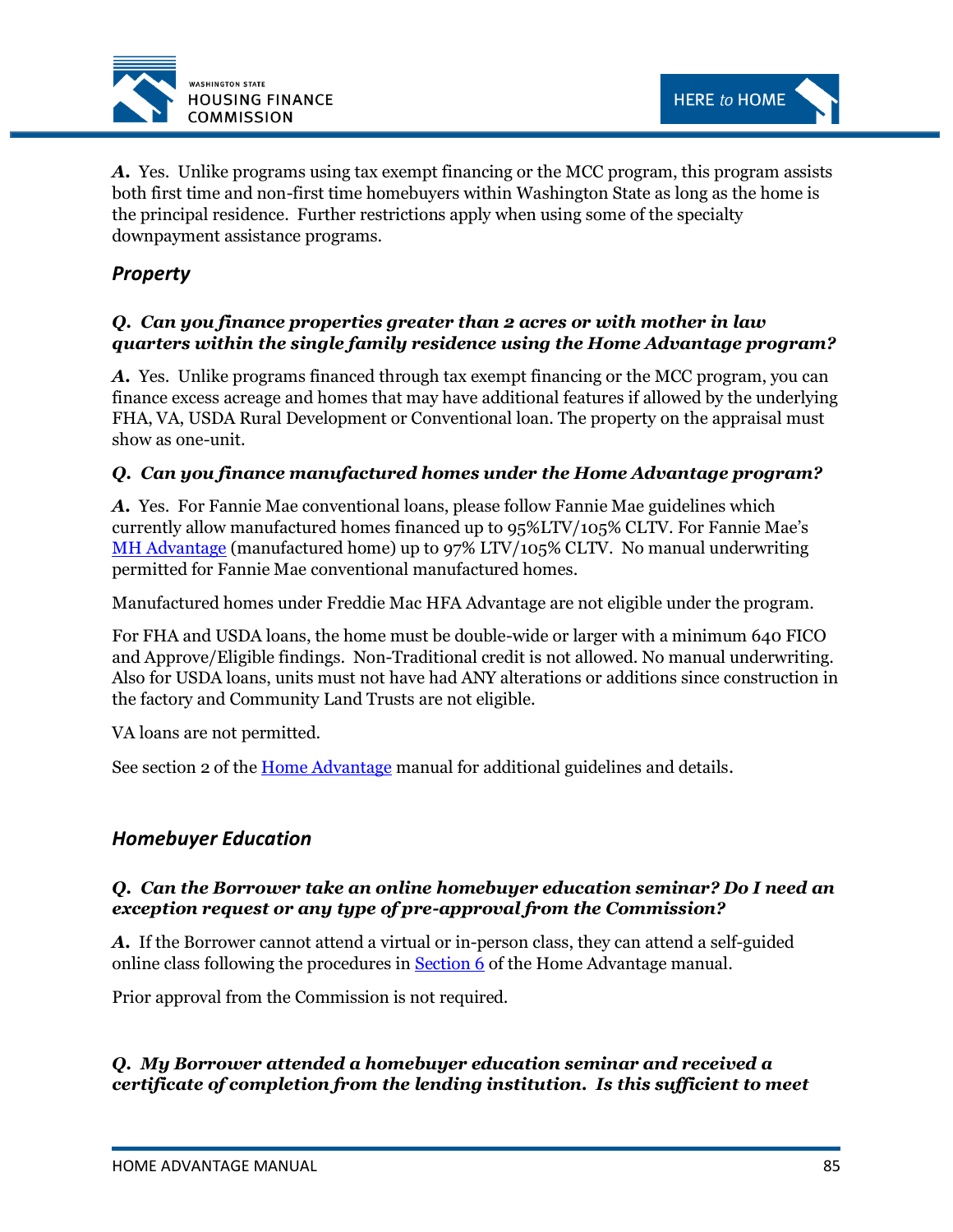***A.*** Yes. Unlike programs using tax exempt financing or the MCC program, this program assists both first time and non-first time homebuyers within Washington State as long as the home is the principal residence. Further restrictions apply when using some of the specialty downpayment assistance programs.

### *Property*

***Q. Can you finance properties greater than 2 acres or with mother in law quarters within the single family residence using the Home Advantage program?***

***A.*** Yes. Unlike programs financed through tax exempt financing or the MCC program, you can finance excess acreage and homes that may have additional features if allowed by the underlying FHA, VA, USDA Rural Development or Conventional loan. The property on the appraisal must show as one-unit.

***Q. Can you finance manufactured homes under the Home Advantage program?***

***A.*** Yes. For Fannie Mae conventional loans, please follow Fannie Mae guidelines which currently allow manufactured homes financed up to 95%LTV/105% CLTV. For Fannie Mae's MH Advantage (manufactured home) up to 97% LTV/105% CLTV. No manual underwriting permitted for Fannie Mae conventional manufactured homes.

Manufactured homes under Freddie Mac HFA Advantage are not eligible under the program.

For FHA and USDA loans, the home must be double-wide or larger with a minimum 640 FICO and Approve/Eligible findings. Non-Traditional credit is not allowed. No manual underwriting. Also for USDA loans, units must not have had ANY alterations or additions since construction in the factory and Community Land Trusts are not eligible.

VA loans are not permitted.

See section 2 of the Home Advantage manual for additional guidelines and details.

### *Homebuyer Education*

***Q. Can the Borrower take an online homebuyer education seminar? Do I need an exception request or any type of pre-approval from the Commission?***

***A.*** If the Borrower cannot attend a virtual or in-person class, they can attend a self-guided online class following the procedures in Section 6 of the Home Advantage manual.

Prior approval from the Commission is not required.

***Q. My Borrower attended a homebuyer education seminar and received a certificate of completion from the lending institution. Is this sufficient to meet***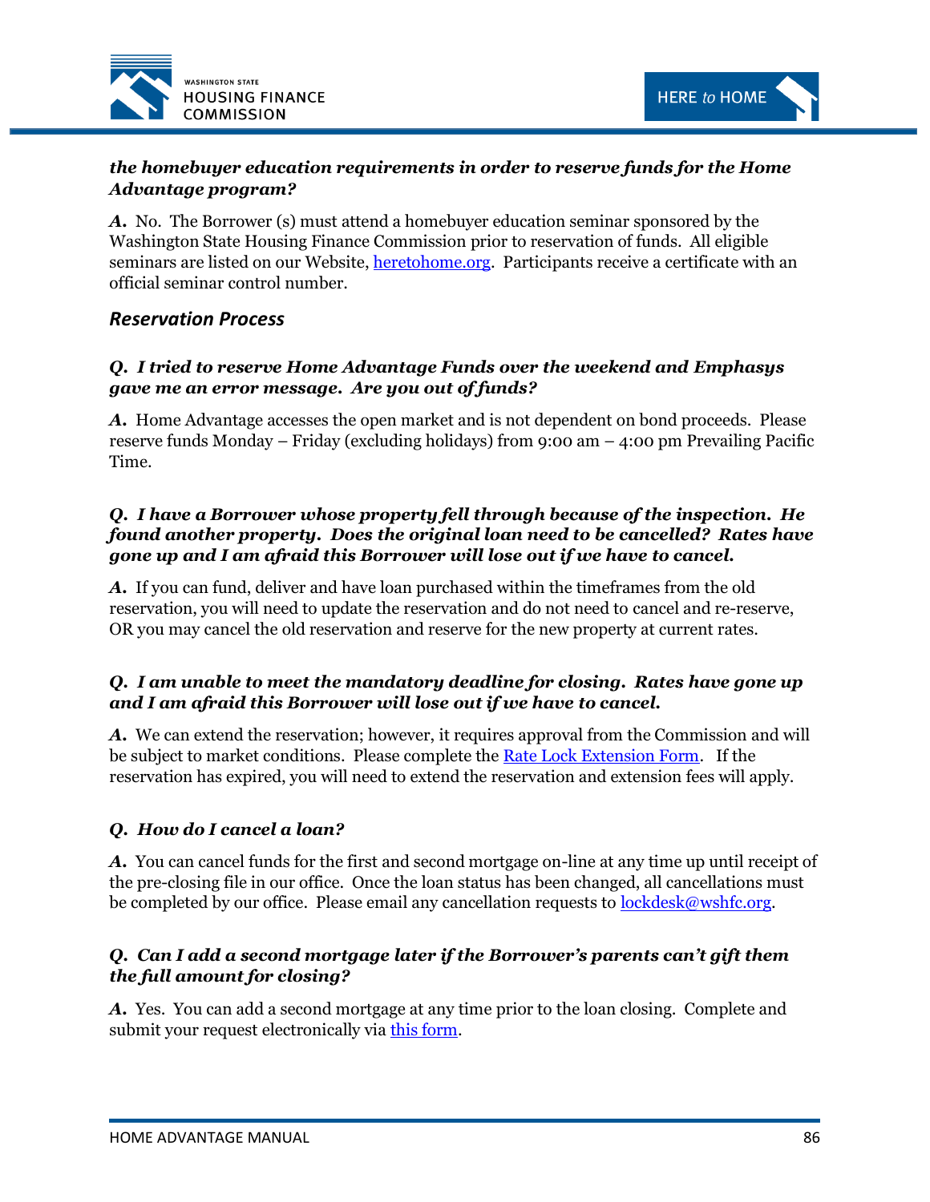***the homebuyer education requirements in order to reserve funds for the Home Advantage program?***

***A.*** No. The Borrower (s) must attend a homebuyer education seminar sponsored by the Washington State Housing Finance Commission prior to reservation of funds. All eligible seminars are listed on our Website, [heretohome.org](heretohome.org). Participants receive a certificate with an official seminar control number.

### *Reservation Process*

***Q. I tried to reserve Home Advantage Funds over the weekend and Emphasys gave me an error message. Are you out of funds?***

***A.*** Home Advantage accesses the open market and is not dependent on bond proceeds. Please reserve funds Monday – Friday (excluding holidays) from 9:00 am – 4:00 pm Prevailing Pacific Time.

***Q. I have a Borrower whose property fell through because of the inspection. He found another property. Does the original loan need to be cancelled? Rates have gone up and I am afraid this Borrower will lose out if we have to cancel.***

***A.*** If you can fund, deliver and have loan purchased within the timeframes from the old reservation, you will need to update the reservation and do not need to cancel and re-reserve, OR you may cancel the old reservation and reserve for the new property at current rates.

***Q. I am unable to meet the mandatory deadline for closing. Rates have gone up and I am afraid this Borrower will lose out if we have to cancel.***

***A.*** We can extend the reservation; however, it requires approval from the Commission and will be subject to market conditions. Please complete the Rate Lock Extension Form. If the reservation has expired, you will need to extend the reservation and extension fees will apply.

***Q. How do I cancel a loan?***

***A.*** You can cancel funds for the first and second mortgage on-line at any time up until receipt of the pre-closing file in our office. Once the loan status has been changed, all cancellations must be completed by our office. Please email any cancellation requests to [lockdesk@wshfc.org](mailto:lockdesk@wshfc.org).

***Q. Can I add a second mortgage later if the Borrower's parents can't gift them the full amount for closing?***

***A.*** Yes. You can add a second mortgage at any time prior to the loan closing. Complete and submit your request electronically via this form.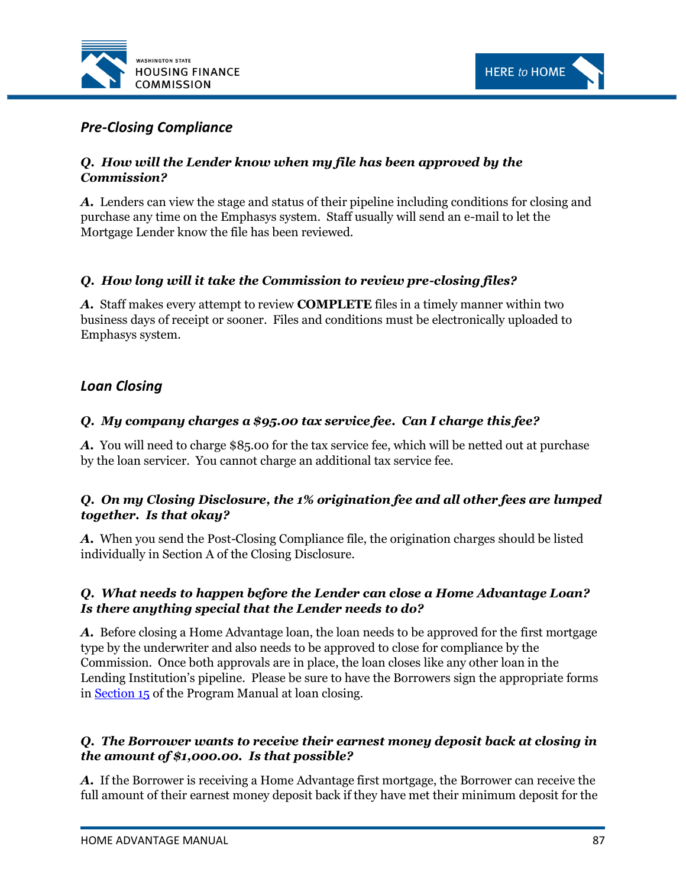## *Pre-Closing Compliance*

***Q. How will the Lender know when my file has been approved by the Commission?***

***A.*** Lenders can view the stage and status of their pipeline including conditions for closing and purchase any time on the Emphasys system. Staff usually will send an e-mail to let the Mortgage Lender know the file has been reviewed.

***Q. How long will it take the Commission to review pre-closing files?***

***A.*** Staff makes every attempt to review **COMPLETE** files in a timely manner within two business days of receipt or sooner. Files and conditions must be electronically uploaded to Emphasys system.

## *Loan Closing*

***Q. My company charges a $95.00 tax service fee. Can I charge this fee?***

***A.*** You will need to charge $85.00 for the tax service fee, which will be netted out at purchase by the loan servicer. You cannot charge an additional tax service fee.

***Q. On my Closing Disclosure, the 1% origination fee and all other fees are lumped together. Is that okay?***

***A.*** When you send the Post-Closing Compliance file, the origination charges should be listed individually in Section A of the Closing Disclosure.

***Q. What needs to happen before the Lender can close a Home Advantage Loan? Is there anything special that the Lender needs to do?***

***A.*** Before closing a Home Advantage loan, the loan needs to be approved for the first mortgage type by the underwriter and also needs to be approved to close for compliance by the Commission. Once both approvals are in place, the loan closes like any other loan in the Lending Institution's pipeline. Please be sure to have the Borrowers sign the appropriate forms in Section 15 of the Program Manual at loan closing.

***Q. The Borrower wants to receive their earnest money deposit back at closing in the amount of $1,000.00. Is that possible?***

***A.*** If the Borrower is receiving a Home Advantage first mortgage, the Borrower can receive the full amount of their earnest money deposit back if they have met their minimum deposit for the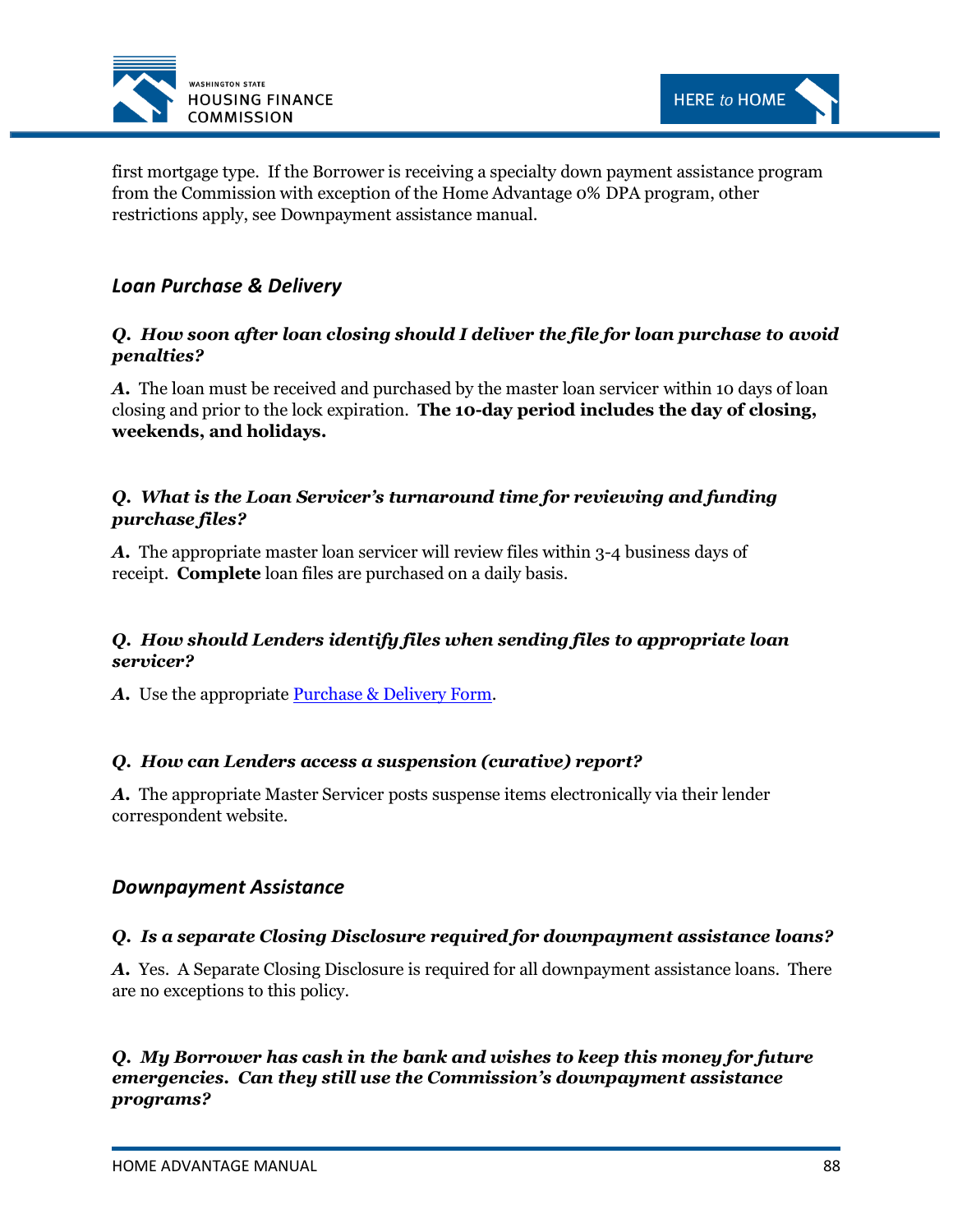first mortgage type. If the Borrower is receiving a specialty down payment assistance program from the Commission with exception of the Home Advantage 0% DPA program, other restrictions apply, see Downpayment assistance manual.

## *Loan Purchase & Delivery*

***Q. How soon after loan closing should I deliver the file for loan purchase to avoid penalties?***

***A.*** The loan must be received and purchased by the master loan servicer within 10 days of loan closing and prior to the lock expiration. **The 10-day period includes the day of closing, weekends, and holidays.**

***Q. What is the Loan Servicer's turnaround time for reviewing and funding purchase files?***

***A.*** The appropriate master loan servicer will review files within 3-4 business days of receipt. **Complete** loan files are purchased on a daily basis.

***Q. How should Lenders identify files when sending files to appropriate loan servicer?***

***A.*** Use the appropriate Purchase & Delivery Form.

***Q. How can Lenders access a suspension (curative) report?***

***A.*** The appropriate Master Servicer posts suspense items electronically via their lender correspondent website.

## *Downpayment Assistance*

***Q. Is a separate Closing Disclosure required for downpayment assistance loans?***

***A.*** Yes. A Separate Closing Disclosure is required for all downpayment assistance loans. There are no exceptions to this policy.

***Q. My Borrower has cash in the bank and wishes to keep this money for future emergencies. Can they still use the Commission's downpayment assistance programs?***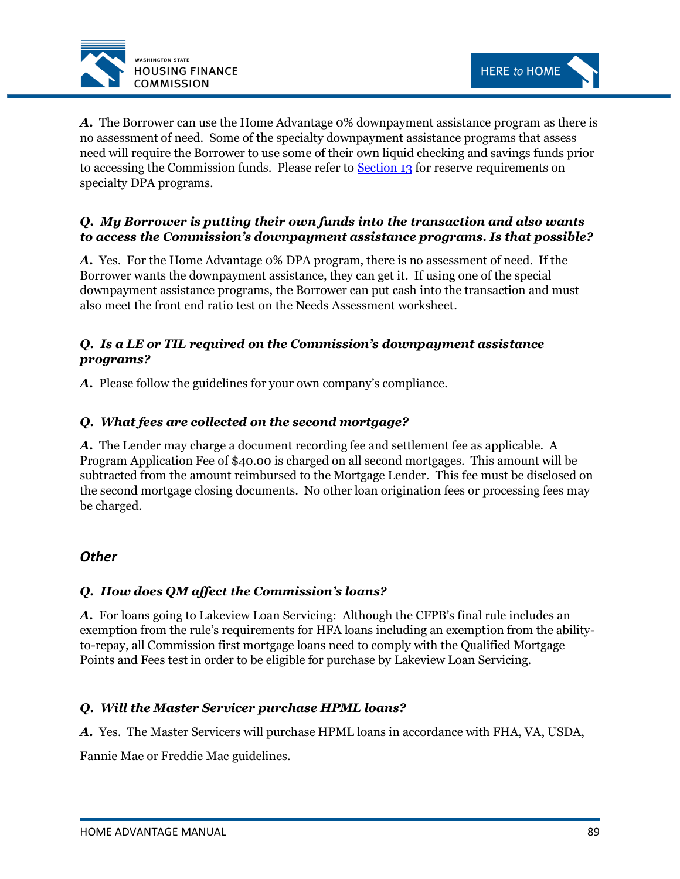***A.*** The Borrower can use the Home Advantage 0% downpayment assistance program as there is no assessment of need. Some of the specialty downpayment assistance programs that assess need will require the Borrower to use some of their own liquid checking and savings funds prior to accessing the Commission funds. Please refer to Section 13 for reserve requirements on specialty DPA programs.

***Q. My Borrower is putting their own funds into the transaction and also wants to access the Commission's downpayment assistance programs. Is that possible?***

***A.*** Yes. For the Home Advantage 0% DPA program, there is no assessment of need. If the Borrower wants the downpayment assistance, they can get it. If using one of the special downpayment assistance programs, the Borrower can put cash into the transaction and must also meet the front end ratio test on the Needs Assessment worksheet.

***Q. Is a LE or TIL required on the Commission's downpayment assistance programs?***

***A.*** Please follow the guidelines for your own company's compliance.

***Q. What fees are collected on the second mortgage?***

***A.*** The Lender may charge a document recording fee and settlement fee as applicable. A Program Application Fee of $40.00 is charged on all second mortgages. This amount will be subtracted from the amount reimbursed to the Mortgage Lender. This fee must be disclosed on the second mortgage closing documents. No other loan origination fees or processing fees may be charged.

## *Other*

***Q. How does QM affect the Commission's loans?***

***A.*** For loans going to Lakeview Loan Servicing: Although the CFPB's final rule includes an exemption from the rule's requirements for HFA loans including an exemption from the ability-to-repay, all Commission first mortgage loans need to comply with the Qualified Mortgage Points and Fees test in order to be eligible for purchase by Lakeview Loan Servicing.

***Q. Will the Master Servicer purchase HPML loans?***

***A.*** Yes. The Master Servicers will purchase HPML loans in accordance with FHA, VA, USDA, Fannie Mae or Freddie Mac guidelines.